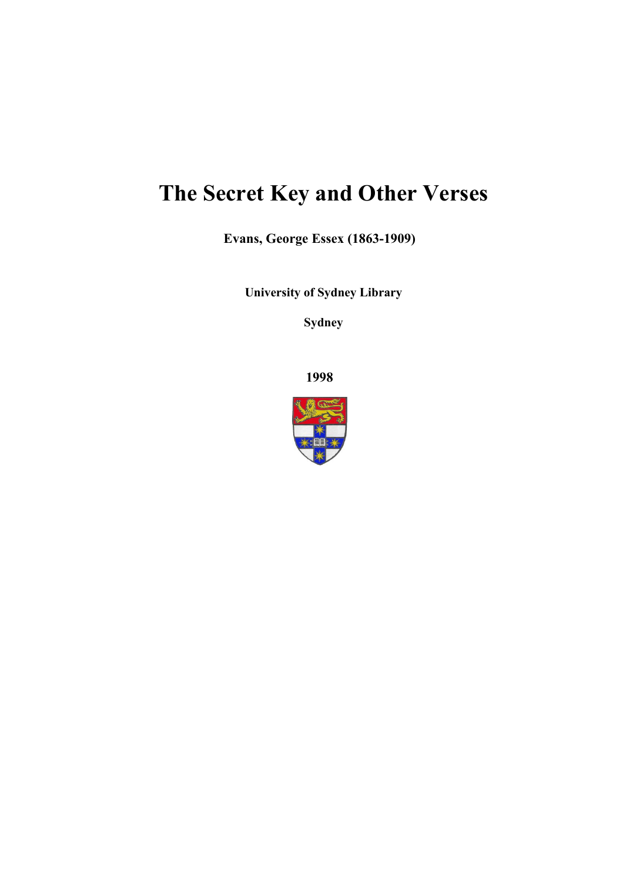# The Secret Key and Other Verses

**Evans, George Essex (1863-1909)**

**University of Sydney Library**

**Sydney**

**1998**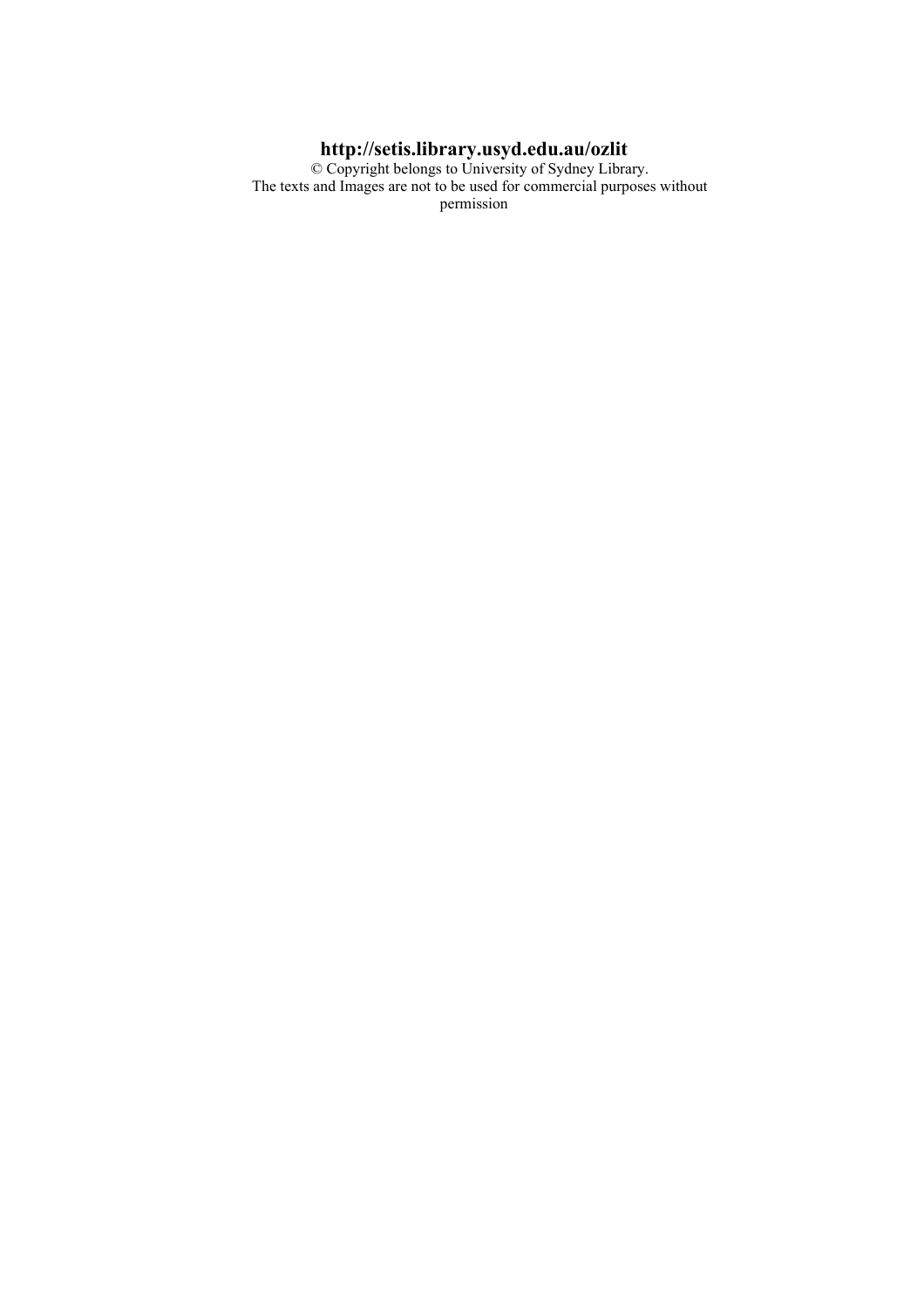**http://setis.library.usyd.edu.au/ozlit**

© Copyright belongs to University of Sydney Library.
The texts and Images are not to be used for commercial purposes without permission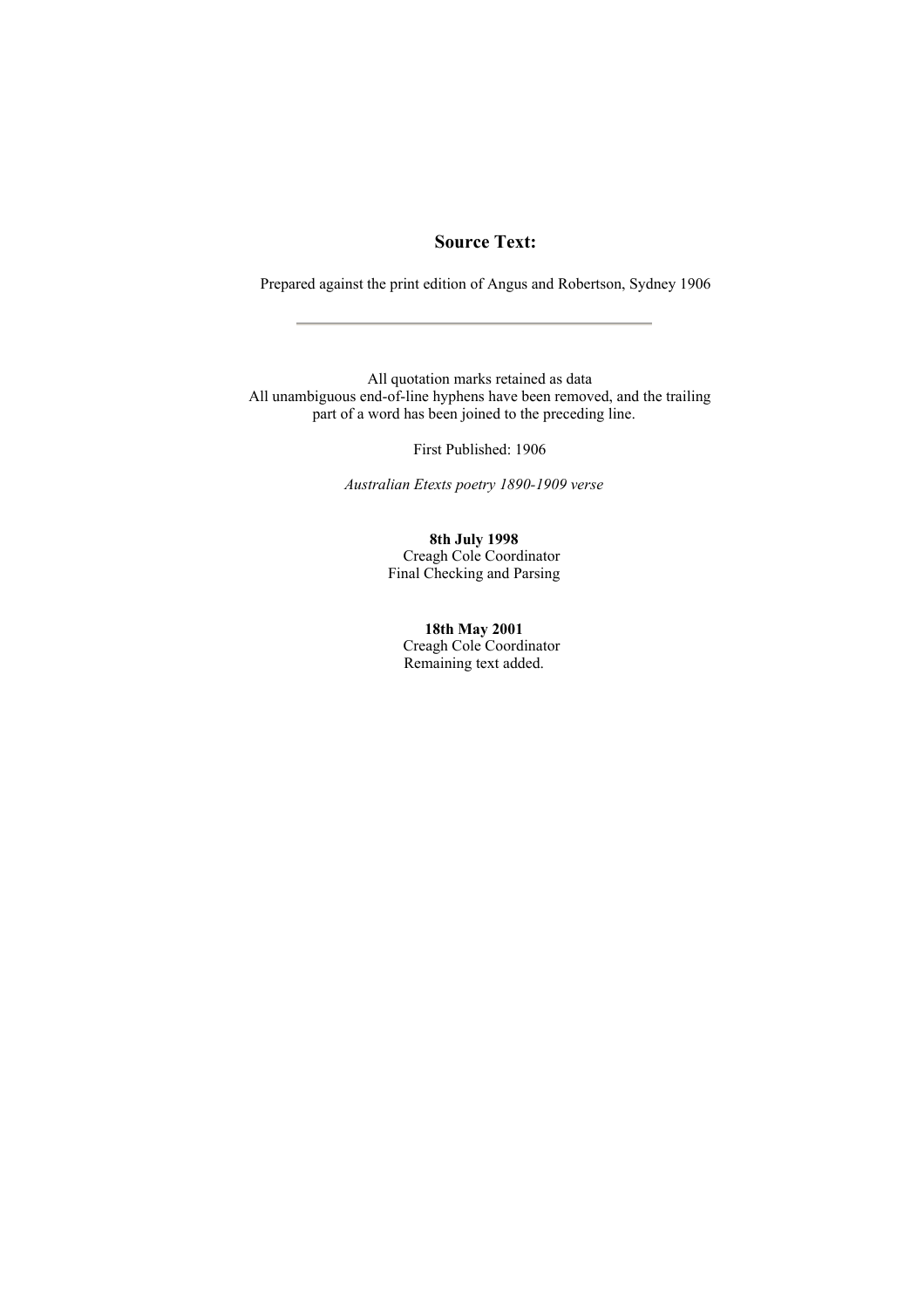## Source Text:

Prepared against the print edition of Angus and Robertson, Sydney 1906

---

All quotation marks retained as data
All unambiguous end-of-line hyphens have been removed, and the trailing part of a word has been joined to the preceding line.

First Published: 1906

*Australian Etexts poetry 1890-1909 verse*

**8th July 1998**
Creagh Cole Coordinator
Final Checking and Parsing

**18th May 2001**
Creagh Cole Coordinator
Remaining text added.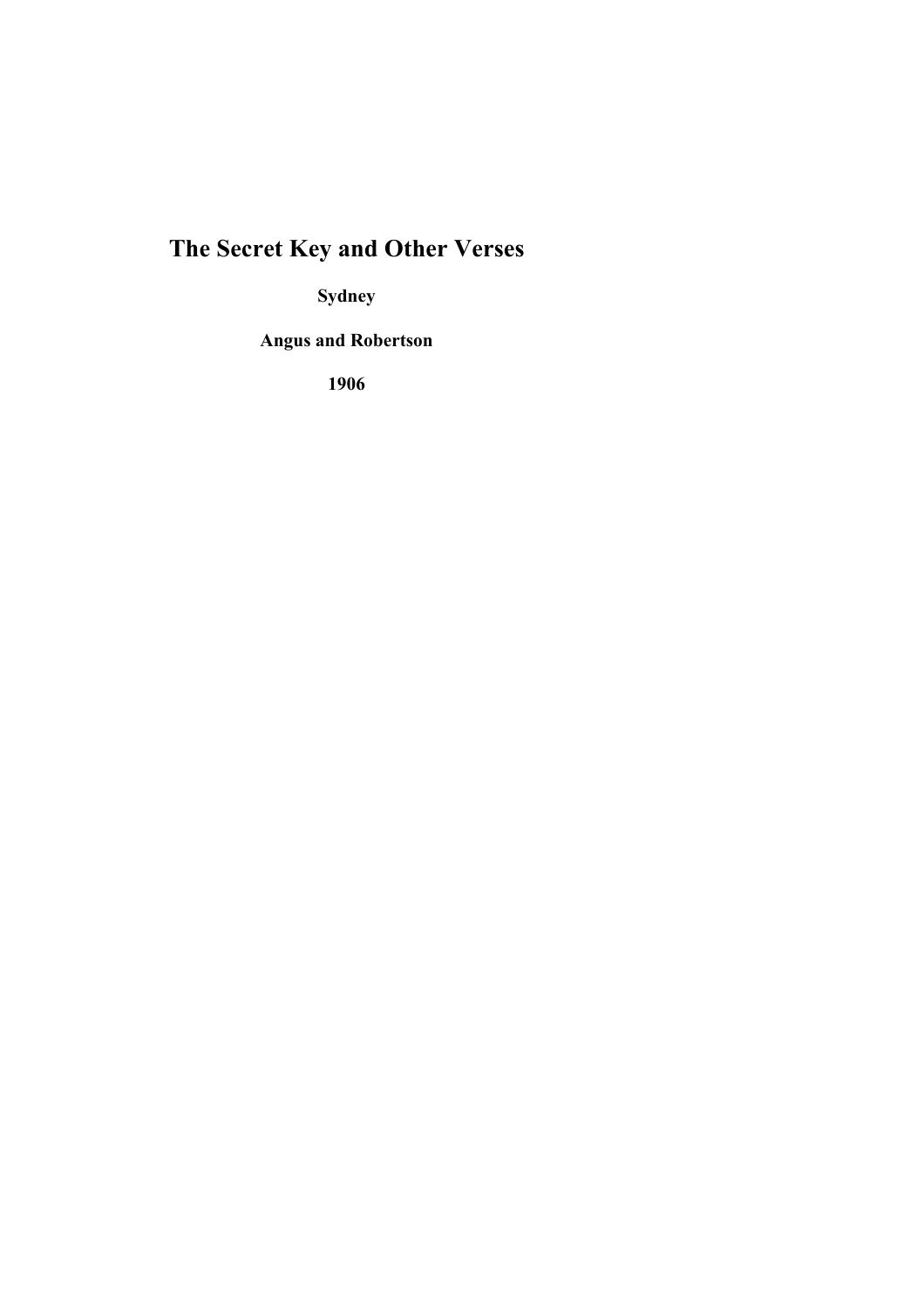# The Secret Key and Other Verses

**Sydney**

**Angus and Robertson**

**1906**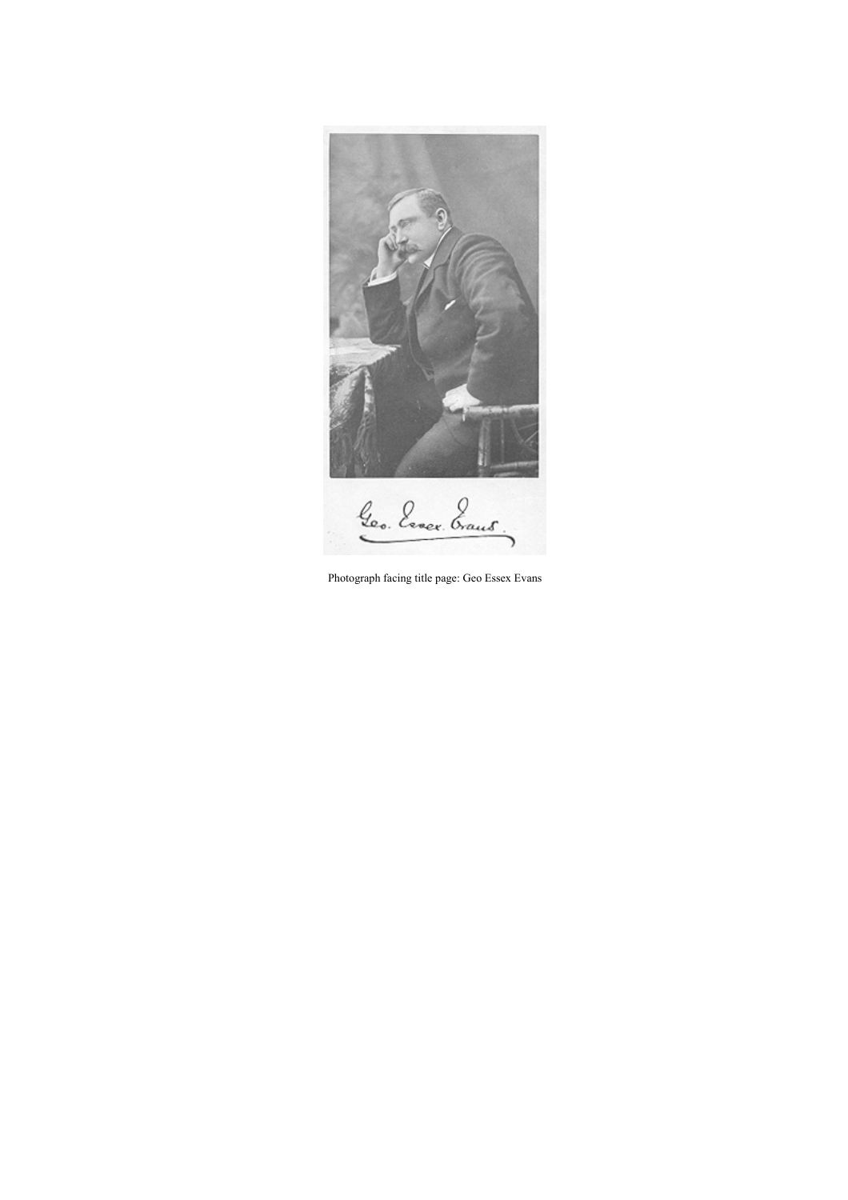Photograph facing title page: Geo Essex Evans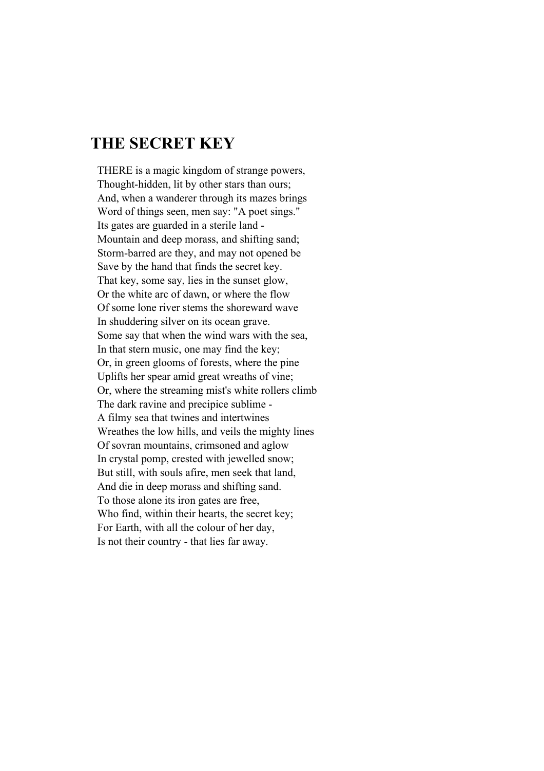## THE SECRET KEY

THERE is a magic kingdom of strange powers,  
Thought-hidden, lit by other stars than ours;  
And, when a wanderer through its mazes brings  
Word of things seen, men say: "A poet sings."  
Its gates are guarded in a sterile land -  
Mountain and deep morass, and shifting sand;  
Storm-barred are they, and may not opened be  
Save by the hand that finds the secret key.  
That key, some say, lies in the sunset glow,  
Or the white arc of dawn, or where the flow  
Of some lone river stems the shoreward wave  
In shuddering silver on its ocean grave.  
Some say that when the wind wars with the sea,  
In that stern music, one may find the key;  
Or, in green glooms of forests, where the pine  
Uplifts her spear amid great wreaths of vine;  
Or, where the streaming mist's white rollers climb  
The dark ravine and precipice sublime -  
A filmy sea that twines and intertwines  
Wreathes the low hills, and veils the mighty lines  
Of sovran mountains, crimsoned and aglow  
In crystal pomp, crested with jewelled snow;  
But still, with souls afire, men seek that land,  
And die in deep morass and shifting sand.  
To those alone its iron gates are free,  
Who find, within their hearts, the secret key;  
For Earth, with all the colour of her day,  
Is not their country - that lies far away.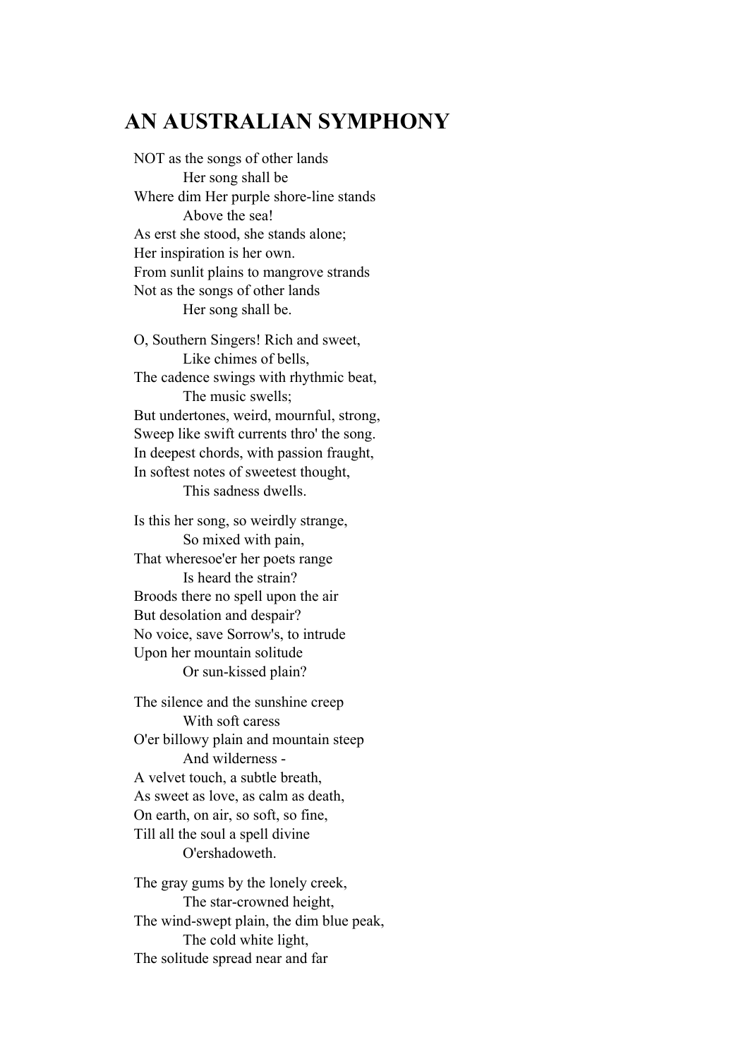## AN AUSTRALIAN SYMPHONY

NOT as the songs of other lands  
    Her song shall be  
Where dim Her purple shore-line stands  
    Above the sea!  
As erst she stood, she stands alone;  
Her inspiration is her own.  
From sunlit plains to mangrove strands  
Not as the songs of other lands  
    Her song shall be.

O, Southern Singers! Rich and sweet,  
    Like chimes of bells,  
The cadence swings with rhythmic beat,  
    The music swells;  
But undertones, weird, mournful, strong,  
Sweep like swift currents thro' the song.  
In deepest chords, with passion fraught,  
In softest notes of sweetest thought,  
    This sadness dwells.

Is this her song, so weirdly strange,  
    So mixed with pain,  
That wheresoe'er her poets range  
    Is heard the strain?  
Broods there no spell upon the air  
But desolation and despair?  
No voice, save Sorrow's, to intrude  
Upon her mountain solitude  
    Or sun-kissed plain?

The silence and the sunshine creep  
    With soft caress  
O'er billowy plain and mountain steep  
    And wilderness -  
A velvet touch, a subtle breath,  
As sweet as love, as calm as death,  
On earth, on air, so soft, so fine,  
Till all the soul a spell divine  
    O'ershadoweth.

The gray gums by the lonely creek,  
    The star-crowned height,  
The wind-swept plain, the dim blue peak,  
    The cold white light,  
The solitude spread near and far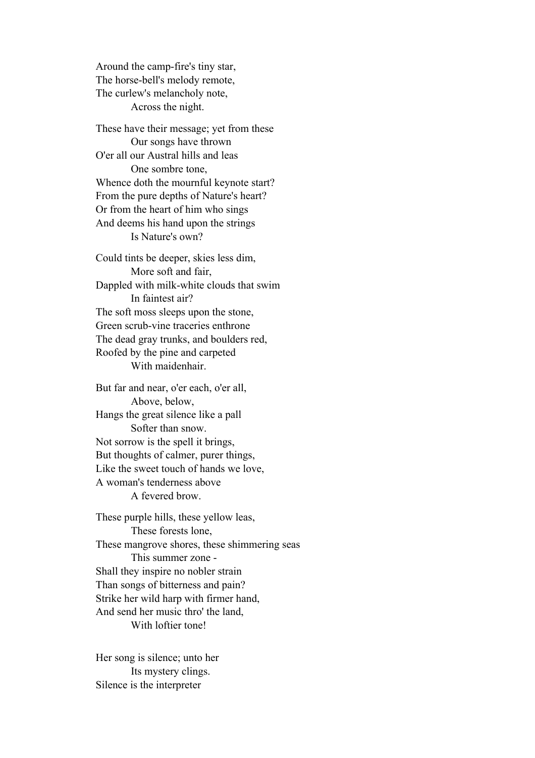Around the camp-fire's tiny star,  
The horse-bell's melody remote,  
The curlew's melancholy note,  
&nbsp;&nbsp;&nbsp;&nbsp;&nbsp;&nbsp;&nbsp;&nbsp;Across the night.

These have their message; yet from these  
&nbsp;&nbsp;&nbsp;&nbsp;&nbsp;&nbsp;&nbsp;&nbsp;Our songs have thrown  
O'er all our Austral hills and leas  
&nbsp;&nbsp;&nbsp;&nbsp;&nbsp;&nbsp;&nbsp;&nbsp;One sombre tone,  
Whence doth the mournful keynote start?  
From the pure depths of Nature's heart?  
Or from the heart of him who sings  
And deems his hand upon the strings  
&nbsp;&nbsp;&nbsp;&nbsp;&nbsp;&nbsp;&nbsp;&nbsp;Is Nature's own?

Could tints be deeper, skies less dim,  
&nbsp;&nbsp;&nbsp;&nbsp;&nbsp;&nbsp;&nbsp;&nbsp;More soft and fair,  
Dappled with milk-white clouds that swim  
&nbsp;&nbsp;&nbsp;&nbsp;&nbsp;&nbsp;&nbsp;&nbsp;In faintest air?  
The soft moss sleeps upon the stone,  
Green scrub-vine traceries enthrone  
The dead gray trunks, and boulders red,  
Roofed by the pine and carpeted  
&nbsp;&nbsp;&nbsp;&nbsp;&nbsp;&nbsp;&nbsp;&nbsp;With maidenhair.

But far and near, o'er each, o'er all,  
&nbsp;&nbsp;&nbsp;&nbsp;&nbsp;&nbsp;&nbsp;&nbsp;Above, below,  
Hangs the great silence like a pall  
&nbsp;&nbsp;&nbsp;&nbsp;&nbsp;&nbsp;&nbsp;&nbsp;Softer than snow.  
Not sorrow is the spell it brings,  
But thoughts of calmer, purer things,  
Like the sweet touch of hands we love,  
A woman's tenderness above  
&nbsp;&nbsp;&nbsp;&nbsp;&nbsp;&nbsp;&nbsp;&nbsp;A fevered brow.

These purple hills, these yellow leas,  
&nbsp;&nbsp;&nbsp;&nbsp;&nbsp;&nbsp;&nbsp;&nbsp;These forests lone,  
These mangrove shores, these shimmering seas  
&nbsp;&nbsp;&nbsp;&nbsp;&nbsp;&nbsp;&nbsp;&nbsp;This summer zone -  
Shall they inspire no nobler strain  
Than songs of bitterness and pain?  
Strike her wild harp with firmer hand,  
And send her music thro' the land,  
&nbsp;&nbsp;&nbsp;&nbsp;&nbsp;&nbsp;&nbsp;&nbsp;With loftier tone!

Her song is silence; unto her  
&nbsp;&nbsp;&nbsp;&nbsp;&nbsp;&nbsp;&nbsp;&nbsp;Its mystery clings.  
Silence is the interpreter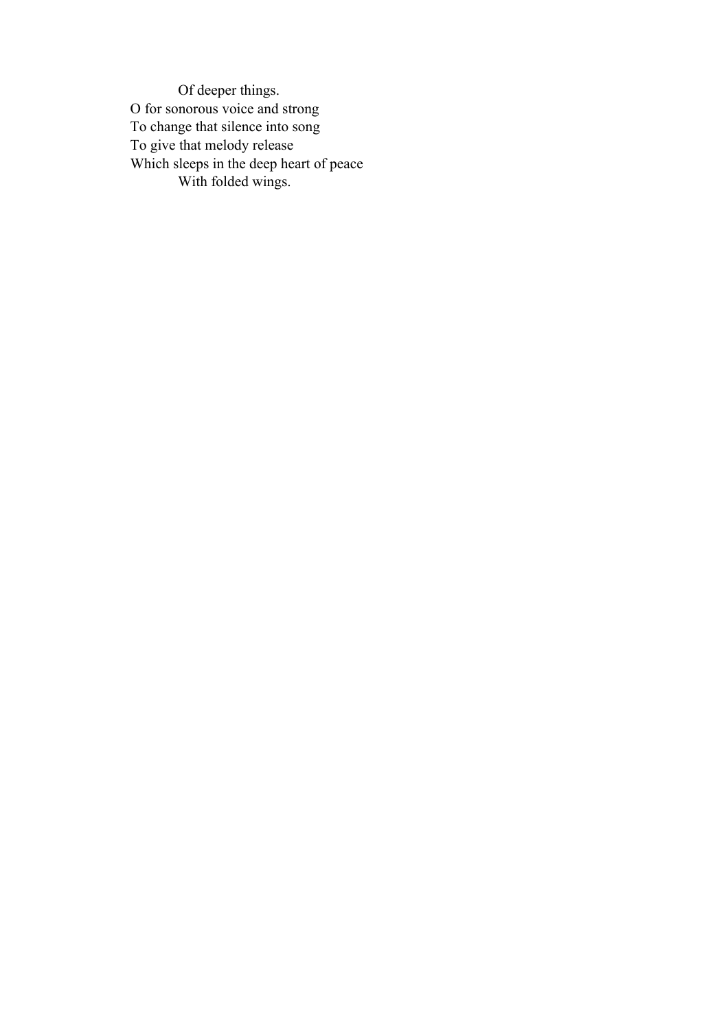Of deeper things.
O for sonorous voice and strong
To change that silence into song
To give that melody release
Which sleeps in the deep heart of peace
With folded wings.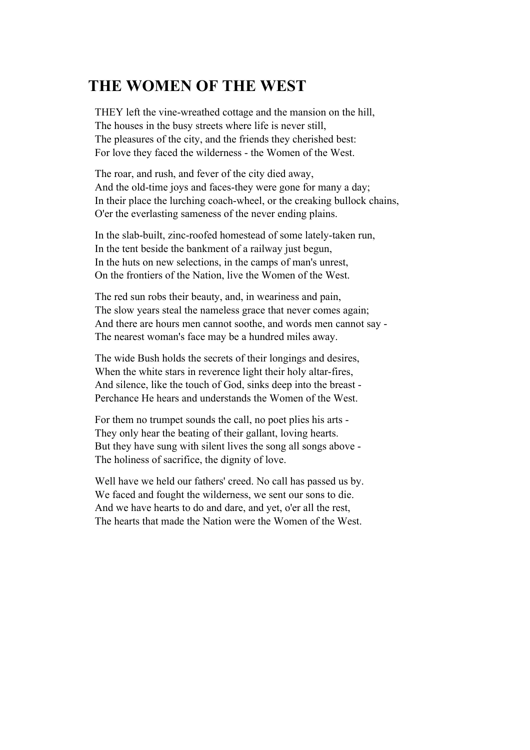# THE WOMEN OF THE WEST

THEY left the vine-wreathed cottage and the mansion on the hill,  
The houses in the busy streets where life is never still,  
The pleasures of the city, and the friends they cherished best:  
For love they faced the wilderness - the Women of the West.

The roar, and rush, and fever of the city died away,  
And the old-time joys and faces-they were gone for many a day;  
In their place the lurching coach-wheel, or the creaking bullock chains,  
O'er the everlasting sameness of the never ending plains.

In the slab-built, zinc-roofed homestead of some lately-taken run,  
In the tent beside the bankment of a railway just begun,  
In the huts on new selections, in the camps of man's unrest,  
On the frontiers of the Nation, live the Women of the West.

The red sun robs their beauty, and, in weariness and pain,  
The slow years steal the nameless grace that never comes again;  
And there are hours men cannot soothe, and words men cannot say -  
The nearest woman's face may be a hundred miles away.

The wide Bush holds the secrets of their longings and desires,  
When the white stars in reverence light their holy altar-fires,  
And silence, like the touch of God, sinks deep into the breast -  
Perchance He hears and understands the Women of the West.

For them no trumpet sounds the call, no poet plies his arts -  
They only hear the beating of their gallant, loving hearts.  
But they have sung with silent lives the song all songs above -  
The holiness of sacrifice, the dignity of love.

Well have we held our fathers' creed. No call has passed us by.  
We faced and fought the wilderness, we sent our sons to die.  
And we have hearts to do and dare, and yet, o'er all the rest,  
The hearts that made the Nation were the Women of the West.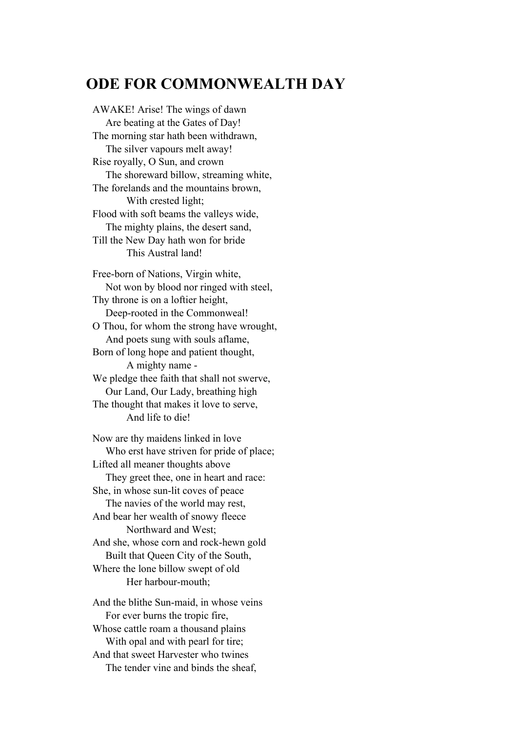# ODE FOR COMMONWEALTH DAY

AWAKE! Arise! The wings of dawn  
    Are beating at the Gates of Day!  
The morning star hath been withdrawn,  
    The silver vapours melt away!  
Rise royally, O Sun, and crown  
    The shoreward billow, streaming white,  
The forelands and the mountains brown,  
        With crested light;  
Flood with soft beams the valleys wide,  
    The mighty plains, the desert sand,  
Till the New Day hath won for bride  
        This Austral land!

Free-born of Nations, Virgin white,  
    Not won by blood nor ringed with steel,  
Thy throne is on a loftier height,  
    Deep-rooted in the Commonweal!  
O Thou, for whom the strong have wrought,  
    And poets sung with souls aflame,  
Born of long hope and patient thought,  
        A mighty name -  
We pledge thee faith that shall not swerve,  
    Our Land, Our Lady, breathing high  
The thought that makes it love to serve,  
        And life to die!

Now are thy maidens linked in love  
    Who erst have striven for pride of place;  
Lifted all meaner thoughts above  
    They greet thee, one in heart and race:  
She, in whose sun-lit coves of peace  
    The navies of the world may rest,  
And bear her wealth of snowy fleece  
        Northward and West;  
And she, whose corn and rock-hewn gold  
    Built that Queen City of the South,  
Where the lone billow swept of old  
        Her harbour-mouth;

And the blithe Sun-maid, in whose veins  
    For ever burns the tropic fire,  
Whose cattle roam a thousand plains  
    With opal and with pearl for tire;  
And that sweet Harvester who twines  
    The tender vine and binds the sheaf,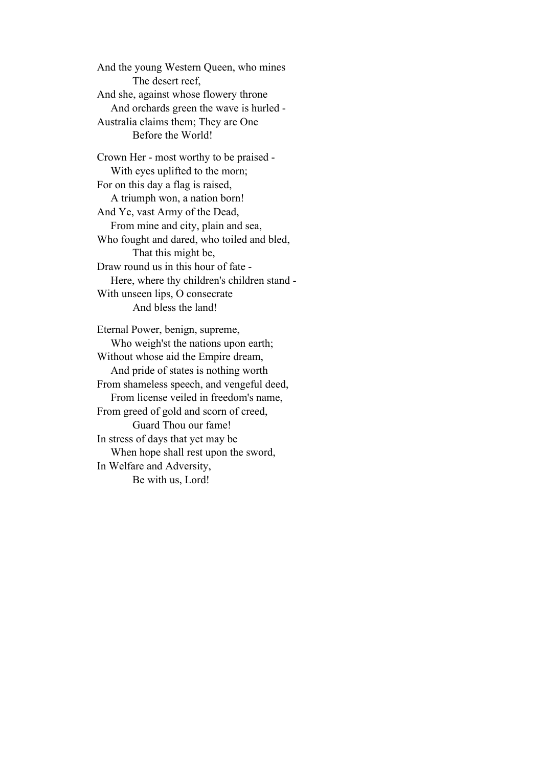And the young Western Queen, who mines
            The desert reef,
And she, against whose flowery throne
    And orchards green the wave is hurled -
Australia claims them; They are One
            Before the World!

Crown Her - most worthy to be praised -
    With eyes uplifted to the morn;
For on this day a flag is raised,
    A triumph won, a nation born!
And Ye, vast Army of the Dead,
    From mine and city, plain and sea,
Who fought and dared, who toiled and bled,
            That this might be,
Draw round us in this hour of fate -
    Here, where thy children's children stand -
With unseen lips, O consecrate
            And bless the land!

Eternal Power, benign, supreme,
    Who weigh'st the nations upon earth;
Without whose aid the Empire dream,
    And pride of states is nothing worth
From shameless speech, and vengeful deed,
    From license veiled in freedom's name,
From greed of gold and scorn of creed,
            Guard Thou our fame!
In stress of days that yet may be
    When hope shall rest upon the sword,
In Welfare and Adversity,
            Be with us, Lord!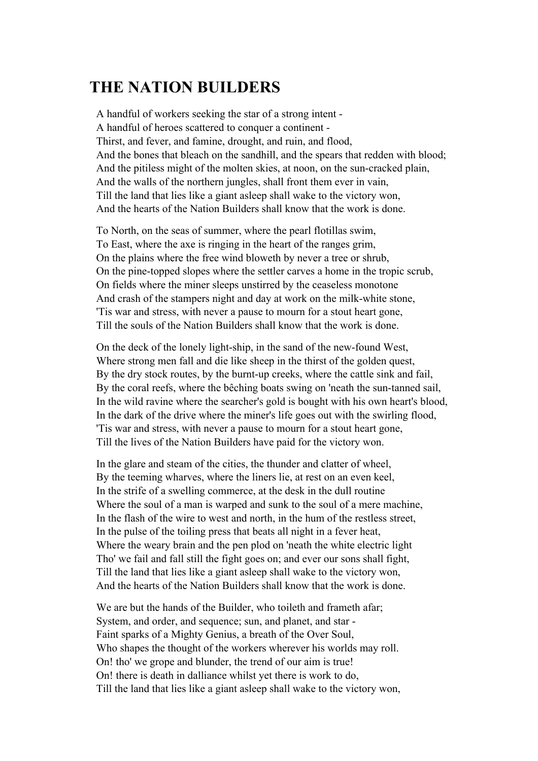## THE NATION BUILDERS

A handful of workers seeking the star of a strong intent -
A handful of heroes scattered to conquer a continent -
Thirst, and fever, and famine, drought, and ruin, and flood,
And the bones that bleach on the sandhill, and the spears that redden with blood;
And the pitiless might of the molten skies, at noon, on the sun-cracked plain,
And the walls of the northern jungles, shall front them ever in vain,
Till the land that lies like a giant asleep shall wake to the victory won,
And the hearts of the Nation Builders shall know that the work is done.

To North, on the seas of summer, where the pearl flotillas swim,
To East, where the axe is ringing in the heart of the ranges grim,
On the plains where the free wind bloweth by never a tree or shrub,
On the pine-topped slopes where the settler carves a home in the tropic scrub,
On fields where the miner sleeps unstirred by the ceaseless monotone
And crash of the stampers night and day at work on the milk-white stone,
'Tis war and stress, with never a pause to mourn for a stout heart gone,
Till the souls of the Nation Builders shall know that the work is done.

On the deck of the lonely light-ship, in the sand of the new-found West,
Where strong men fall and die like sheep in the thirst of the golden quest,
By the dry stock routes, by the burnt-up creeks, where the cattle sink and fail,
By the coral reefs, where the bêching boats swing on 'neath the sun-tanned sail,
In the wild ravine where the searcher's gold is bought with his own heart's blood,
In the dark of the drive where the miner's life goes out with the swirling flood,
'Tis war and stress, with never a pause to mourn for a stout heart gone,
Till the lives of the Nation Builders have paid for the victory won.

In the glare and steam of the cities, the thunder and clatter of wheel,
By the teeming wharves, where the liners lie, at rest on an even keel,
In the strife of a swelling commerce, at the desk in the dull routine
Where the soul of a man is warped and sunk to the soul of a mere machine,
In the flash of the wire to west and north, in the hum of the restless street,
In the pulse of the toiling press that beats all night in a fever heat,
Where the weary brain and the pen plod on 'neath the white electric light
Tho' we fail and fall still the fight goes on; and ever our sons shall fight,
Till the land that lies like a giant asleep shall wake to the victory won,
And the hearts of the Nation Builders shall know that the work is done.

We are but the hands of the Builder, who toileth and frameth afar;
System, and order, and sequence; sun, and planet, and star -
Faint sparks of a Mighty Genius, a breath of the Over Soul,
Who shapes the thought of the workers wherever his worlds may roll.
On! tho' we grope and blunder, the trend of our aim is true!
On! there is death in dalliance whilst yet there is work to do,
Till the land that lies like a giant asleep shall wake to the victory won,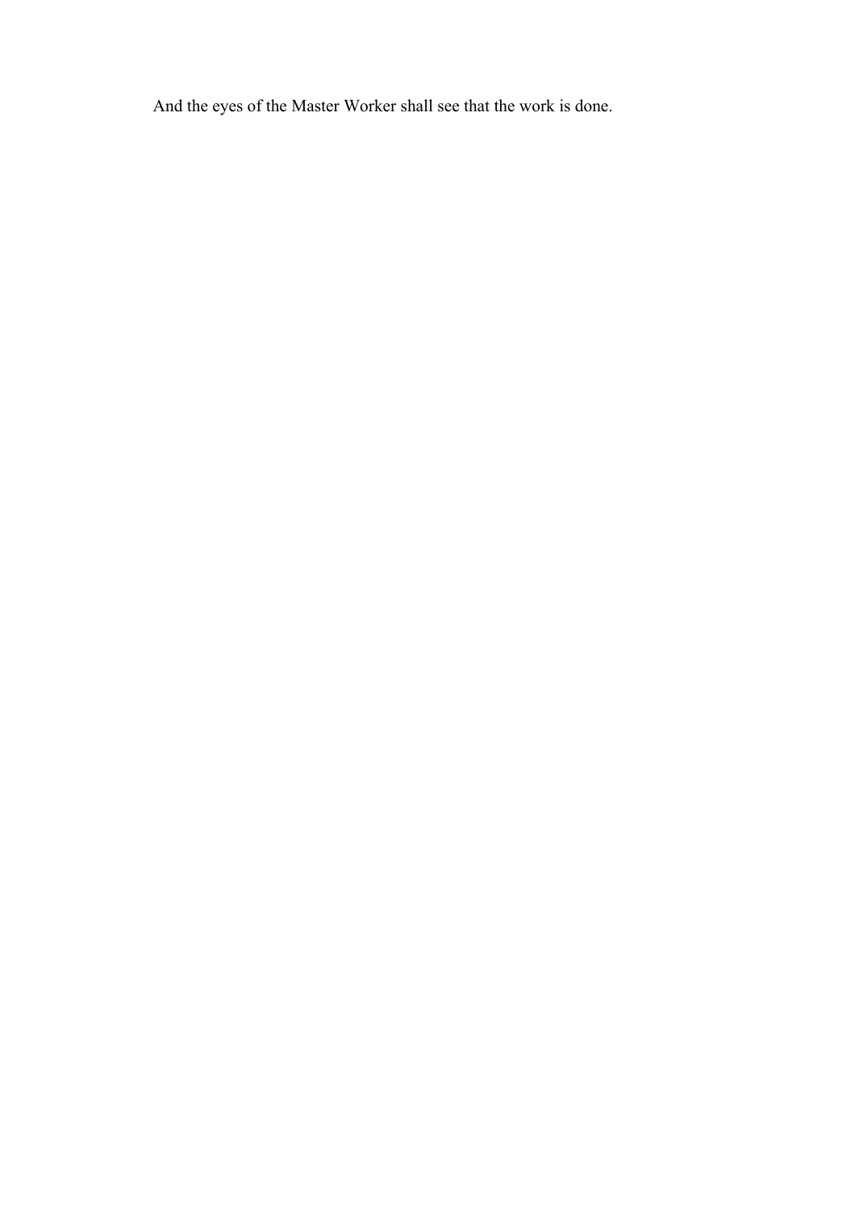And the eyes of the Master Worker shall see that the work is done.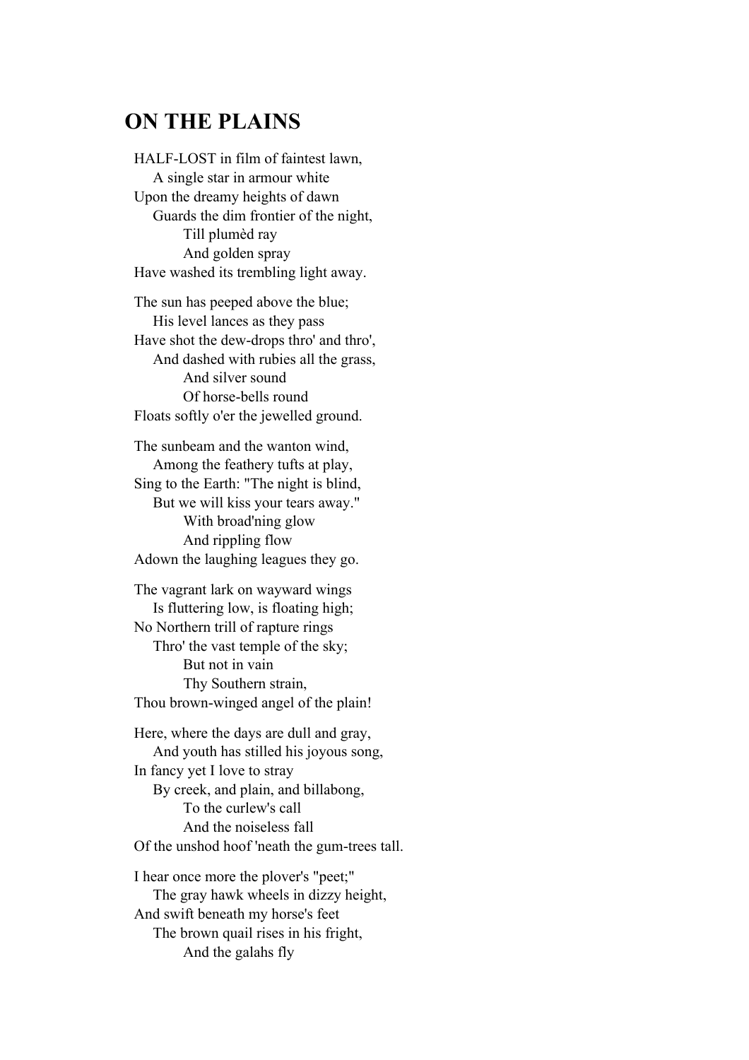## ON THE PLAINS

HALF-LOST in film of faintest lawn,  
    A single star in armour white  
Upon the dreamy heights of dawn  
    Guards the dim frontier of the night,  
        Till plumèd ray  
        And golden spray  
Have washed its trembling light away.

The sun has peeped above the blue;  
    His level lances as they pass  
Have shot the dew-drops thro' and thro',  
    And dashed with rubies all the grass,  
        And silver sound  
        Of horse-bells round  
Floats softly o'er the jewelled ground.

The sunbeam and the wanton wind,  
    Among the feathery tufts at play,  
Sing to the Earth: "The night is blind,  
    But we will kiss your tears away."  
        With broad'ning glow  
        And rippling flow  
Adown the laughing leagues they go.

The vagrant lark on wayward wings  
    Is fluttering low, is floating high;  
No Northern trill of rapture rings  
    Thro' the vast temple of the sky;  
        But not in vain  
        Thy Southern strain,  
Thou brown-winged angel of the plain!

Here, where the days are dull and gray,  
    And youth has stilled his joyous song,  
In fancy yet I love to stray  
    By creek, and plain, and billabong,  
        To the curlew's call  
        And the noiseless fall  
Of the unshod hoof 'neath the gum-trees tall.

I hear once more the plover's "peet;"  
    The gray hawk wheels in dizzy height,  
And swift beneath my horse's feet  
    The brown quail rises in his fright,  
        And the galahs fly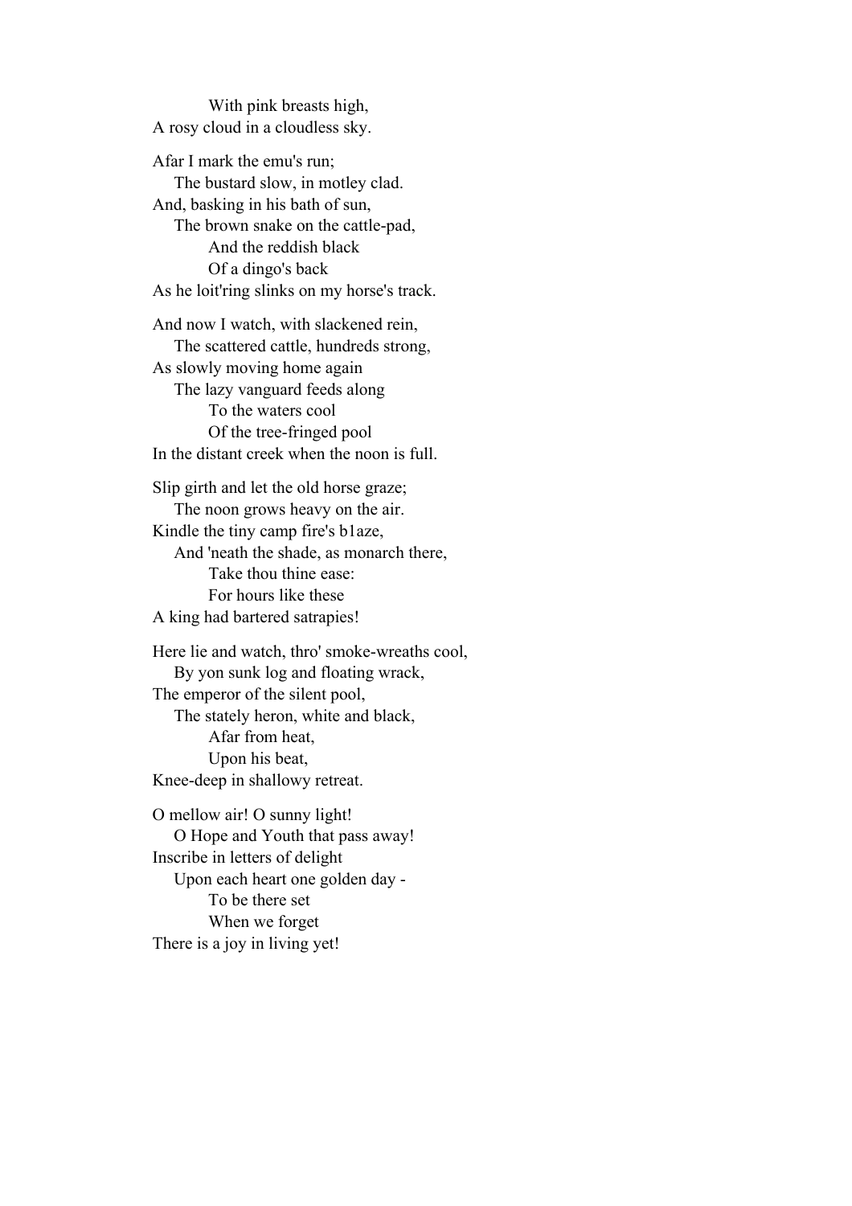With pink breasts high,
A rosy cloud in a cloudless sky.

Afar I mark the emu's run;
The bustard slow, in motley clad.
And, basking in his bath of sun,
The brown snake on the cattle-pad,
And the reddish black
Of a dingo's back
As he loit'ring slinks on my horse's track.

And now I watch, with slackened rein,
The scattered cattle, hundreds strong,
As slowly moving home again
The lazy vanguard feeds along
To the waters cool
Of the tree-fringed pool
In the distant creek when the noon is full.

Slip girth and let the old horse graze;
The noon grows heavy on the air.
Kindle the tiny camp fire's b1aze,
And 'neath the shade, as monarch there,
Take thou thine ease:
For hours like these
A king had bartered satrapies!

Here lie and watch, thro' smoke-wreaths cool,
By yon sunk log and floating wrack,
The emperor of the silent pool,
The stately heron, white and black,
Afar from heat,
Upon his beat,
Knee-deep in shallowy retreat.

O mellow air! O sunny light!
O Hope and Youth that pass away!
Inscribe in letters of delight
Upon each heart one golden day -
To be there set
When we forget
There is a joy in living yet!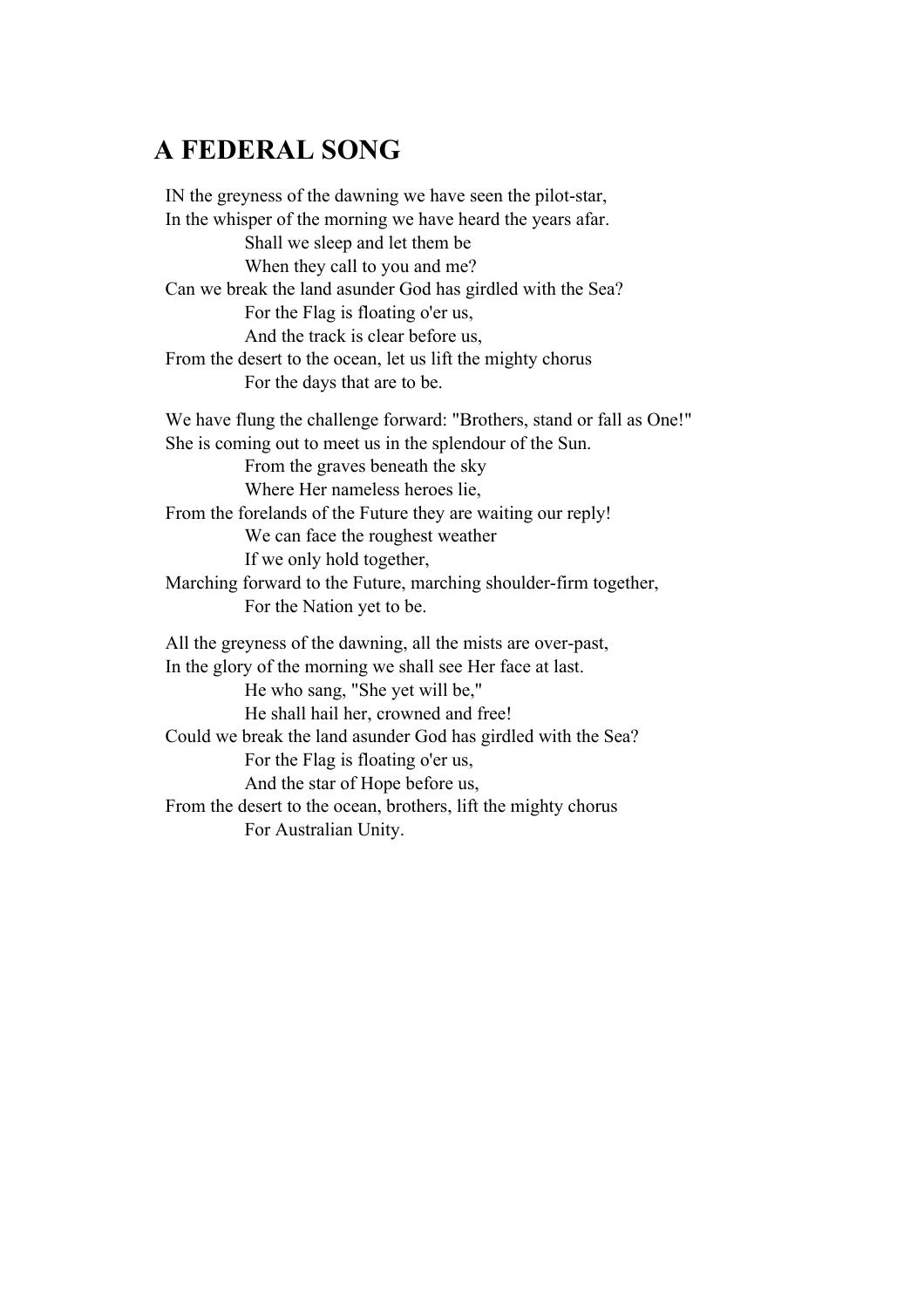## A FEDERAL SONG

IN the greyness of the dawning we have seen the pilot-star,
In the whisper of the morning we have heard the years afar.
        Shall we sleep and let them be
        When they call to you and me?
Can we break the land asunder God has girdled with the Sea?
        For the Flag is floating o'er us,
        And the track is clear before us,
From the desert to the ocean, let us lift the mighty chorus
        For the days that are to be.

We have flung the challenge forward: "Brothers, stand or fall as One!"
She is coming out to meet us in the splendour of the Sun.
        From the graves beneath the sky
        Where Her nameless heroes lie,
From the forelands of the Future they are waiting our reply!
        We can face the roughest weather
        If we only hold together,
Marching forward to the Future, marching shoulder-firm together,
        For the Nation yet to be.

All the greyness of the dawning, all the mists are over-past,
In the glory of the morning we shall see Her face at last.
        He who sang, "She yet will be,"
        He shall hail her, crowned and free!
Could we break the land asunder God has girdled with the Sea?
        For the Flag is floating o'er us,
        And the star of Hope before us,
From the desert to the ocean, brothers, lift the mighty chorus
        For Australian Unity.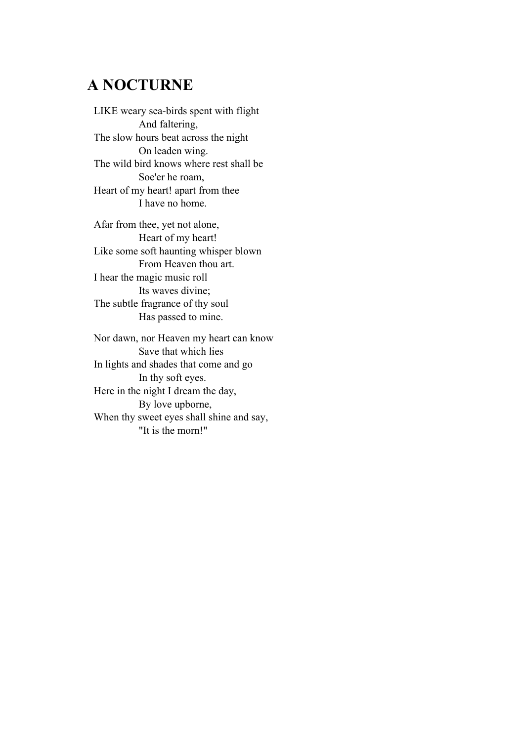## A NOCTURNE

LIKE weary sea-birds spent with flight  
            And faltering,  
The slow hours beat across the night  
            On leaden wing.  
The wild bird knows where rest shall be  
            Soe'er he roam,  
Heart of my heart! apart from thee  
            I have no home.

Afar from thee, yet not alone,  
            Heart of my heart!  
Like some soft haunting whisper blown  
            From Heaven thou art.  
I hear the magic music roll  
            Its waves divine;  
The subtle fragrance of thy soul  
            Has passed to mine.

Nor dawn, nor Heaven my heart can know  
            Save that which lies  
In lights and shades that come and go  
            In thy soft eyes.  
Here in the night I dream the day,  
            By love upborne,  
When thy sweet eyes shall shine and say,  
            "It is the morn!"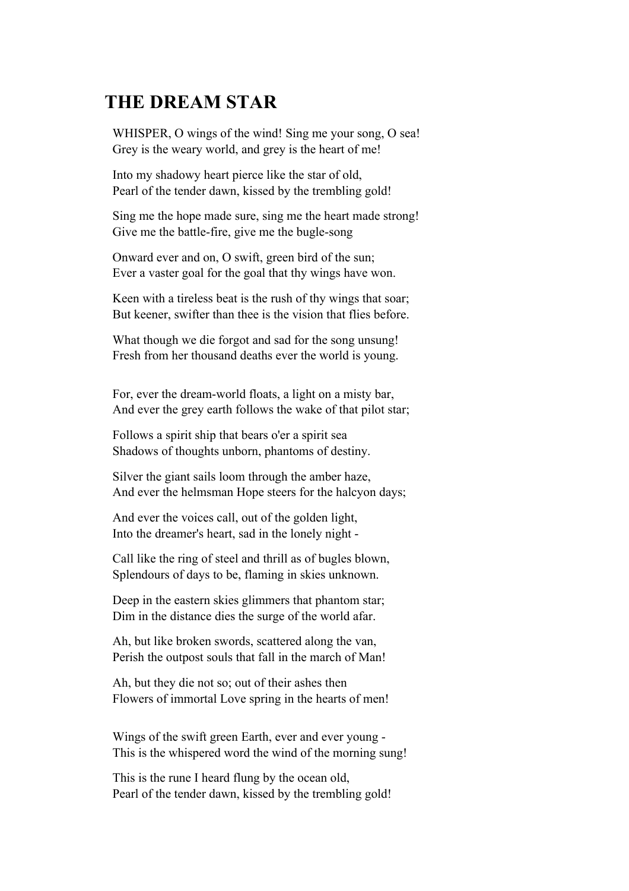# THE DREAM STAR

WHISPER, O wings of the wind! Sing me your song, O sea!
Grey is the weary world, and grey is the heart of me!

Into my shadowy heart pierce like the star of old,
Pearl of the tender dawn, kissed by the trembling gold!

Sing me the hope made sure, sing me the heart made strong!
Give me the battle-fire, give me the bugle-song

Onward ever and on, O swift, green bird of the sun;
Ever a vaster goal for the goal that thy wings have won.

Keen with a tireless beat is the rush of thy wings that soar;
But keener, swifter than thee is the vision that flies before.

What though we die forgot and sad for the song unsung!
Fresh from her thousand deaths ever the world is young.

For, ever the dream-world floats, a light on a misty bar,
And ever the grey earth follows the wake of that pilot star;

Follows a spirit ship that bears o'er a spirit sea
Shadows of thoughts unborn, phantoms of destiny.

Silver the giant sails loom through the amber haze,
And ever the helmsman Hope steers for the halcyon days;

And ever the voices call, out of the golden light,
Into the dreamer's heart, sad in the lonely night -

Call like the ring of steel and thrill as of bugles blown,
Splendours of days to be, flaming in skies unknown.

Deep in the eastern skies glimmers that phantom star;
Dim in the distance dies the surge of the world afar.

Ah, but like broken swords, scattered along the van,
Perish the outpost souls that fall in the march of Man!

Ah, but they die not so; out of their ashes then
Flowers of immortal Love spring in the hearts of men!

Wings of the swift green Earth, ever and ever young -
This is the whispered word the wind of the morning sung!

This is the rune I heard flung by the ocean old,
Pearl of the tender dawn, kissed by the trembling gold!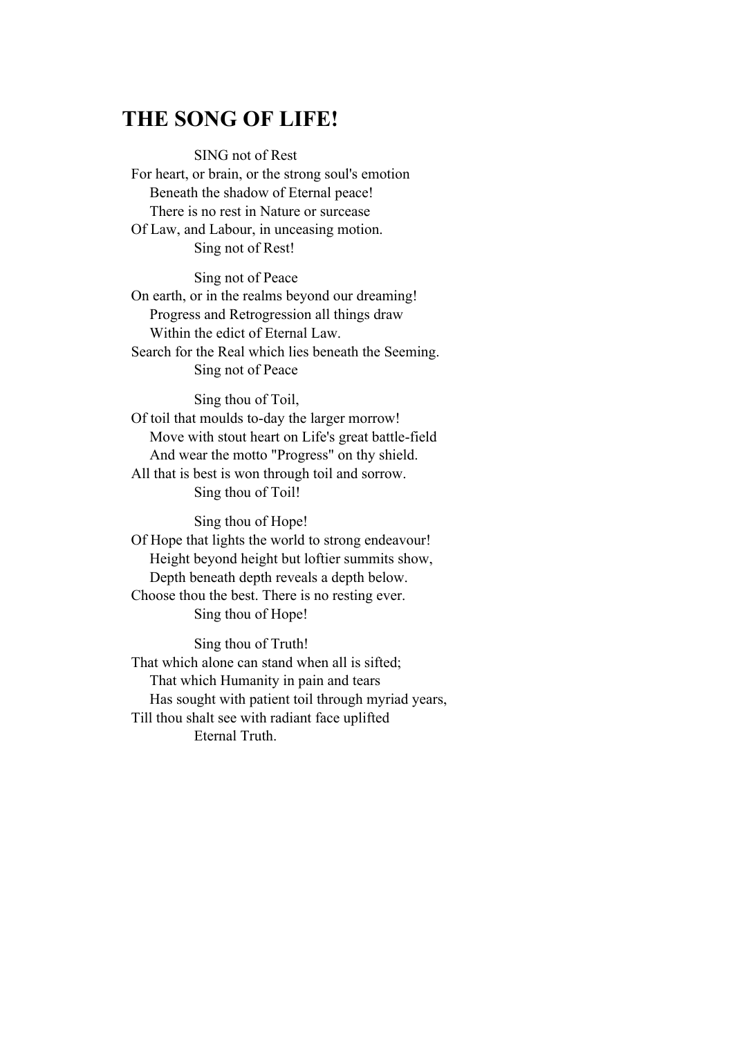## THE SONG OF LIFE!

SING not of Rest  
For heart, or brain, or the strong soul's emotion  
Beneath the shadow of Eternal peace!  
There is no rest in Nature or surcease  
Of Law, and Labour, in unceasing motion.  
Sing not of Rest!

Sing not of Peace  
On earth, or in the realms beyond our dreaming!  
Progress and Retrogression all things draw  
Within the edict of Eternal Law.  
Search for the Real which lies beneath the Seeming.  
Sing not of Peace

Sing thou of Toil,  
Of toil that moulds to-day the larger morrow!  
Move with stout heart on Life's great battle-field  
And wear the motto "Progress" on thy shield.  
All that is best is won through toil and sorrow.  
Sing thou of Toil!

Sing thou of Hope!  
Of Hope that lights the world to strong endeavour!  
Height beyond height but loftier summits show,  
Depth beneath depth reveals a depth below.  
Choose thou the best. There is no resting ever.  
Sing thou of Hope!

Sing thou of Truth!  
That which alone can stand when all is sifted;  
That which Humanity in pain and tears  
Has sought with patient toil through myriad years,  
Till thou shalt see with radiant face uplifted  
Eternal Truth.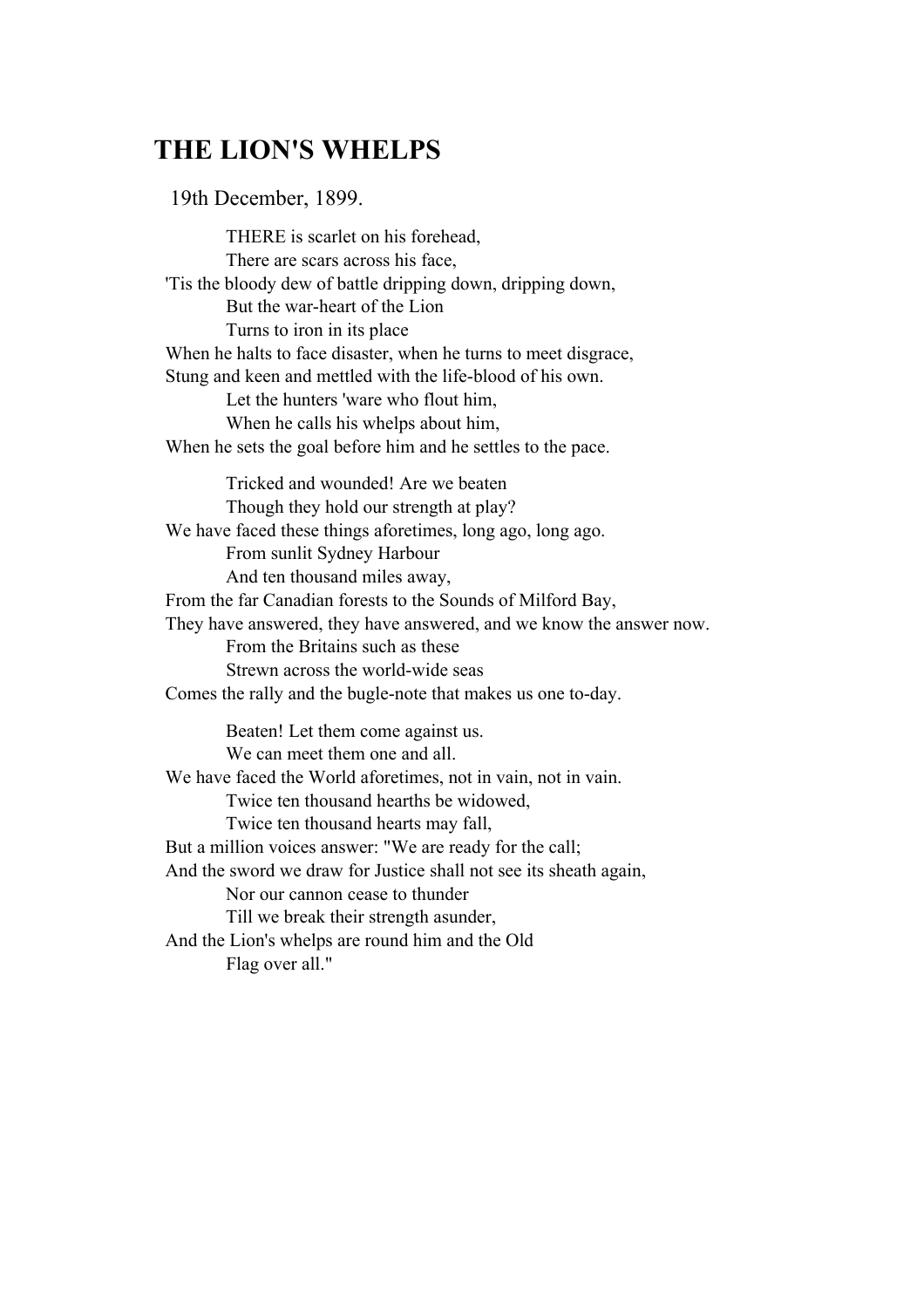## THE LION'S WHELPS

19th December, 1899.

THERE is scarlet on his forehead,
There are scars across his face,
'Tis the bloody dew of battle dripping down, dripping down,
But the war-heart of the Lion
Turns to iron in its place
When he halts to face disaster, when he turns to meet disgrace,
Stung and keen and mettled with the life-blood of his own.
Let the hunters 'ware who flout him,
When he calls his whelps about him,
When he sets the goal before him and he settles to the pace.

Tricked and wounded! Are we beaten
Though they hold our strength at play?
We have faced these things aforetimes, long ago, long ago.
From sunlit Sydney Harbour
And ten thousand miles away,
From the far Canadian forests to the Sounds of Milford Bay,
They have answered, they have answered, and we know the answer now.
From the Britains such as these
Strewn across the world-wide seas
Comes the rally and the bugle-note that makes us one to-day.

Beaten! Let them come against us.
We can meet them one and all.
We have faced the World aforetimes, not in vain, not in vain.
Twice ten thousand hearths be widowed,
Twice ten thousand hearts may fall,
But a million voices answer: "We are ready for the call;
And the sword we draw for Justice shall not see its sheath again,
Nor our cannon cease to thunder
Till we break their strength asunder,
And the Lion's whelps are round him and the Old
Flag over all."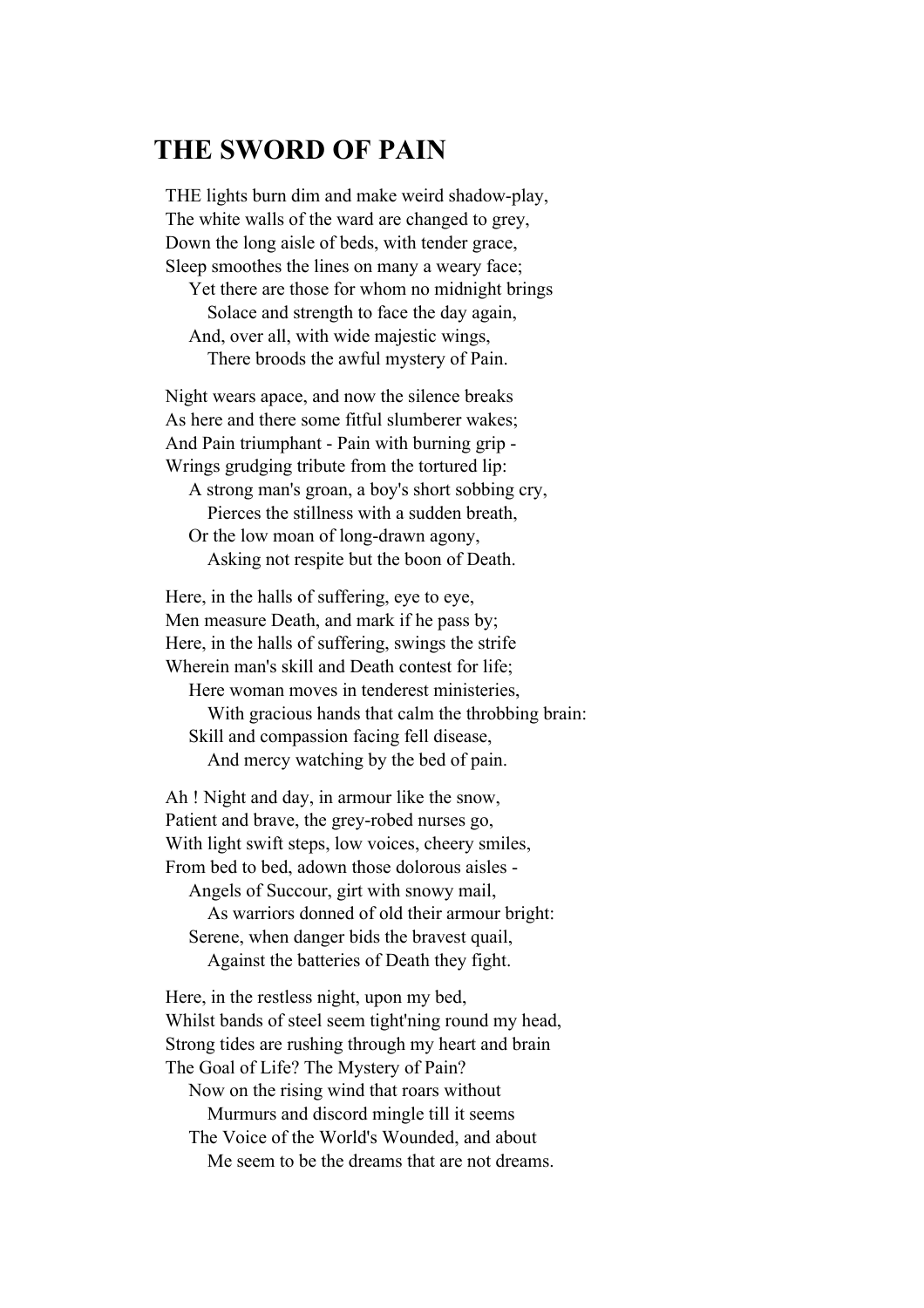## THE SWORD OF PAIN

THE lights burn dim and make weird shadow-play,
The white walls of the ward are changed to grey,
Down the long aisle of beds, with tender grace,
Sleep smoothes the lines on many a weary face;
    Yet there are those for whom no midnight brings
        Solace and strength to face the day again,
    And, over all, with wide majestic wings,
        There broods the awful mystery of Pain.

Night wears apace, and now the silence breaks
As here and there some fitful slumberer wakes;
And Pain triumphant - Pain with burning grip -
Wrings grudging tribute from the tortured lip:
    A strong man's groan, a boy's short sobbing cry,
        Pierces the stillness with a sudden breath,
    Or the low moan of long-drawn agony,
        Asking not respite but the boon of Death.

Here, in the halls of suffering, eye to eye,
Men measure Death, and mark if he pass by;
Here, in the halls of suffering, swings the strife
Wherein man's skill and Death contest for life;
    Here woman moves in tenderest ministeries,
        With gracious hands that calm the throbbing brain:
    Skill and compassion facing fell disease,
        And mercy watching by the bed of pain.

Ah ! Night and day, in armour like the snow,
Patient and brave, the grey-robed nurses go,
With light swift steps, low voices, cheery smiles,
From bed to bed, adown those dolorous aisles -
    Angels of Succour, girt with snowy mail,
        As warriors donned of old their armour bright:
    Serene, when danger bids the bravest quail,
        Against the batteries of Death they fight.

Here, in the restless night, upon my bed,
Whilst bands of steel seem tight'ning round my head,
Strong tides are rushing through my heart and brain
The Goal of Life? The Mystery of Pain?
    Now on the rising wind that roars without
        Murmurs and discord mingle till it seems
    The Voice of the World's Wounded, and about
        Me seem to be the dreams that are not dreams.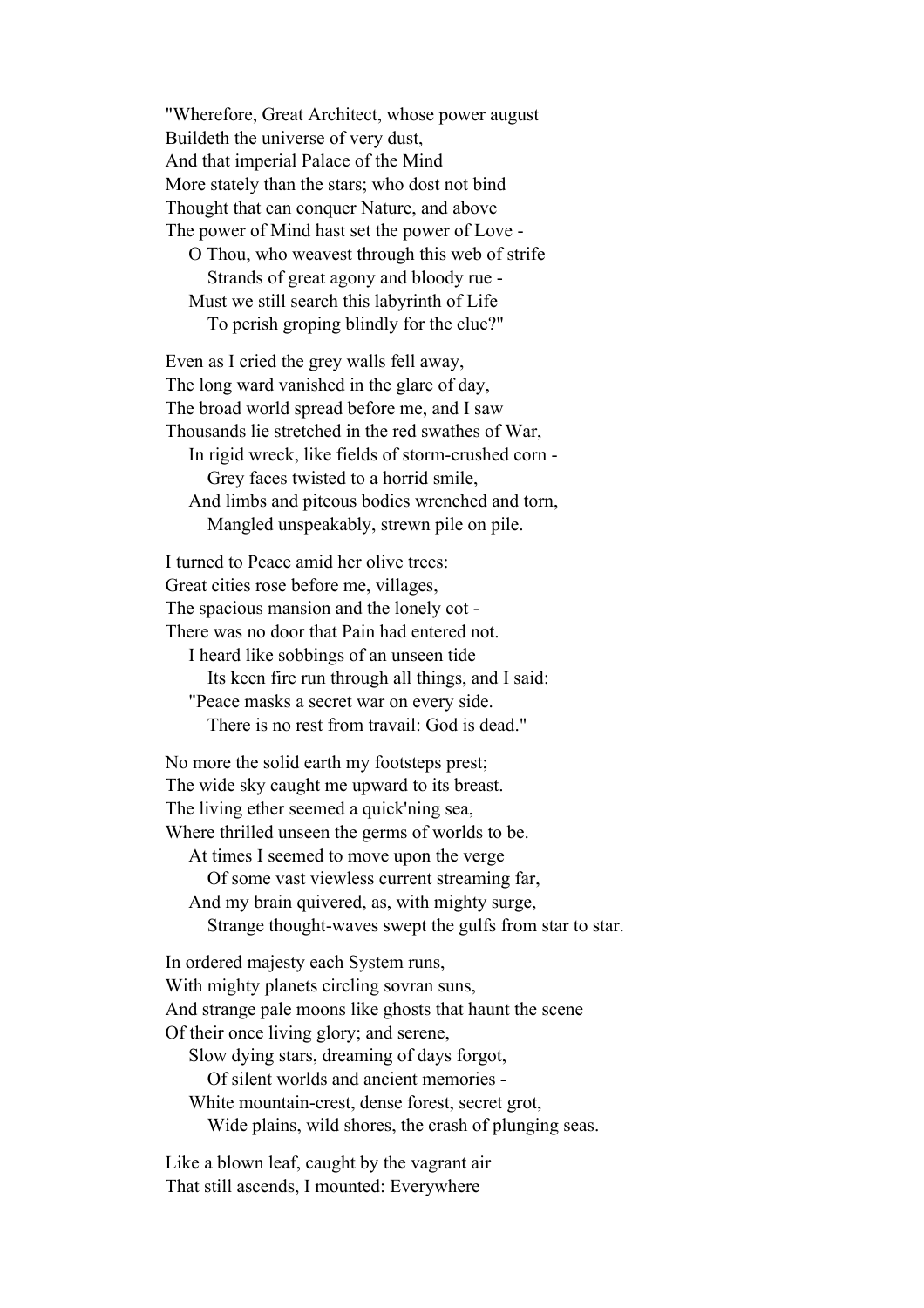"Wherefore, Great Architect, whose power august
Buildeth the universe of very dust,
And that imperial Palace of the Mind
More stately than the stars; who dost not bind
Thought that can conquer Nature, and above
The power of Mind hast set the power of Love -
    O Thou, who weavest through this web of strife
        Strands of great agony and bloody rue -
    Must we still search this labyrinth of Life
        To perish groping blindly for the clue?"

Even as I cried the grey walls fell away,
The long ward vanished in the glare of day,
The broad world spread before me, and I saw
Thousands lie stretched in the red swathes of War,
    In rigid wreck, like fields of storm-crushed corn -
        Grey faces twisted to a horrid smile,
    And limbs and piteous bodies wrenched and torn,
        Mangled unspeakably, strewn pile on pile.

I turned to Peace amid her olive trees:
Great cities rose before me, villages,
The spacious mansion and the lonely cot -
There was no door that Pain had entered not.
    I heard like sobbings of an unseen tide
        Its keen fire run through all things, and I said:
    "Peace masks a secret war on every side.
        There is no rest from travail: God is dead."

No more the solid earth my footsteps prest;
The wide sky caught me upward to its breast.
The living ether seemed a quick'ning sea,
Where thrilled unseen the germs of worlds to be.
    At times I seemed to move upon the verge
        Of some vast viewless current streaming far,
    And my brain quivered, as, with mighty surge,
        Strange thought-waves swept the gulfs from star to star.

In ordered majesty each System runs,
With mighty planets circling sovran suns,
And strange pale moons like ghosts that haunt the scene
Of their once living glory; and serene,
    Slow dying stars, dreaming of days forgot,
        Of silent worlds and ancient memories -
    White mountain-crest, dense forest, secret grot,
        Wide plains, wild shores, the crash of plunging seas.

Like a blown leaf, caught by the vagrant air
That still ascends, I mounted: Everywhere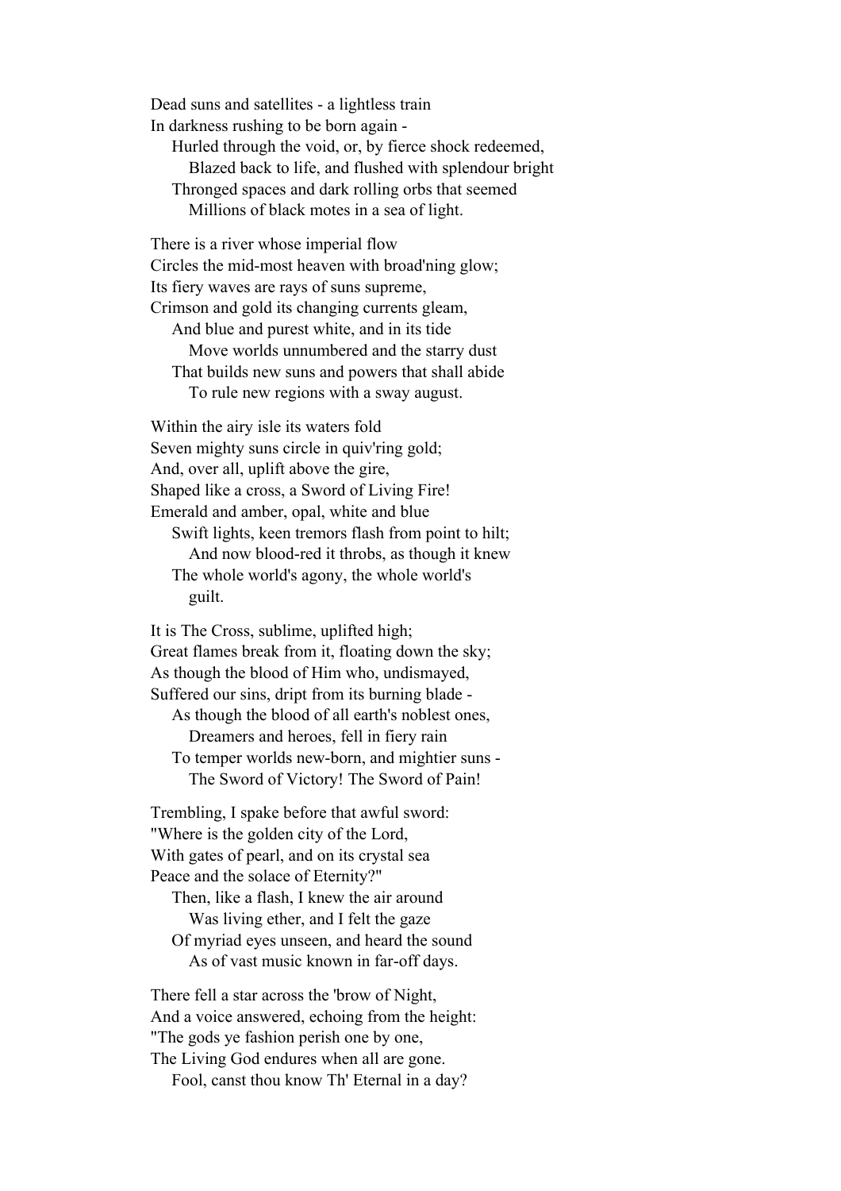Dead suns and satellites - a lightless train
In darkness rushing to be born again -
  Hurled through the void, or, by fierce shock redeemed,
    Blazed back to life, and flushed with splendour bright
  Thronged spaces and dark rolling orbs that seemed
    Millions of black motes in a sea of light.

There is a river whose imperial flow
Circles the mid-most heaven with broad'ning glow;
Its fiery waves are rays of suns supreme,
Crimson and gold its changing currents gleam,
  And blue and purest white, and in its tide
    Move worlds unnumbered and the starry dust
  That builds new suns and powers that shall abide
    To rule new regions with a sway august.

Within the airy isle its waters fold
Seven mighty suns circle in quiv'ring gold;
And, over all, uplift above the gire,
Shaped like a cross, a Sword of Living Fire!
Emerald and amber, opal, white and blue
  Swift lights, keen tremors flash from point to hilt;
    And now blood-red it throbs, as though it knew
  The whole world's agony, the whole world's
    guilt.

It is The Cross, sublime, uplifted high;
Great flames break from it, floating down the sky;
As though the blood of Him who, undismayed,
Suffered our sins, dript from its burning blade -
  As though the blood of all earth's noblest ones,
    Dreamers and heroes, fell in fiery rain
  To temper worlds new-born, and mightier suns -
    The Sword of Victory! The Sword of Pain!

Trembling, I spake before that awful sword:
"Where is the golden city of the Lord,
With gates of pearl, and on its crystal sea
Peace and the solace of Eternity?"
  Then, like a flash, I knew the air around
    Was living ether, and I felt the gaze
  Of myriad eyes unseen, and heard the sound
    As of vast music known in far-off days.

There fell a star across the 'brow of Night,
And a voice answered, echoing from the height:
"The gods ye fashion perish one by one,
The Living God endures when all are gone.
  Fool, canst thou know Th' Eternal in a day?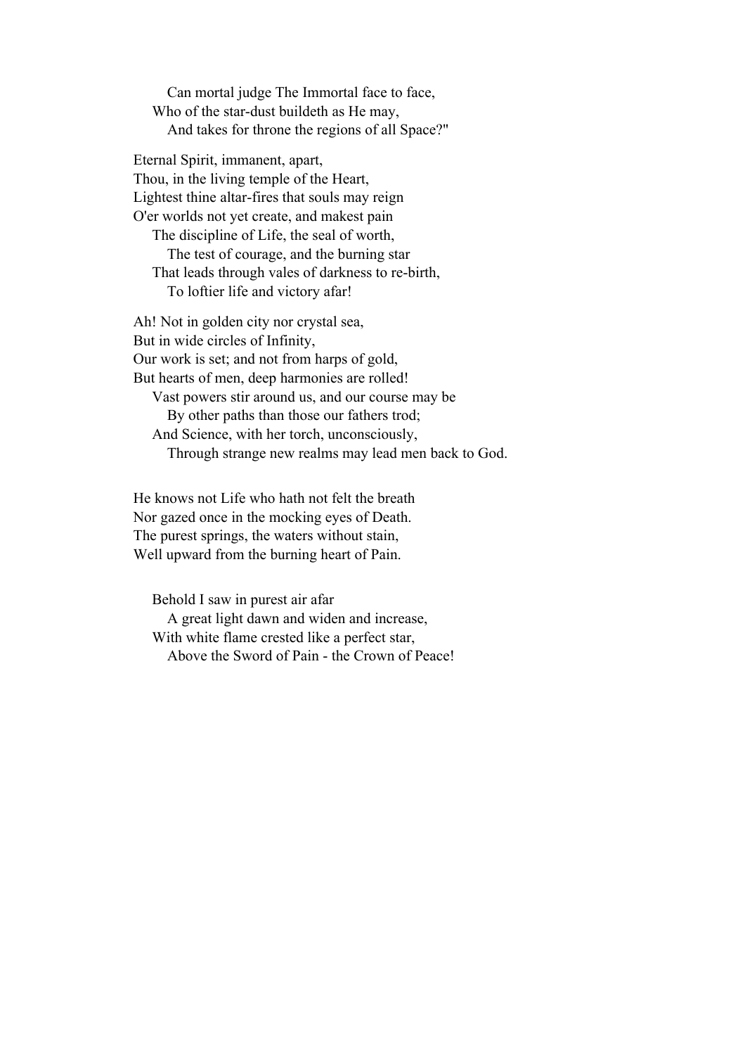Can mortal judge The Immortal face to face,  
Who of the star-dust buildeth as He may,  
And takes for throne the regions of all Space?"

Eternal Spirit, immanent, apart,  
Thou, in the living temple of the Heart,  
Lightest thine altar-fires that souls may reign  
O'er worlds not yet create, and makest pain  
The discipline of Life, the seal of worth,  
The test of courage, and the burning star  
That leads through vales of darkness to re-birth,  
To loftier life and victory afar!

Ah! Not in golden city nor crystal sea,  
But in wide circles of Infinity,  
Our work is set; and not from harps of gold,  
But hearts of men, deep harmonies are rolled!  
Vast powers stir around us, and our course may be  
By other paths than those our fathers trod;  
And Science, with her torch, unconsciously,  
Through strange new realms may lead men back to God.

He knows not Life who hath not felt the breath  
Nor gazed once in the mocking eyes of Death.  
The purest springs, the waters without stain,  
Well upward from the burning heart of Pain.

Behold I saw in purest air afar  
A great light dawn and widen and increase,  
With white flame crested like a perfect star,  
Above the Sword of Pain - the Crown of Peace!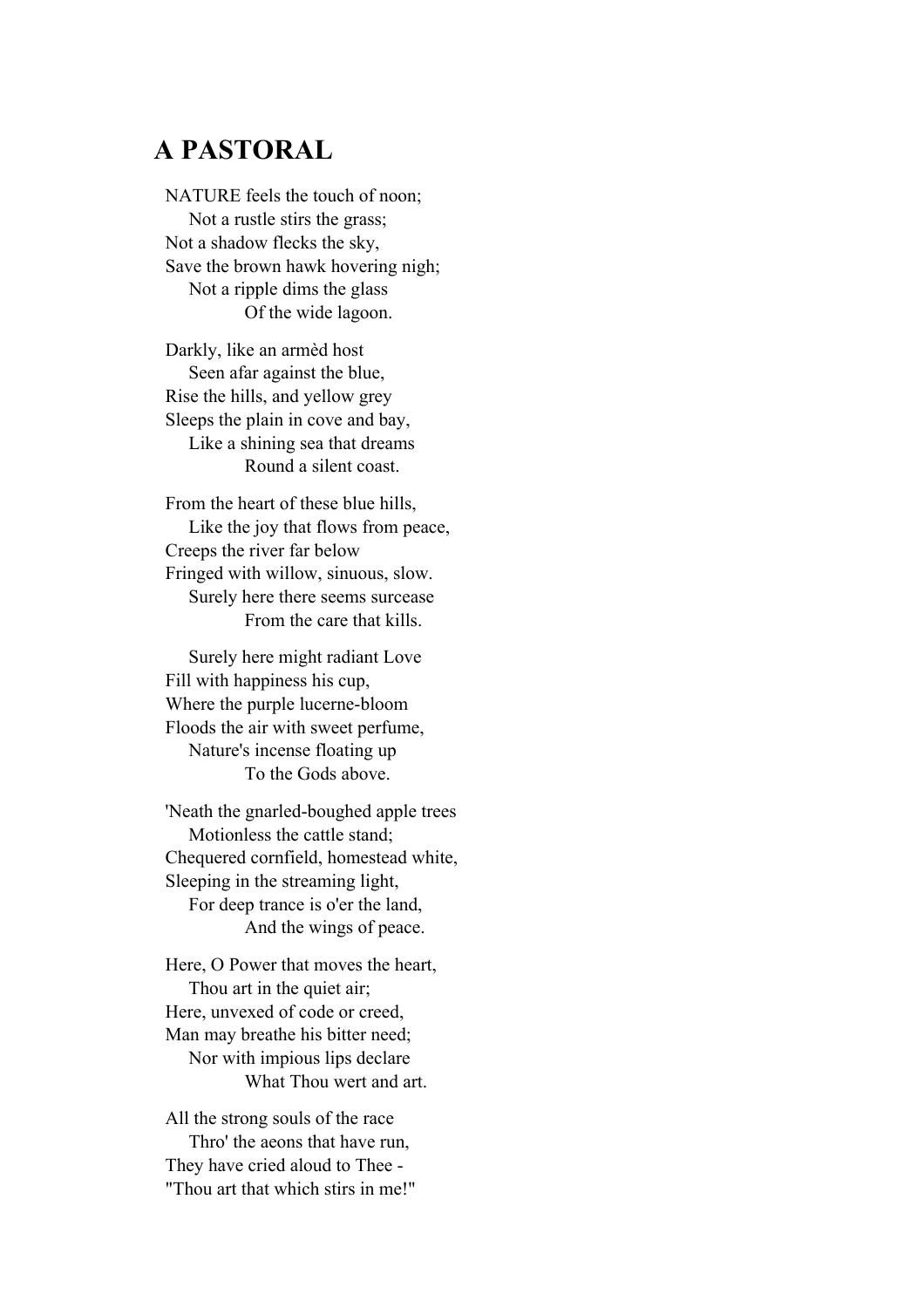## A PASTORAL

NATURE feels the touch of noon;
    Not a rustle stirs the grass;
Not a shadow flecks the sky,
Save the brown hawk hovering nigh;
    Not a ripple dims the glass
        Of the wide lagoon.

Darkly, like an armèd host
    Seen afar against the blue,
Rise the hills, and yellow grey
Sleeps the plain in cove and bay,
    Like a shining sea that dreams
        Round a silent coast.

From the heart of these blue hills,
    Like the joy that flows from peace,
Creeps the river far below
Fringed with willow, sinuous, slow.
    Surely here there seems surcease
        From the care that kills.

    Surely here might radiant Love
Fill with happiness his cup,
Where the purple lucerne-bloom
Floods the air with sweet perfume,
    Nature's incense floating up
        To the Gods above.

'Neath the gnarled-boughed apple trees
    Motionless the cattle stand;
Chequered cornfield, homestead white,
Sleeping in the streaming light,
    For deep trance is o'er the land,
        And the wings of peace.

Here, O Power that moves the heart,
    Thou art in the quiet air;
Here, unvexed of code or creed,
Man may breathe his bitter need;
    Nor with impious lips declare
        What Thou wert and art.

All the strong souls of the race
    Thro' the aeons that have run,
They have cried aloud to Thee -
"Thou art that which stirs in me!"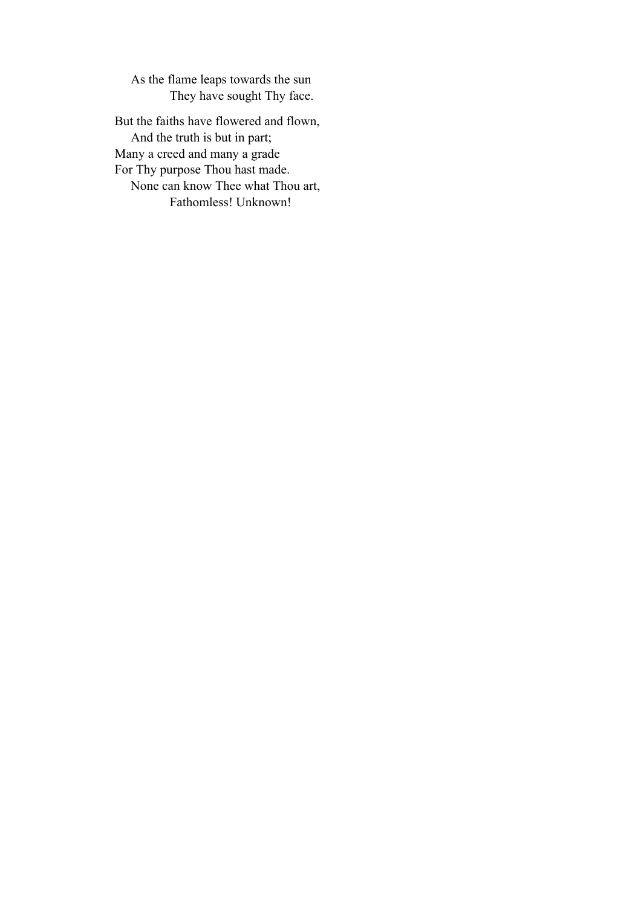As the flame leaps towards the sun  
They have sought Thy face.

But the faiths have flowered and flown,  
And the truth is but in part;  
Many a creed and many a grade  
For Thy purpose Thou hast made.  
None can know Thee what Thou art,  
Fathomless! Unknown!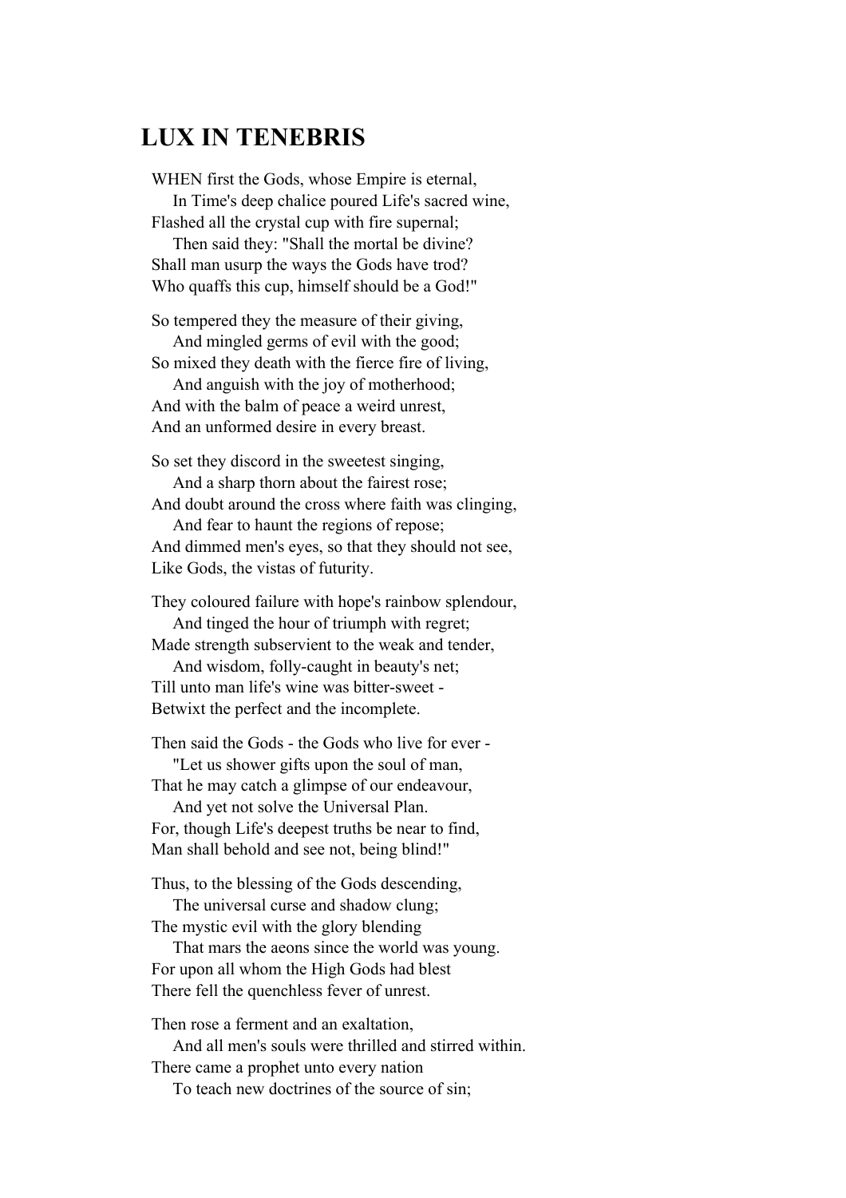## LUX IN TENEBRIS

WHEN first the Gods, whose Empire is eternal,
    In Time's deep chalice poured Life's sacred wine,
Flashed all the crystal cup with fire supernal;
    Then said they: "Shall the mortal be divine?
Shall man usurp the ways the Gods have trod?
Who quaffs this cup, himself should be a God!"

So tempered they the measure of their giving,
    And mingled germs of evil with the good;
So mixed they death with the fierce fire of living,
    And anguish with the joy of motherhood;
And with the balm of peace a weird unrest,
And an unformed desire in every breast.

So set they discord in the sweetest singing,
    And a sharp thorn about the fairest rose;
And doubt around the cross where faith was clinging,
    And fear to haunt the regions of repose;
And dimmed men's eyes, so that they should not see,
Like Gods, the vistas of futurity.

They coloured failure with hope's rainbow splendour,
    And tinged the hour of triumph with regret;
Made strength subservient to the weak and tender,
    And wisdom, folly-caught in beauty's net;
Till unto man life's wine was bitter-sweet -
Betwixt the perfect and the incomplete.

Then said the Gods - the Gods who live for ever -
    "Let us shower gifts upon the soul of man,
That he may catch a glimpse of our endeavour,
    And yet not solve the Universal Plan.
For, though Life's deepest truths be near to find,
Man shall behold and see not, being blind!"

Thus, to the blessing of the Gods descending,
    The universal curse and shadow clung;
The mystic evil with the glory blending
    That mars the aeons since the world was young.
For upon all whom the High Gods had blest
There fell the quenchless fever of unrest.

Then rose a ferment and an exaltation,
    And all men's souls were thrilled and stirred within.
There came a prophet unto every nation
    To teach new doctrines of the source of sin;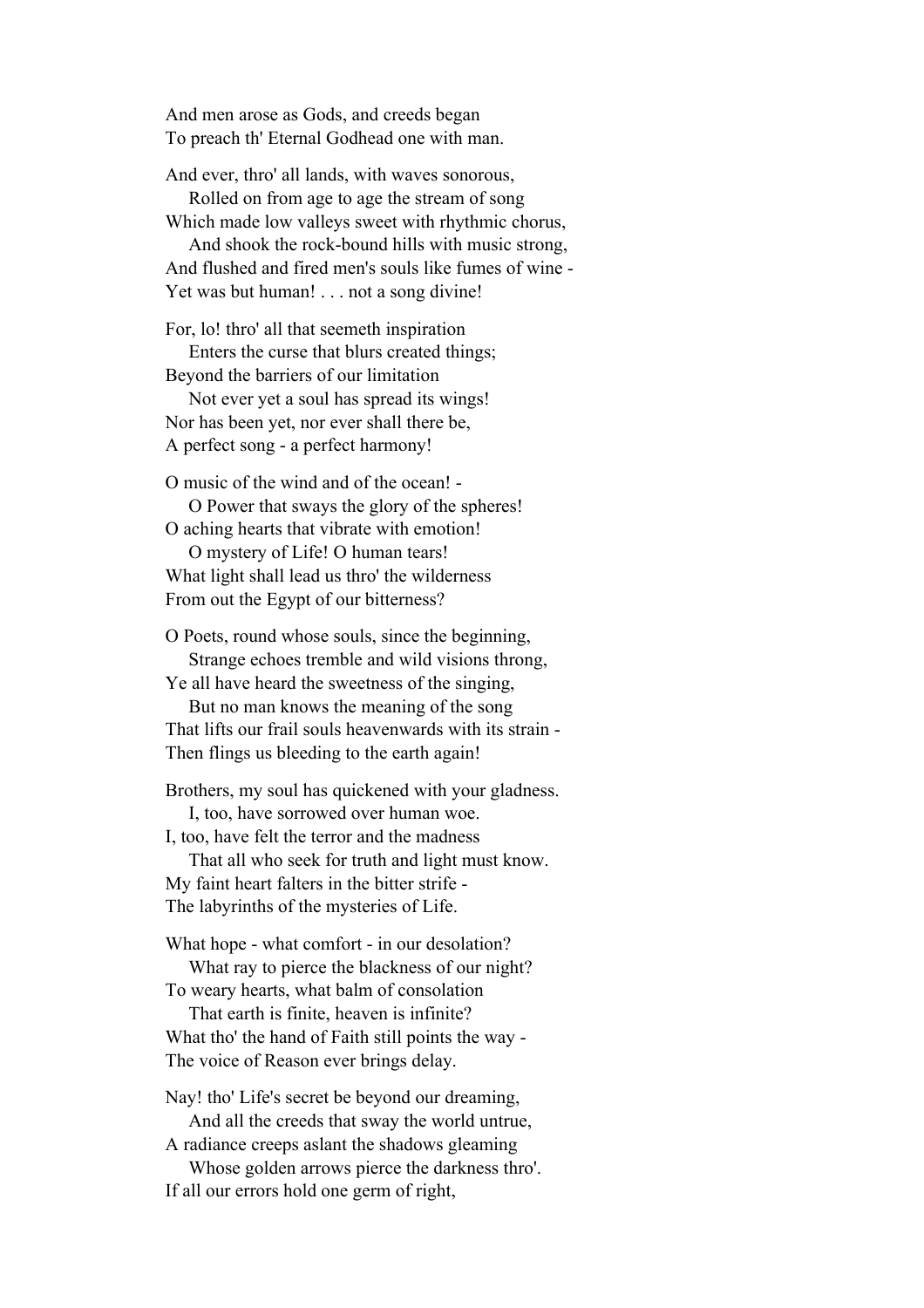And men arose as Gods, and creeds began
To preach th' Eternal Godhead one with man.

And ever, thro' all lands, with waves sonorous,
    Rolled on from age to age the stream of song
Which made low valleys sweet with rhythmic chorus,
    And shook the rock-bound hills with music strong,
And flushed and fired men's souls like fumes of wine -
Yet was but human! . . . not a song divine!

For, lo! thro' all that seemeth inspiration
    Enters the curse that blurs created things;
Beyond the barriers of our limitation
    Not ever yet a soul has spread its wings!
Nor has been yet, nor ever shall there be,
A perfect song - a perfect harmony!

O music of the wind and of the ocean! -
    O Power that sways the glory of the spheres!
O aching hearts that vibrate with emotion!
    O mystery of Life! O human tears!
What light shall lead us thro' the wilderness
From out the Egypt of our bitterness?

O Poets, round whose souls, since the beginning,
    Strange echoes tremble and wild visions throng,
Ye all have heard the sweetness of the singing,
    But no man knows the meaning of the song
That lifts our frail souls heavenwards with its strain -
Then flings us bleeding to the earth again!

Brothers, my soul has quickened with your gladness.
    I, too, have sorrowed over human woe.
I, too, have felt the terror and the madness
    That all who seek for truth and light must know.
My faint heart falters in the bitter strife -
The labyrinths of the mysteries of Life.

What hope - what comfort - in our desolation?
    What ray to pierce the blackness of our night?
To weary hearts, what balm of consolation
    That earth is finite, heaven is infinite?
What tho' the hand of Faith still points the way -
The voice of Reason ever brings delay.

Nay! tho' Life's secret be beyond our dreaming,
    And all the creeds that sway the world untrue,
A radiance creeps aslant the shadows gleaming
    Whose golden arrows pierce the darkness thro'.
If all our errors hold one germ of right,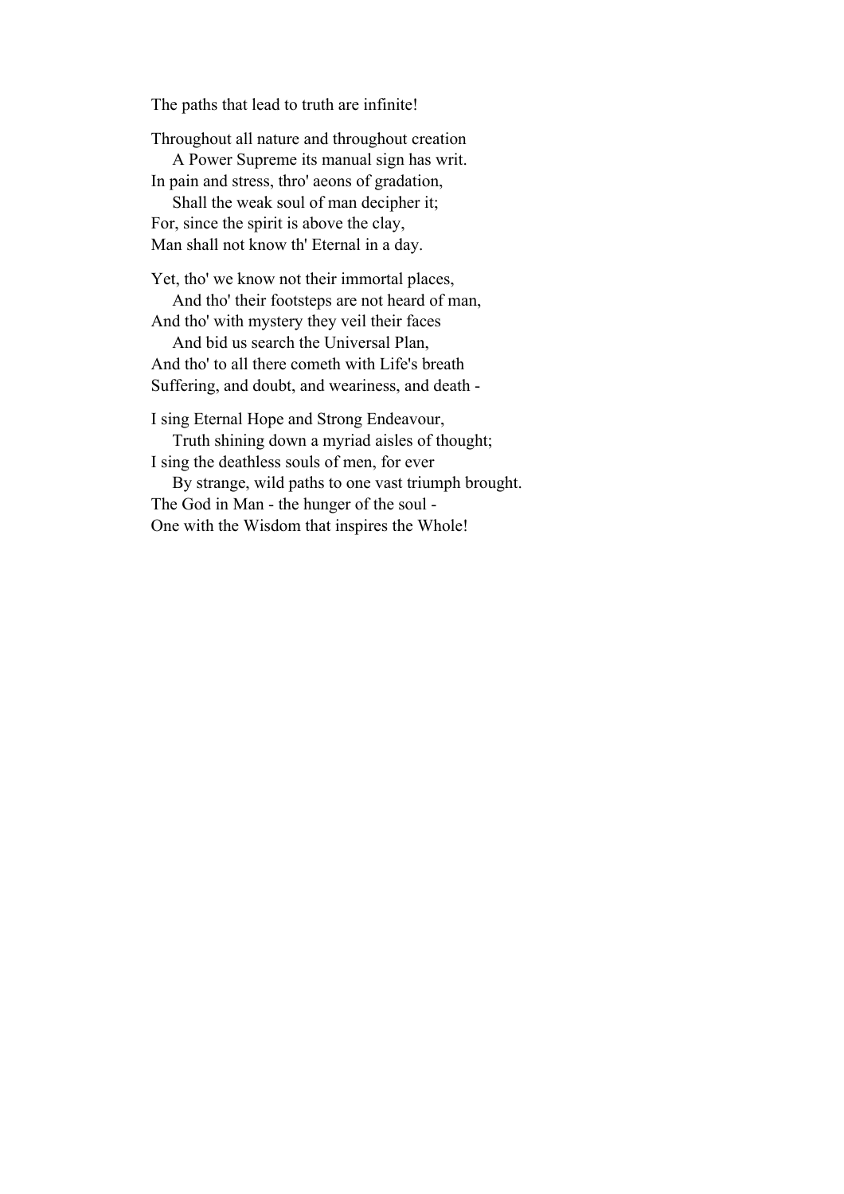The paths that lead to truth are infinite!

Throughout all nature and throughout creation  
    A Power Supreme its manual sign has writ.  
In pain and stress, thro' aeons of gradation,  
    Shall the weak soul of man decipher it;  
For, since the spirit is above the clay,  
Man shall not know th' Eternal in a day.

Yet, tho' we know not their immortal places,  
    And tho' their footsteps are not heard of man,  
And tho' with mystery they veil their faces  
    And bid us search the Universal Plan,  
And tho' to all there cometh with Life's breath  
Suffering, and doubt, and weariness, and death -

I sing Eternal Hope and Strong Endeavour,  
    Truth shining down a myriad aisles of thought;  
I sing the deathless souls of men, for ever  
    By strange, wild paths to one vast triumph brought.  
The God in Man - the hunger of the soul -  
One with the Wisdom that inspires the Whole!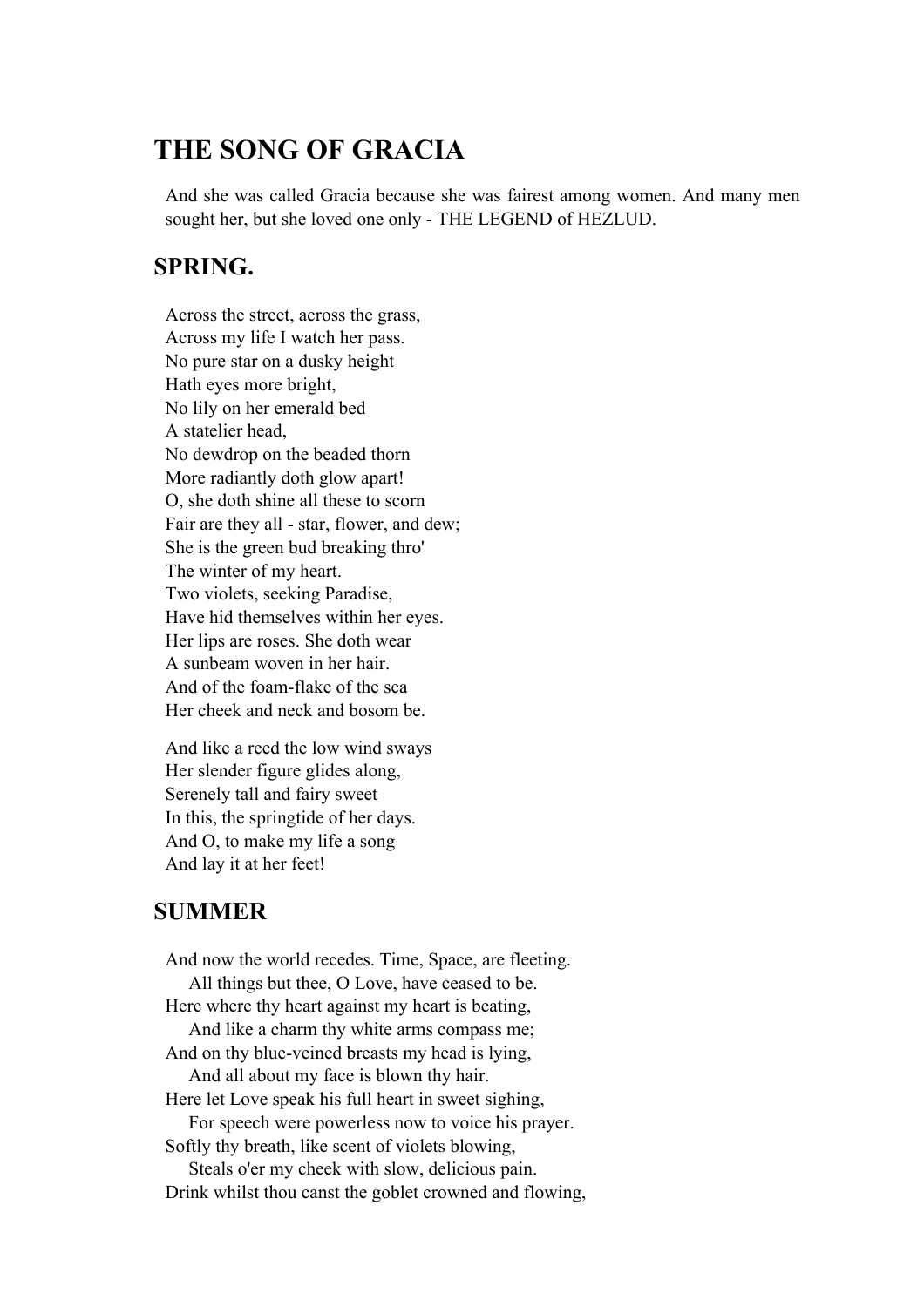# THE SONG OF GRACIA

And she was called Gracia because she was fairest among women. And many men sought her, but she loved one only - THE LEGEND of HEZLUD.

## SPRING.

Across the street, across the grass,  
Across my life I watch her pass.  
No pure star on a dusky height  
Hath eyes more bright,  
No lily on her emerald bed  
A statelier head,  
No dewdrop on the beaded thorn  
More radiantly doth glow apart!  
O, she doth shine all these to scorn  
Fair are they all - star, flower, and dew;  
She is the green bud breaking thro'  
The winter of my heart.  
Two violets, seeking Paradise,  
Have hid themselves within her eyes.  
Her lips are roses. She doth wear  
A sunbeam woven in her hair.  
And of the foam-flake of the sea  
Her cheek and neck and bosom be.

And like a reed the low wind sways  
Her slender figure glides along,  
Serenely tall and fairy sweet  
In this, the springtide of her days.  
And O, to make my life a song  
And lay it at her feet!

## SUMMER

And now the world recedes. Time, Space, are fleeting.  
    All things but thee, O Love, have ceased to be.  
Here where thy heart against my heart is beating,  
    And like a charm thy white arms compass me;  
And on thy blue-veined breasts my head is lying,  
    And all about my face is blown thy hair.  
Here let Love speak his full heart in sweet sighing,  
    For speech were powerless now to voice his prayer.  
Softly thy breath, like scent of violets blowing,  
    Steals o'er my cheek with slow, delicious pain.  
Drink whilst thou canst the goblet crowned and flowing,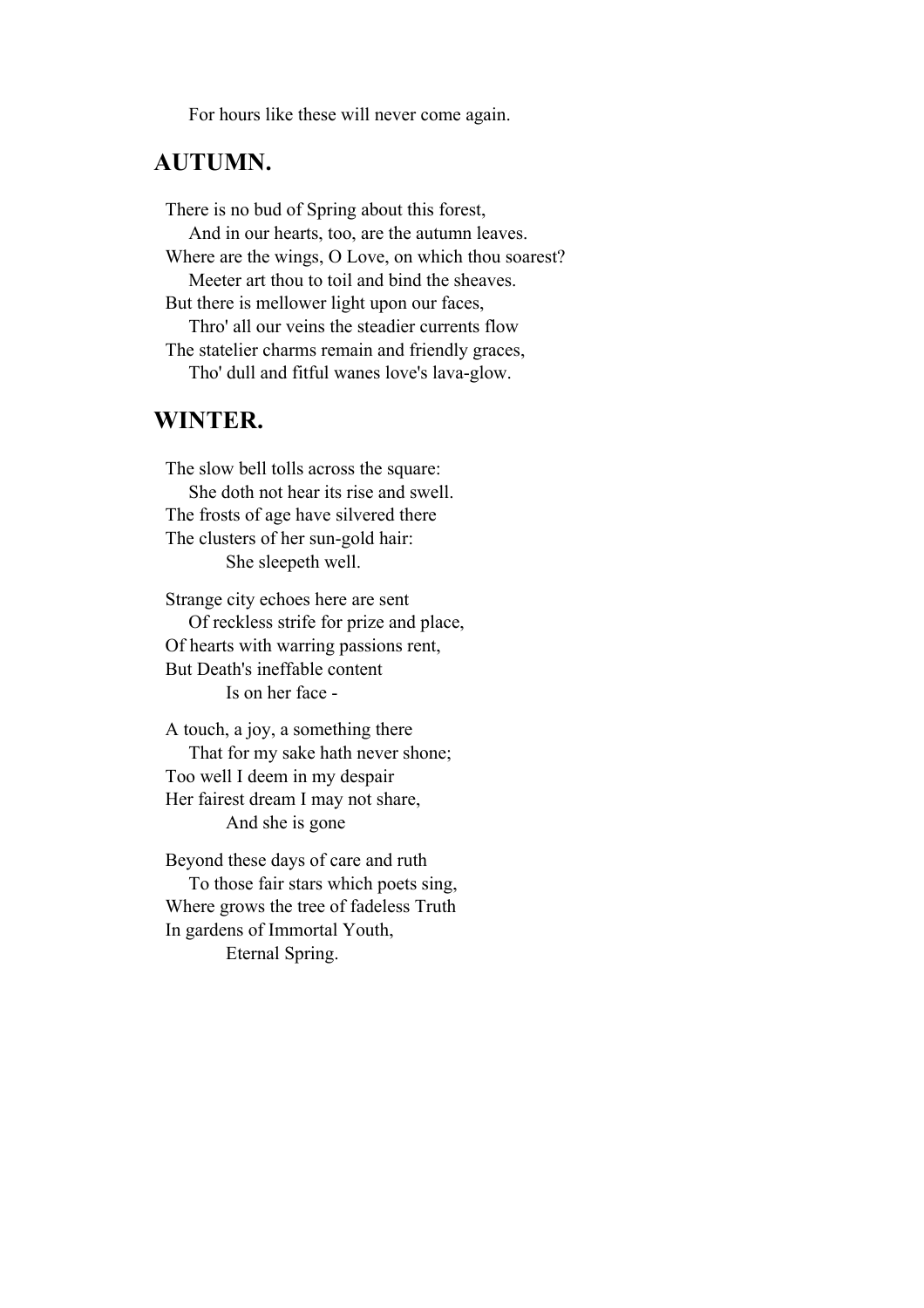For hours like these will never come again.

## AUTUMN.

There is no bud of Spring about this forest,  
    And in our hearts, too, are the autumn leaves.  
Where are the wings, O Love, on which thou soarest?  
    Meeter art thou to toil and bind the sheaves.  
But there is mellower light upon our faces,  
    Thro' all our veins the steadier currents flow  
The statelier charms remain and friendly graces,  
    Tho' dull and fitful wanes love's lava-glow.

## WINTER.

The slow bell tolls across the square:  
    She doth not hear its rise and swell.  
The frosts of age have silvered there  
The clusters of her sun-gold hair:  
        She sleepeth well.

Strange city echoes here are sent  
    Of reckless strife for prize and place,  
Of hearts with warring passions rent,  
But Death's ineffable content  
        Is on her face -

A touch, a joy, a something there  
    That for my sake hath never shone;  
Too well I deem in my despair  
Her fairest dream I may not share,  
        And she is gone

Beyond these days of care and ruth  
    To those fair stars which poets sing,  
Where grows the tree of fadeless Truth  
In gardens of Immortal Youth,  
        Eternal Spring.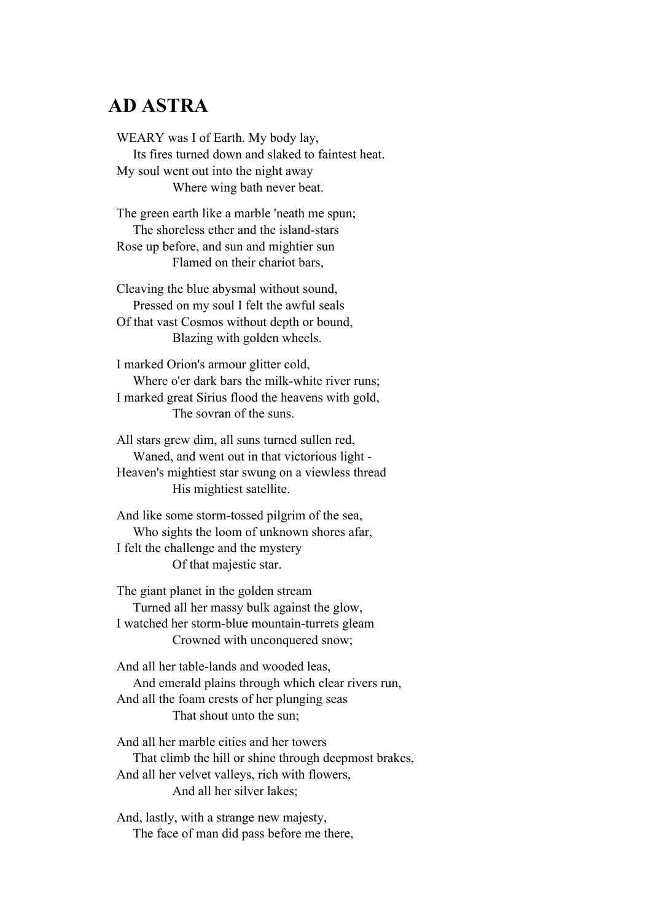## AD ASTRA

WEARY was I of Earth. My body lay,
    Its fires turned down and slaked to faintest heat.
My soul went out into the night away
        Where wing bath never beat.

The green earth like a marble 'neath me spun;
    The shoreless ether and the island-stars
Rose up before, and sun and mightier sun
        Flamed on their chariot bars,

Cleaving the blue abysmal without sound,
    Pressed on my soul I felt the awful seals
Of that vast Cosmos without depth or bound,
        Blazing with golden wheels.

I marked Orion's armour glitter cold,
    Where o'er dark bars the milk-white river runs;
I marked great Sirius flood the heavens with gold,
        The sovran of the suns.

All stars grew dim, all suns turned sullen red,
    Waned, and went out in that victorious light -
Heaven's mightiest star swung on a viewless thread
        His mightiest satellite.

And like some storm-tossed pilgrim of the sea,
    Who sights the loom of unknown shores afar,
I felt the challenge and the mystery
        Of that majestic star.

The giant planet in the golden stream
    Turned all her massy bulk against the glow,
I watched her storm-blue mountain-turrets gleam
        Crowned with unconquered snow;

And all her table-lands and wooded leas,
    And emerald plains through which clear rivers run,
And all the foam crests of her plunging seas
        That shout unto the sun;

And all her marble cities and her towers
    That climb the hill or shine through deepmost brakes,
And all her velvet valleys, rich with flowers,
        And all her silver lakes;

And, lastly, with a strange new majesty,
    The face of man did pass before me there,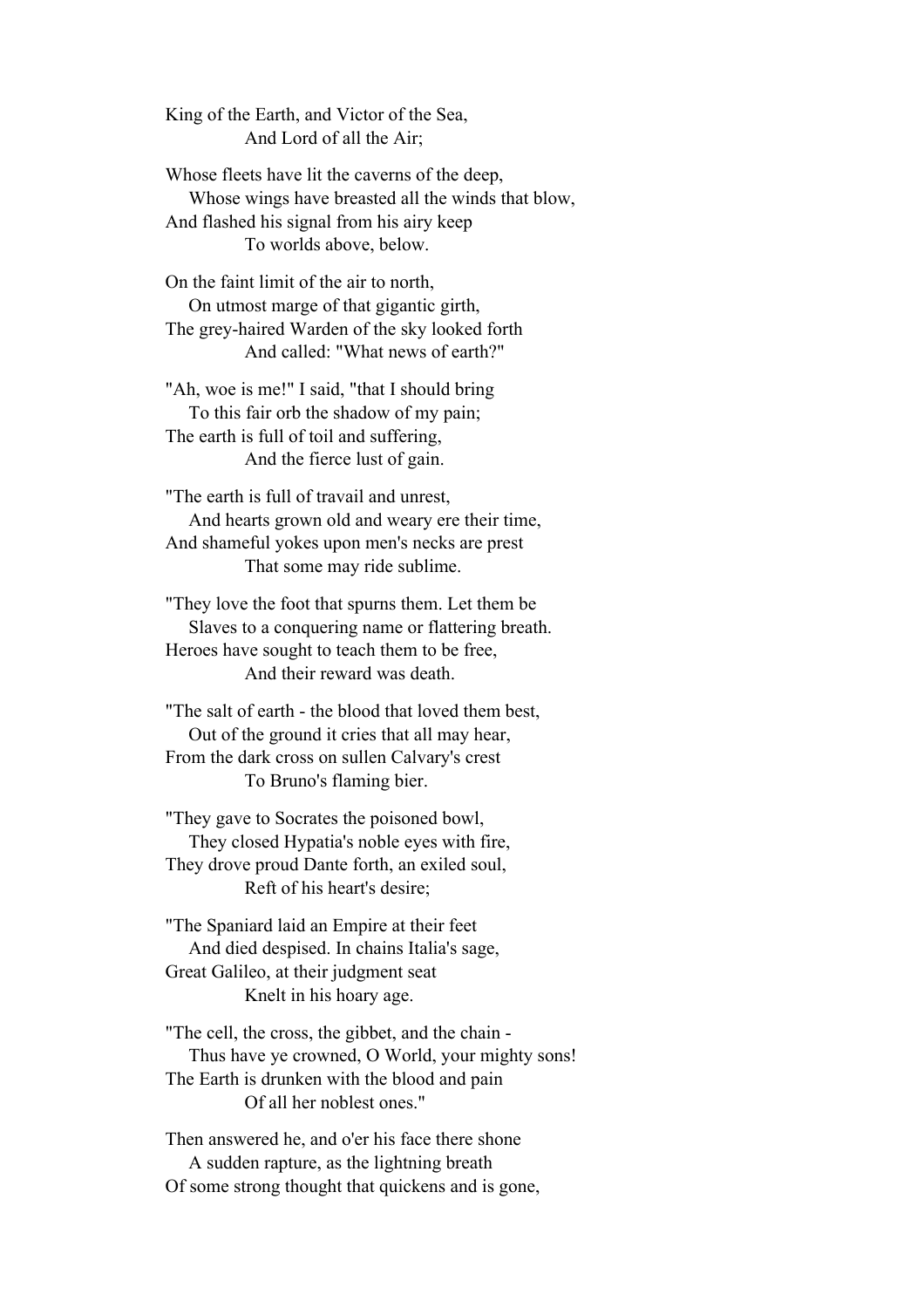King of the Earth, and Victor of the Sea,
And Lord of all the Air;

Whose fleets have lit the caverns of the deep,
Whose wings have breasted all the winds that blow,
And flashed his signal from his airy keep
To worlds above, below.

On the faint limit of the air to north,
On utmost marge of that gigantic girth,
The grey-haired Warden of the sky looked forth
And called: "What news of earth?"

"Ah, woe is me!" I said, "that I should bring
To this fair orb the shadow of my pain;
The earth is full of toil and suffering,
And the fierce lust of gain.

"The earth is full of travail and unrest,
And hearts grown old and weary ere their time,
And shameful yokes upon men's necks are prest
That some may ride sublime.

"They love the foot that spurns them. Let them be
Slaves to a conquering name or flattering breath.
Heroes have sought to teach them to be free,
And their reward was death.

"The salt of earth - the blood that loved them best,
Out of the ground it cries that all may hear,
From the dark cross on sullen Calvary's crest
To Bruno's flaming bier.

"They gave to Socrates the poisoned bowl,
They closed Hypatia's noble eyes with fire,
They drove proud Dante forth, an exiled soul,
Reft of his heart's desire;

"The Spaniard laid an Empire at their feet
And died despised. In chains Italia's sage,
Great Galileo, at their judgment seat
Knelt in his hoary age.

"The cell, the cross, the gibbet, and the chain -
Thus have ye crowned, O World, your mighty sons!
The Earth is drunken with the blood and pain
Of all her noblest ones."

Then answered he, and o'er his face there shone
A sudden rapture, as the lightning breath
Of some strong thought that quickens and is gone,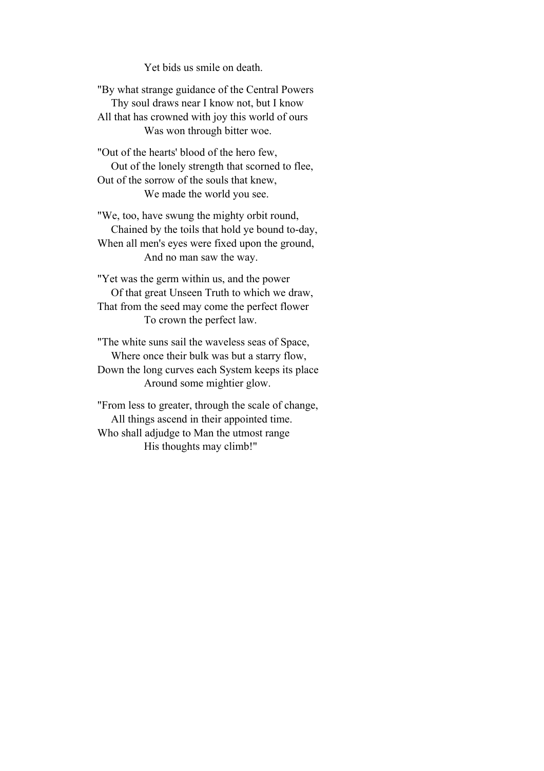Yet bids us smile on death.

"By what strange guidance of the Central Powers  
Thy soul draws near I know not, but I know  
All that has crowned with joy this world of ours  
Was won through bitter woe.

"Out of the hearts' blood of the hero few,  
Out of the lonely strength that scorned to flee,  
Out of the sorrow of the souls that knew,  
We made the world you see.

"We, too, have swung the mighty orbit round,  
Chained by the toils that hold ye bound to-day,  
When all men's eyes were fixed upon the ground,  
And no man saw the way.

"Yet was the germ within us, and the power  
Of that great Unseen Truth to which we draw,  
That from the seed may come the perfect flower  
To crown the perfect law.

"The white suns sail the waveless seas of Space,  
Where once their bulk was but a starry flow,  
Down the long curves each System keeps its place  
Around some mightier glow.

"From less to greater, through the scale of change,  
All things ascend in their appointed time.  
Who shall adjudge to Man the utmost range  
His thoughts may climb!"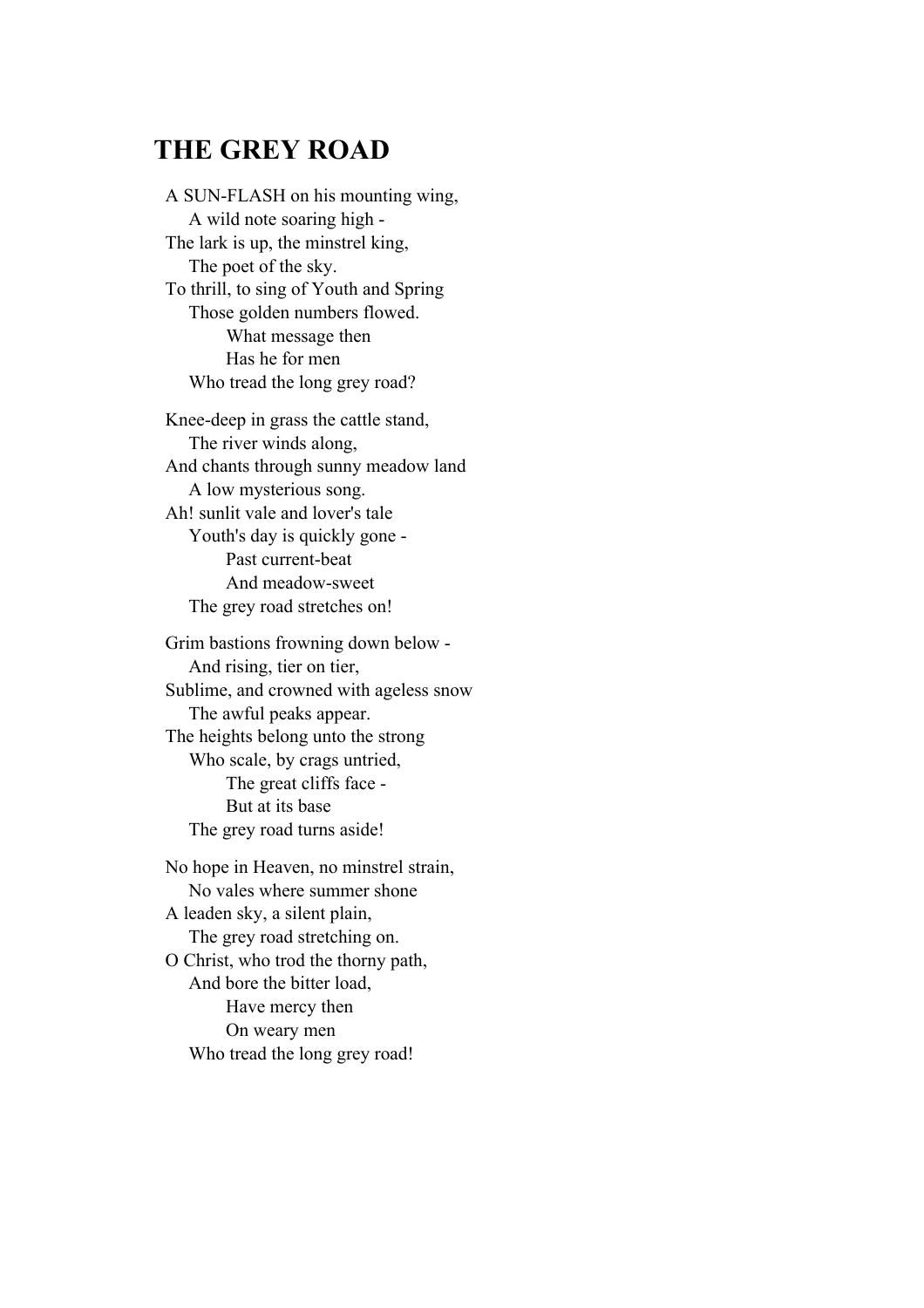## THE GREY ROAD

A SUN-FLASH on his mounting wing,  
A wild note soaring high -  
The lark is up, the minstrel king,  
The poet of the sky.  
To thrill, to sing of Youth and Spring  
Those golden numbers flowed.  
What message then  
Has he for men  
Who tread the long grey road?

Knee-deep in grass the cattle stand,  
The river winds along,  
And chants through sunny meadow land  
A low mysterious song.  
Ah! sunlit vale and lover's tale  
Youth's day is quickly gone -  
Past current-beat  
And meadow-sweet  
The grey road stretches on!

Grim bastions frowning down below -  
And rising, tier on tier,  
Sublime, and crowned with ageless snow  
The awful peaks appear.  
The heights belong unto the strong  
Who scale, by crags untried,  
The great cliffs face -  
But at its base  
The grey road turns aside!

No hope in Heaven, no minstrel strain,  
No vales where summer shone  
A leaden sky, a silent plain,  
The grey road stretching on.  
O Christ, who trod the thorny path,  
And bore the bitter load,  
Have mercy then  
On weary men  
Who tread the long grey road!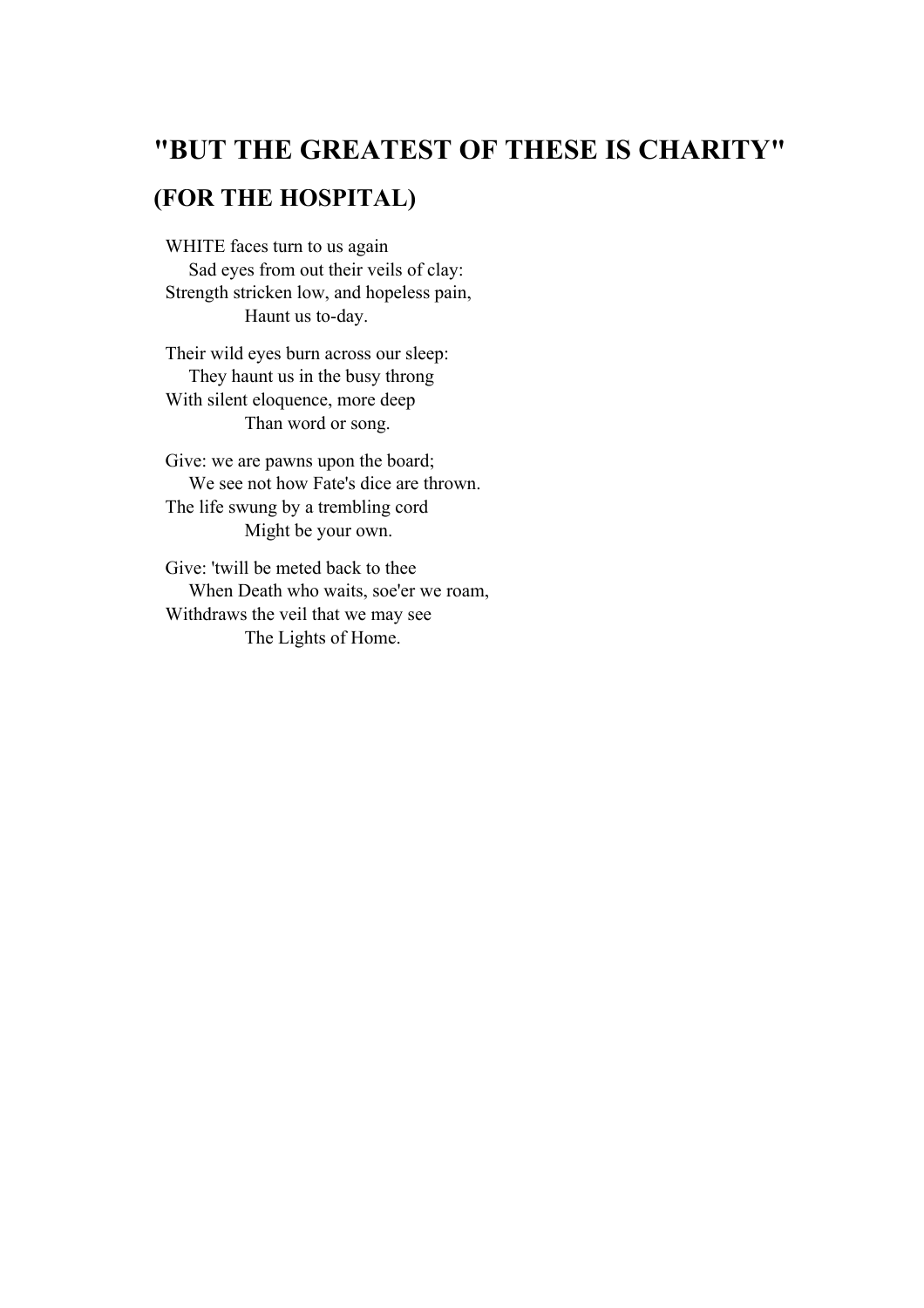## "BUT THE GREATEST OF THESE IS CHARITY"

### (FOR THE HOSPITAL)

WHITE faces turn to us again  
    Sad eyes from out their veils of clay:  
Strength stricken low, and hopeless pain,  
        Haunt us to-day.

Their wild eyes burn across our sleep:  
    They haunt us in the busy throng  
With silent eloquence, more deep  
        Than word or song.

Give: we are pawns upon the board;  
    We see not how Fate's dice are thrown.  
The life swung by a trembling cord  
        Might be your own.

Give: 'twill be meted back to thee  
    When Death who waits, soe'er we roam,  
Withdraws the veil that we may see  
        The Lights of Home.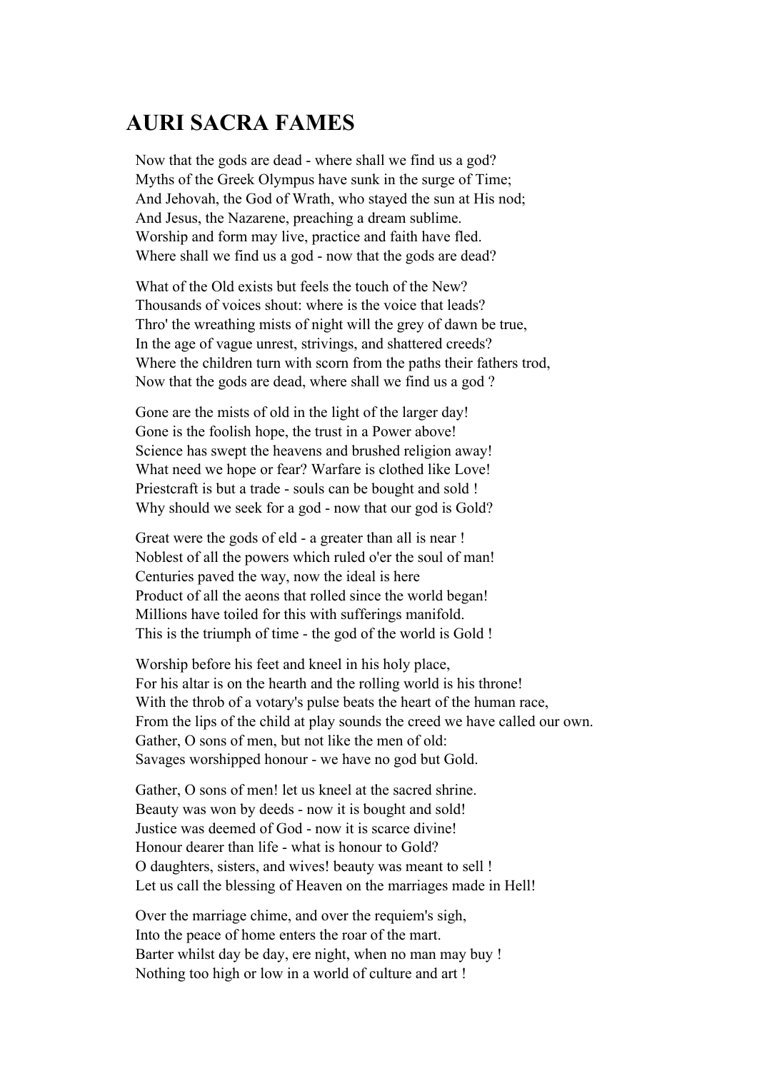# AURI SACRA FAMES

Now that the gods are dead - where shall we find us a god?
Myths of the Greek Olympus have sunk in the surge of Time;
And Jehovah, the God of Wrath, who stayed the sun at His nod;
And Jesus, the Nazarene, preaching a dream sublime.
Worship and form may live, practice and faith have fled.
Where shall we find us a god - now that the gods are dead?

What of the Old exists but feels the touch of the New?
Thousands of voices shout: where is the voice that leads?
Thro' the wreathing mists of night will the grey of dawn be true,
In the age of vague unrest, strivings, and shattered creeds?
Where the children turn with scorn from the paths their fathers trod,
Now that the gods are dead, where shall we find us a god ?

Gone are the mists of old in the light of the larger day!
Gone is the foolish hope, the trust in a Power above!
Science has swept the heavens and brushed religion away!
What need we hope or fear? Warfare is clothed like Love!
Priestcraft is but a trade - souls can be bought and sold !
Why should we seek for a god - now that our god is Gold?

Great were the gods of eld - a greater than all is near !
Noblest of all the powers which ruled o'er the soul of man!
Centuries paved the way, now the ideal is here
Product of all the aeons that rolled since the world began!
Millions have toiled for this with sufferings manifold.
This is the triumph of time - the god of the world is Gold !

Worship before his feet and kneel in his holy place,
For his altar is on the hearth and the rolling world is his throne!
With the throb of a votary's pulse beats the heart of the human race,
From the lips of the child at play sounds the creed we have called our own.
Gather, O sons of men, but not like the men of old:
Savages worshipped honour - we have no god but Gold.

Gather, O sons of men! let us kneel at the sacred shrine.
Beauty was won by deeds - now it is bought and sold!
Justice was deemed of God - now it is scarce divine!
Honour dearer than life - what is honour to Gold?
O daughters, sisters, and wives! beauty was meant to sell !
Let us call the blessing of Heaven on the marriages made in Hell!

Over the marriage chime, and over the requiem's sigh,
Into the peace of home enters the roar of the mart.
Barter whilst day be day, ere night, when no man may buy !
Nothing too high or low in a world of culture and art !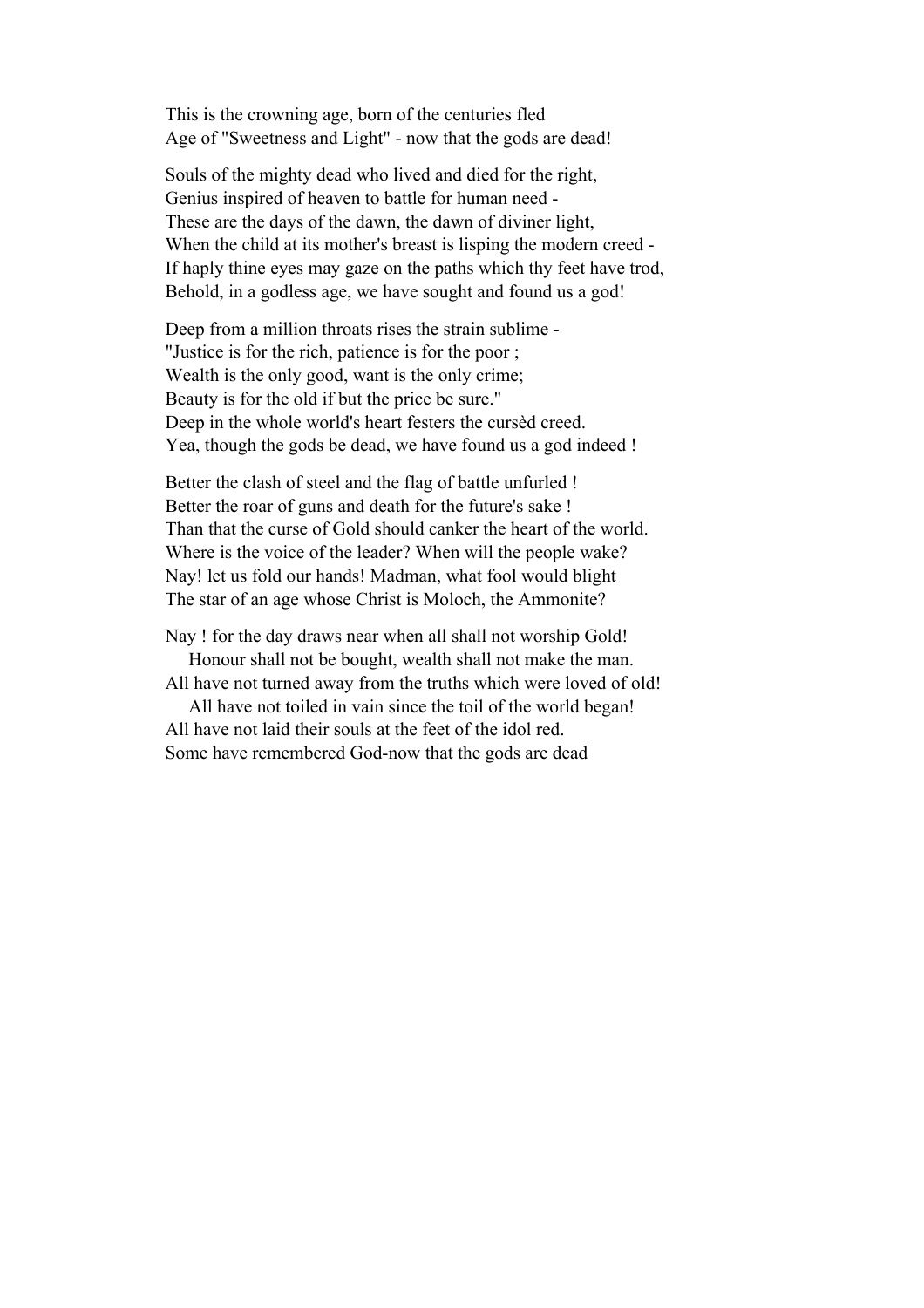This is the crowning age, born of the centuries fled  
Age of "Sweetness and Light" - now that the gods are dead!

Souls of the mighty dead who lived and died for the right,  
Genius inspired of heaven to battle for human need -  
These are the days of the dawn, the dawn of diviner light,  
When the child at its mother's breast is lisping the modern creed -  
If haply thine eyes may gaze on the paths which thy feet have trod,  
Behold, in a godless age, we have sought and found us a god!

Deep from a million throats rises the strain sublime -  
"Justice is for the rich, patience is for the poor ;  
Wealth is the only good, want is the only crime;  
Beauty is for the old if but the price be sure."  
Deep in the whole world's heart festers the cursèd creed.  
Yea, though the gods be dead, we have found us a god indeed !

Better the clash of steel and the flag of battle unfurled !  
Better the roar of guns and death for the future's sake !  
Than that the curse of Gold should canker the heart of the world.  
Where is the voice of the leader? When will the people wake?  
Nay! let us fold our hands! Madman, what fool would blight  
The star of an age whose Christ is Moloch, the Ammonite?

Nay ! for the day draws near when all shall not worship Gold!  
&nbsp;&nbsp;&nbsp;&nbsp;Honour shall not be bought, wealth shall not make the man.  
All have not turned away from the truths which were loved of old!  
&nbsp;&nbsp;&nbsp;&nbsp;All have not toiled in vain since the toil of the world began!  
All have not laid their souls at the feet of the idol red.  
Some have remembered God-now that the gods are dead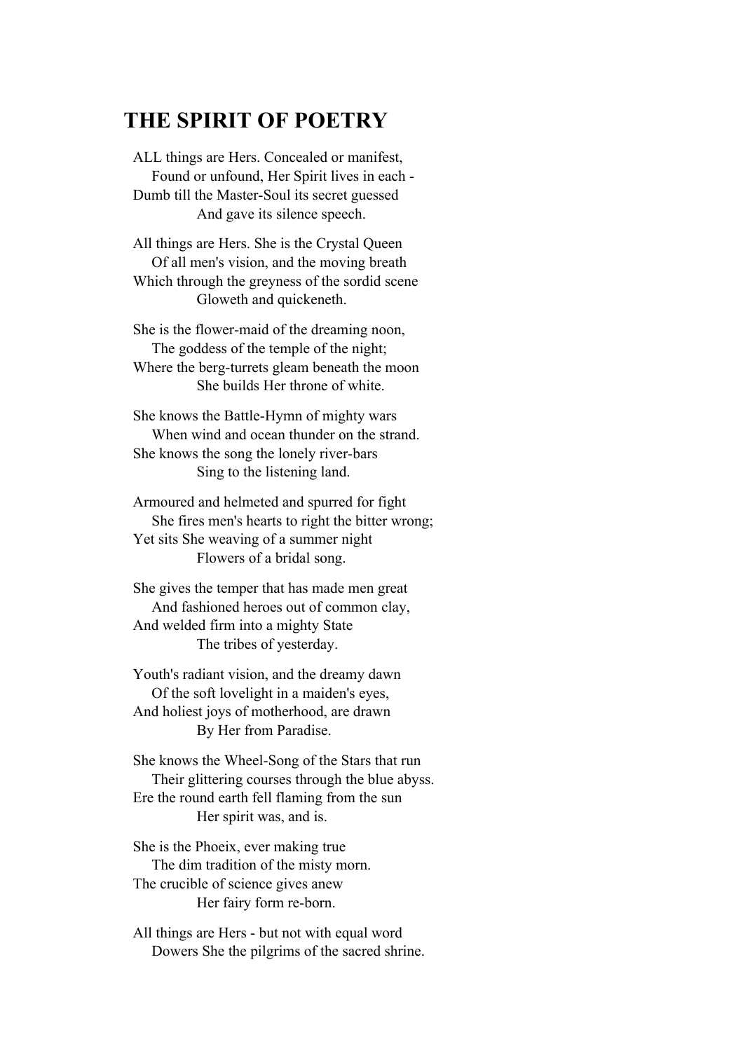# THE SPIRIT OF POETRY

ALL things are Hers. Concealed or manifest,
 Found or unfound, Her Spirit lives in each -
Dumb till the Master-Soul its secret guessed
  And gave its silence speech.

All things are Hers. She is the Crystal Queen
 Of all men's vision, and the moving breath
Which through the greyness of the sordid scene
  Gloweth and quickeneth.

She is the flower-maid of the dreaming noon,
 The goddess of the temple of the night;
Where the berg-turrets gleam beneath the moon
  She builds Her throne of white.

She knows the Battle-Hymn of mighty wars
 When wind and ocean thunder on the strand.
She knows the song the lonely river-bars
  Sing to the listening land.

Armoured and helmeted and spurred for fight
 She fires men's hearts to right the bitter wrong;
Yet sits She weaving of a summer night
  Flowers of a bridal song.

She gives the temper that has made men great
 And fashioned heroes out of common clay,
And welded firm into a mighty State
  The tribes of yesterday.

Youth's radiant vision, and the dreamy dawn
 Of the soft lovelight in a maiden's eyes,
And holiest joys of motherhood, are drawn
  By Her from Paradise.

She knows the Wheel-Song of the Stars that run
 Their glittering courses through the blue abyss.
Ere the round earth fell flaming from the sun
  Her spirit was, and is.

She is the Phoeix, ever making true
 The dim tradition of the misty morn.
The crucible of science gives anew
  Her fairy form re-born.

All things are Hers - but not with equal word
 Dowers She the pilgrims of the sacred shrine.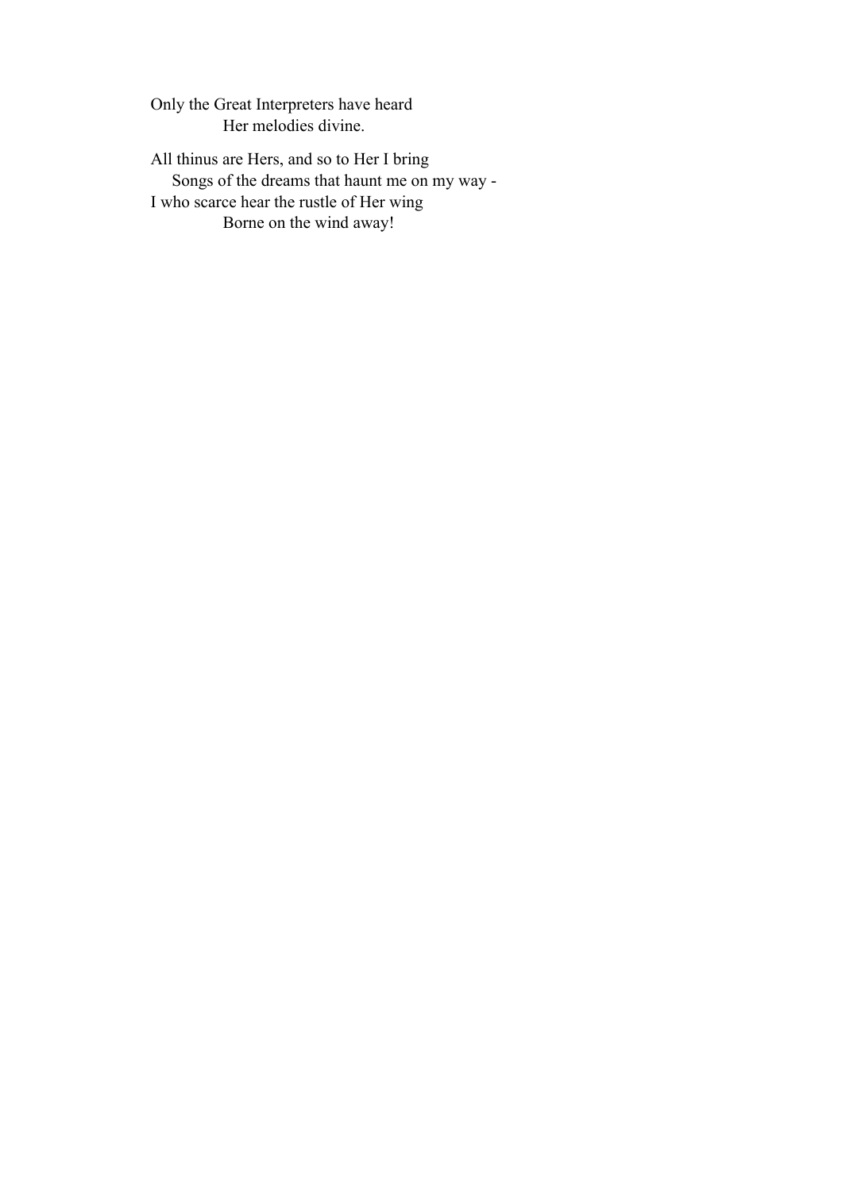Only the Great Interpreters have heard
 Her melodies divine.

All thinus are Hers, and so to Her I bring
 Songs of the dreams that haunt me on my way -
I who scarce hear the rustle of Her wing
 Borne on the wind away!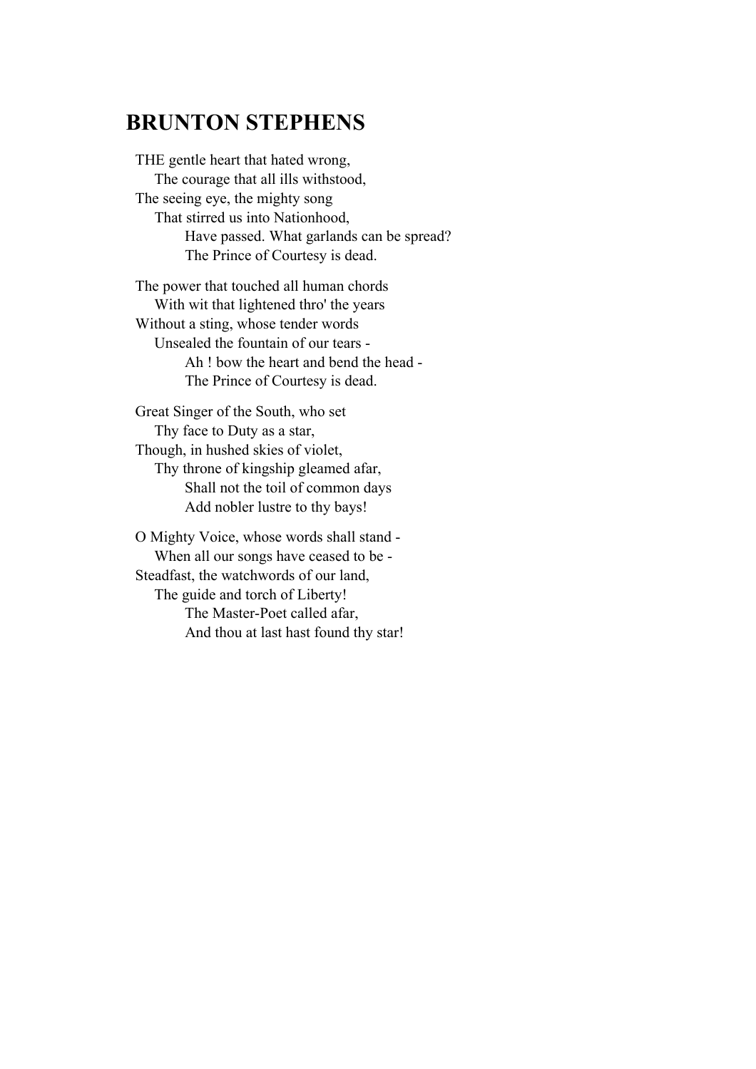## BRUNTON STEPHENS

THE gentle heart that hated wrong,  
  The courage that all ills withstood,  
The seeing eye, the mighty song  
  That stirred us into Nationhood,  
    Have passed. What garlands can be spread?  
    The Prince of Courtesy is dead.

The power that touched all human chords  
  With wit that lightened thro' the years  
Without a sting, whose tender words  
  Unsealed the fountain of our tears -  
    Ah ! bow the heart and bend the head -  
    The Prince of Courtesy is dead.

Great Singer of the South, who set  
  Thy face to Duty as a star,  
Though, in hushed skies of violet,  
  Thy throne of kingship gleamed afar,  
    Shall not the toil of common days  
    Add nobler lustre to thy bays!

O Mighty Voice, whose words shall stand -  
  When all our songs have ceased to be -  
Steadfast, the watchwords of our land,  
  The guide and torch of Liberty!  
    The Master-Poet called afar,  
    And thou at last hast found thy star!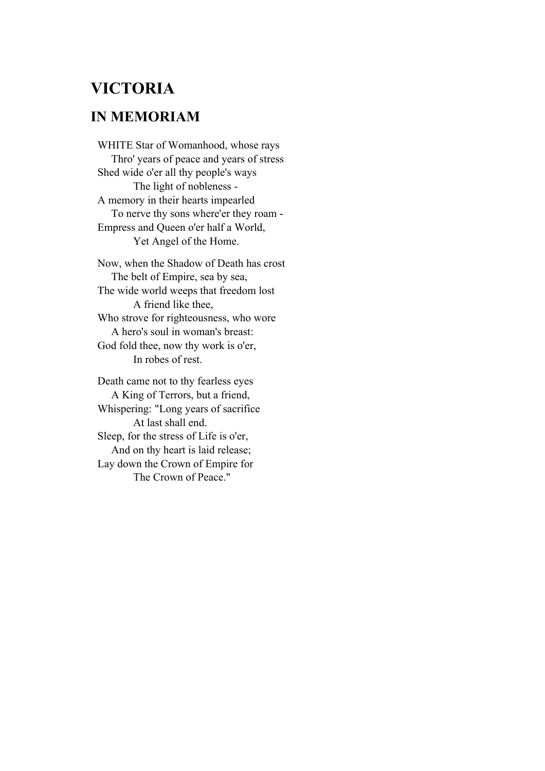# VICTORIA

## IN MEMORIAM

WHITE Star of Womanhood, whose rays  
Thro' years of peace and years of stress  
Shed wide o'er all thy people's ways  
The light of nobleness -  
A memory in their hearts impearled  
To nerve thy sons where'er they roam -  
Empress and Queen o'er half a World,  
Yet Angel of the Home.

Now, when the Shadow of Death has crost  
The belt of Empire, sea by sea,  
The wide world weeps that freedom lost  
A friend like thee,  
Who strove for righteousness, who wore  
A hero's soul in woman's breast:  
God fold thee, now thy work is o'er,  
In robes of rest.

Death came not to thy fearless eyes  
A King of Terrors, but a friend,  
Whispering: "Long years of sacrifice  
At last shall end.  
Sleep, for the stress of Life is o'er,  
And on thy heart is laid release;  
Lay down the Crown of Empire for  
The Crown of Peace."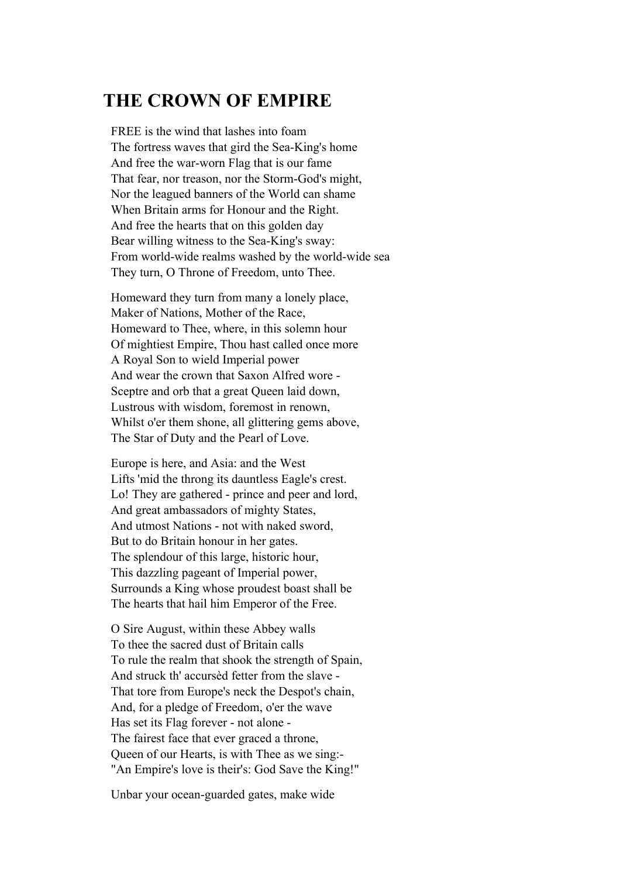# THE CROWN OF EMPIRE

FREE is the wind that lashes into foam
The fortress waves that gird the Sea-King's home
And free the war-worn Flag that is our fame
That fear, nor treason, nor the Storm-God's might,
Nor the leagued banners of the World can shame
When Britain arms for Honour and the Right.
And free the hearts that on this golden day
Bear willing witness to the Sea-King's sway:
From world-wide realms washed by the world-wide sea
They turn, O Throne of Freedom, unto Thee.

Homeward they turn from many a lonely place,
Maker of Nations, Mother of the Race,
Homeward to Thee, where, in this solemn hour
Of mightiest Empire, Thou hast called once more
A Royal Son to wield Imperial power
And wear the crown that Saxon Alfred wore -
Sceptre and orb that a great Queen laid down,
Lustrous with wisdom, foremost in renown,
Whilst o'er them shone, all glittering gems above,
The Star of Duty and the Pearl of Love.

Europe is here, and Asia: and the West
Lifts 'mid the throng its dauntless Eagle's crest.
Lo! They are gathered - prince and peer and lord,
And great ambassadors of mighty States,
And utmost Nations - not with naked sword,
But to do Britain honour in her gates.
The splendour of this large, historic hour,
This dazzling pageant of Imperial power,
Surrounds a King whose proudest boast shall be
The hearts that hail him Emperor of the Free.

O Sire August, within these Abbey walls
To thee the sacred dust of Britain calls
To rule the realm that shook the strength of Spain,
And struck th' accursèd fetter from the slave -
That tore from Europe's neck the Despot's chain,
And, for a pledge of Freedom, o'er the wave
Has set its Flag forever - not alone -
The fairest face that ever graced a throne,
Queen of our Hearts, is with Thee as we sing:-
"An Empire's love is their's: God Save the King!"

Unbar your ocean-guarded gates, make wide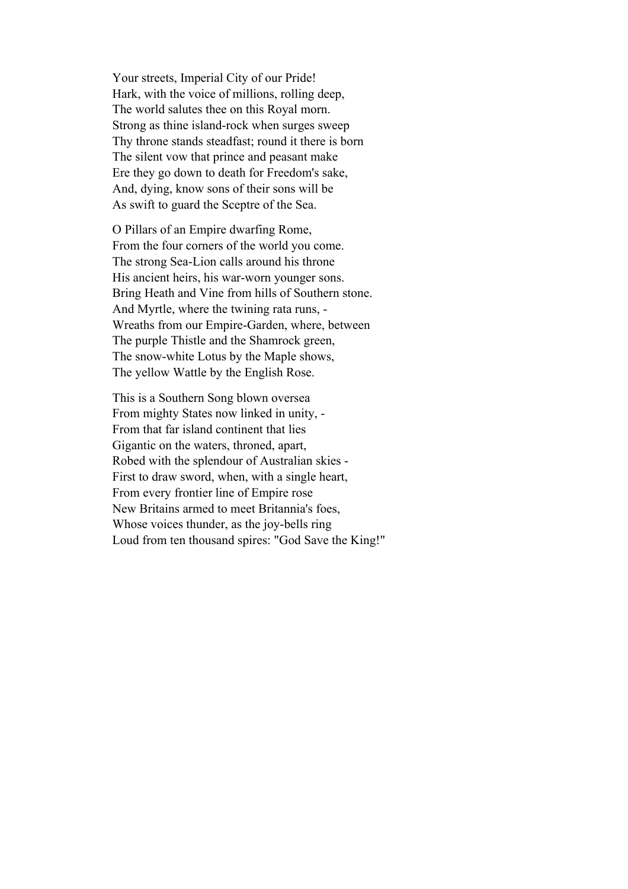Your streets, Imperial City of our Pride!
Hark, with the voice of millions, rolling deep,
The world salutes thee on this Royal morn.
Strong as thine island-rock when surges sweep
Thy throne stands steadfast; round it there is born
The silent vow that prince and peasant make
Ere they go down to death for Freedom's sake,
And, dying, know sons of their sons will be
As swift to guard the Sceptre of the Sea.

O Pillars of an Empire dwarfing Rome,
From the four corners of the world you come.
The strong Sea-Lion calls around his throne
His ancient heirs, his war-worn younger sons.
Bring Heath and Vine from hills of Southern stone.
And Myrtle, where the twining rata runs, -
Wreaths from our Empire-Garden, where, between
The purple Thistle and the Shamrock green,
The snow-white Lotus by the Maple shows,
The yellow Wattle by the English Rose.

This is a Southern Song blown oversea
From mighty States now linked in unity, -
From that far island continent that lies
Gigantic on the waters, throned, apart,
Robed with the splendour of Australian skies -
First to draw sword, when, with a single heart,
From every frontier line of Empire rose
New Britains armed to meet Britannia's foes,
Whose voices thunder, as the joy-bells ring
Loud from ten thousand spires: "God Save the King!"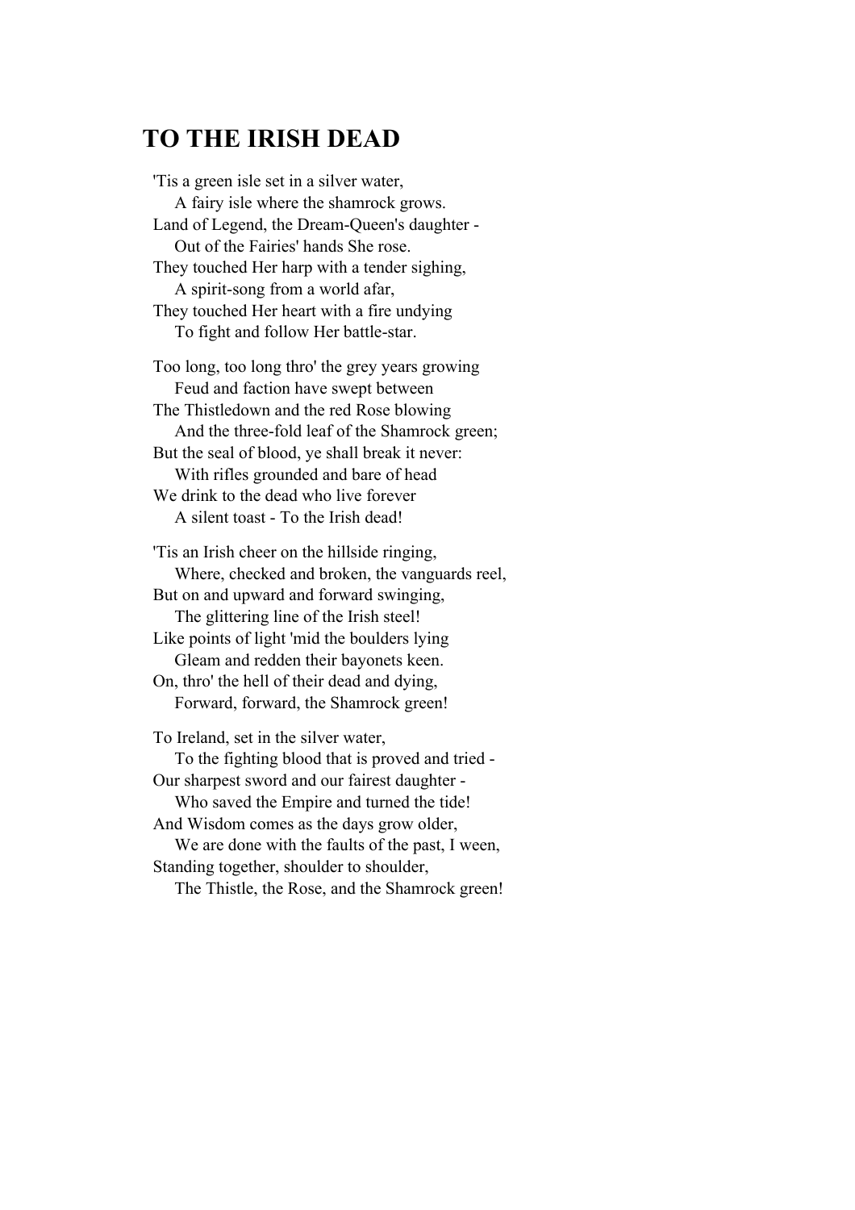## TO THE IRISH DEAD

'Tis a green isle set in a silver water,  
  A fairy isle where the shamrock grows.  
Land of Legend, the Dream-Queen's daughter -  
  Out of the Fairies' hands She rose.  
They touched Her harp with a tender sighing,  
  A spirit-song from a world afar,  
They touched Her heart with a fire undying  
  To fight and follow Her battle-star.

Too long, too long thro' the grey years growing  
  Feud and faction have swept between  
The Thistledown and the red Rose blowing  
  And the three-fold leaf of the Shamrock green;  
But the seal of blood, ye shall break it never:  
  With rifles grounded and bare of head  
We drink to the dead who live forever  
  A silent toast - To the Irish dead!

'Tis an Irish cheer on the hillside ringing,  
  Where, checked and broken, the vanguards reel,  
But on and upward and forward swinging,  
  The glittering line of the Irish steel!  
Like points of light 'mid the boulders lying  
  Gleam and redden their bayonets keen.  
On, thro' the hell of their dead and dying,  
  Forward, forward, the Shamrock green!

To Ireland, set in the silver water,  
  To the fighting blood that is proved and tried -  
Our sharpest sword and our fairest daughter -  
  Who saved the Empire and turned the tide!  
And Wisdom comes as the days grow older,  
  We are done with the faults of the past, I ween,  
Standing together, shoulder to shoulder,  
  The Thistle, the Rose, and the Shamrock green!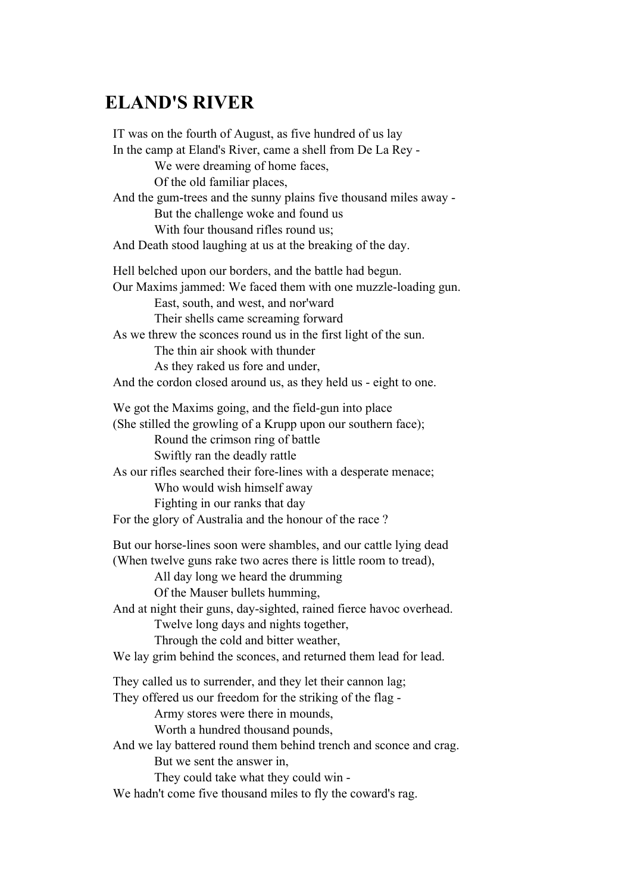## ELAND'S RIVER

IT was on the fourth of August, as five hundred of us lay
In the camp at Eland's River, came a shell from De La Rey -
&nbsp;&nbsp;&nbsp;&nbsp;&nbsp;&nbsp;&nbsp;&nbsp;We were dreaming of home faces,
&nbsp;&nbsp;&nbsp;&nbsp;&nbsp;&nbsp;&nbsp;&nbsp;Of the old familiar places,
And the gum-trees and the sunny plains five thousand miles away -
&nbsp;&nbsp;&nbsp;&nbsp;&nbsp;&nbsp;&nbsp;&nbsp;But the challenge woke and found us
&nbsp;&nbsp;&nbsp;&nbsp;&nbsp;&nbsp;&nbsp;&nbsp;With four thousand rifles round us;
And Death stood laughing at us at the breaking of the day.

Hell belched upon our borders, and the battle had begun.
Our Maxims jammed: We faced them with one muzzle-loading gun.
&nbsp;&nbsp;&nbsp;&nbsp;&nbsp;&nbsp;&nbsp;&nbsp;East, south, and west, and nor'ward
&nbsp;&nbsp;&nbsp;&nbsp;&nbsp;&nbsp;&nbsp;&nbsp;Their shells came screaming forward
As we threw the sconces round us in the first light of the sun.
&nbsp;&nbsp;&nbsp;&nbsp;&nbsp;&nbsp;&nbsp;&nbsp;The thin air shook with thunder
&nbsp;&nbsp;&nbsp;&nbsp;&nbsp;&nbsp;&nbsp;&nbsp;As they raked us fore and under,
And the cordon closed around us, as they held us - eight to one.

We got the Maxims going, and the field-gun into place
(She stilled the growling of a Krupp upon our southern face);
&nbsp;&nbsp;&nbsp;&nbsp;&nbsp;&nbsp;&nbsp;&nbsp;Round the crimson ring of battle
&nbsp;&nbsp;&nbsp;&nbsp;&nbsp;&nbsp;&nbsp;&nbsp;Swiftly ran the deadly rattle
As our rifles searched their fore-lines with a desperate menace;
&nbsp;&nbsp;&nbsp;&nbsp;&nbsp;&nbsp;&nbsp;&nbsp;Who would wish himself away
&nbsp;&nbsp;&nbsp;&nbsp;&nbsp;&nbsp;&nbsp;&nbsp;Fighting in our ranks that day
For the glory of Australia and the honour of the race ?

But our horse-lines soon were shambles, and our cattle lying dead
(When twelve guns rake two acres there is little room to tread),
&nbsp;&nbsp;&nbsp;&nbsp;&nbsp;&nbsp;&nbsp;&nbsp;All day long we heard the drumming
&nbsp;&nbsp;&nbsp;&nbsp;&nbsp;&nbsp;&nbsp;&nbsp;Of the Mauser bullets humming,
And at night their guns, day-sighted, rained fierce havoc overhead.
&nbsp;&nbsp;&nbsp;&nbsp;&nbsp;&nbsp;&nbsp;&nbsp;Twelve long days and nights together,
&nbsp;&nbsp;&nbsp;&nbsp;&nbsp;&nbsp;&nbsp;&nbsp;Through the cold and bitter weather,
We lay grim behind the sconces, and returned them lead for lead.

They called us to surrender, and they let their cannon lag;
They offered us our freedom for the striking of the flag -
&nbsp;&nbsp;&nbsp;&nbsp;&nbsp;&nbsp;&nbsp;&nbsp;Army stores were there in mounds,
&nbsp;&nbsp;&nbsp;&nbsp;&nbsp;&nbsp;&nbsp;&nbsp;Worth a hundred thousand pounds,
And we lay battered round them behind trench and sconce and crag.
&nbsp;&nbsp;&nbsp;&nbsp;&nbsp;&nbsp;&nbsp;&nbsp;But we sent the answer in,
&nbsp;&nbsp;&nbsp;&nbsp;&nbsp;&nbsp;&nbsp;&nbsp;They could take what they could win -
We hadn't come five thousand miles to fly the coward's rag.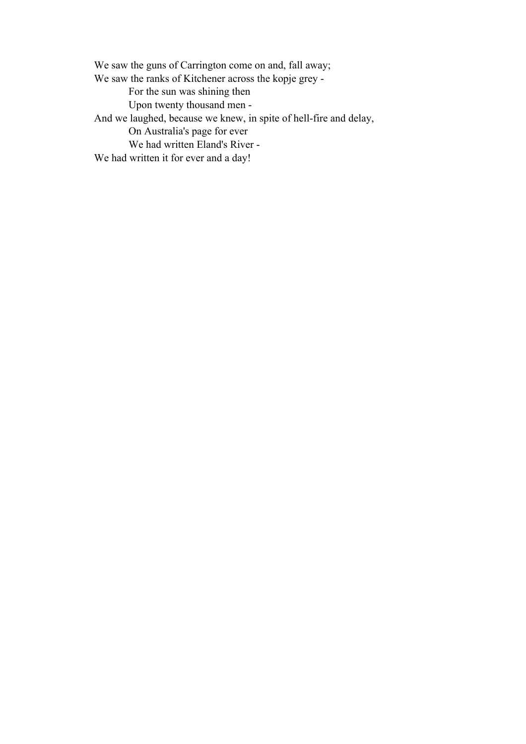We saw the guns of Carrington come on and, fall away;  
We saw the ranks of Kitchener across the kopje grey -  
&emsp;&emsp;For the sun was shining then  
&emsp;&emsp;Upon twenty thousand men -  
And we laughed, because we knew, in spite of hell-fire and delay,  
&emsp;&emsp;On Australia's page for ever  
&emsp;&emsp;We had written Eland's River -  
We had written it for ever and a day!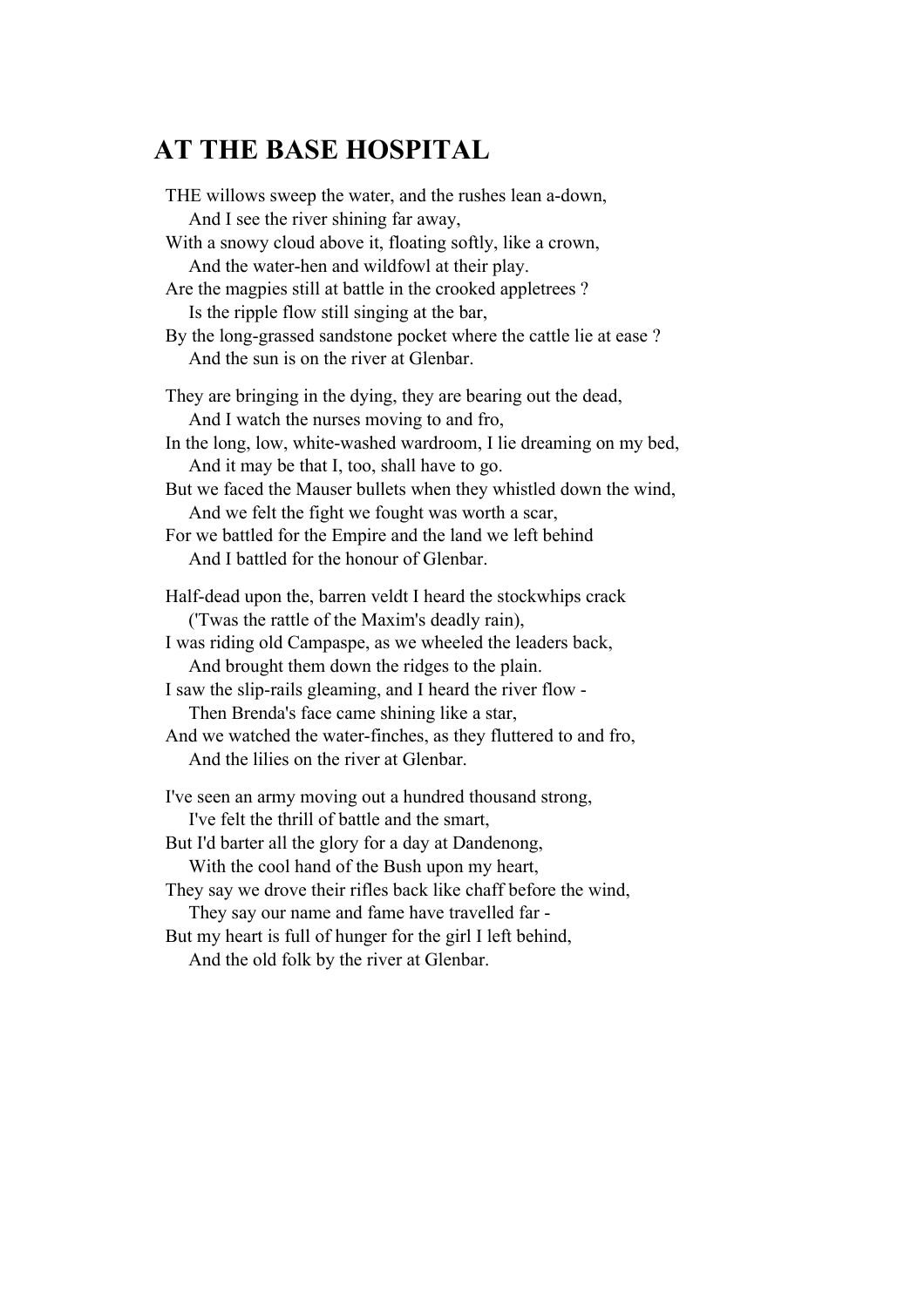## AT THE BASE HOSPITAL

THE willows sweep the water, and the rushes lean a-down,  
And I see the river shining far away,  
With a snowy cloud above it, floating softly, like a crown,  
And the water-hen and wildfowl at their play.  
Are the magpies still at battle in the crooked appletrees ?  
Is the ripple flow still singing at the bar,  
By the long-grassed sandstone pocket where the cattle lie at ease ?  
And the sun is on the river at Glenbar.

They are bringing in the dying, they are bearing out the dead,  
And I watch the nurses moving to and fro,  
In the long, low, white-washed wardroom, I lie dreaming on my bed,  
And it may be that I, too, shall have to go.  
But we faced the Mauser bullets when they whistled down the wind,  
And we felt the fight we fought was worth a scar,  
For we battled for the Empire and the land we left behind  
And I battled for the honour of Glenbar.

Half-dead upon the, barren veldt I heard the stockwhips crack  
('Twas the rattle of the Maxim's deadly rain),  
I was riding old Campaspe, as we wheeled the leaders back,  
And brought them down the ridges to the plain.  
I saw the slip-rails gleaming, and I heard the river flow -  
Then Brenda's face came shining like a star,  
And we watched the water-finches, as they fluttered to and fro,  
And the lilies on the river at Glenbar.

I've seen an army moving out a hundred thousand strong,  
I've felt the thrill of battle and the smart,  
But I'd barter all the glory for a day at Dandenong,  
With the cool hand of the Bush upon my heart,  
They say we drove their rifles back like chaff before the wind,  
They say our name and fame have travelled far -  
But my heart is full of hunger for the girl I left behind,  
And the old folk by the river at Glenbar.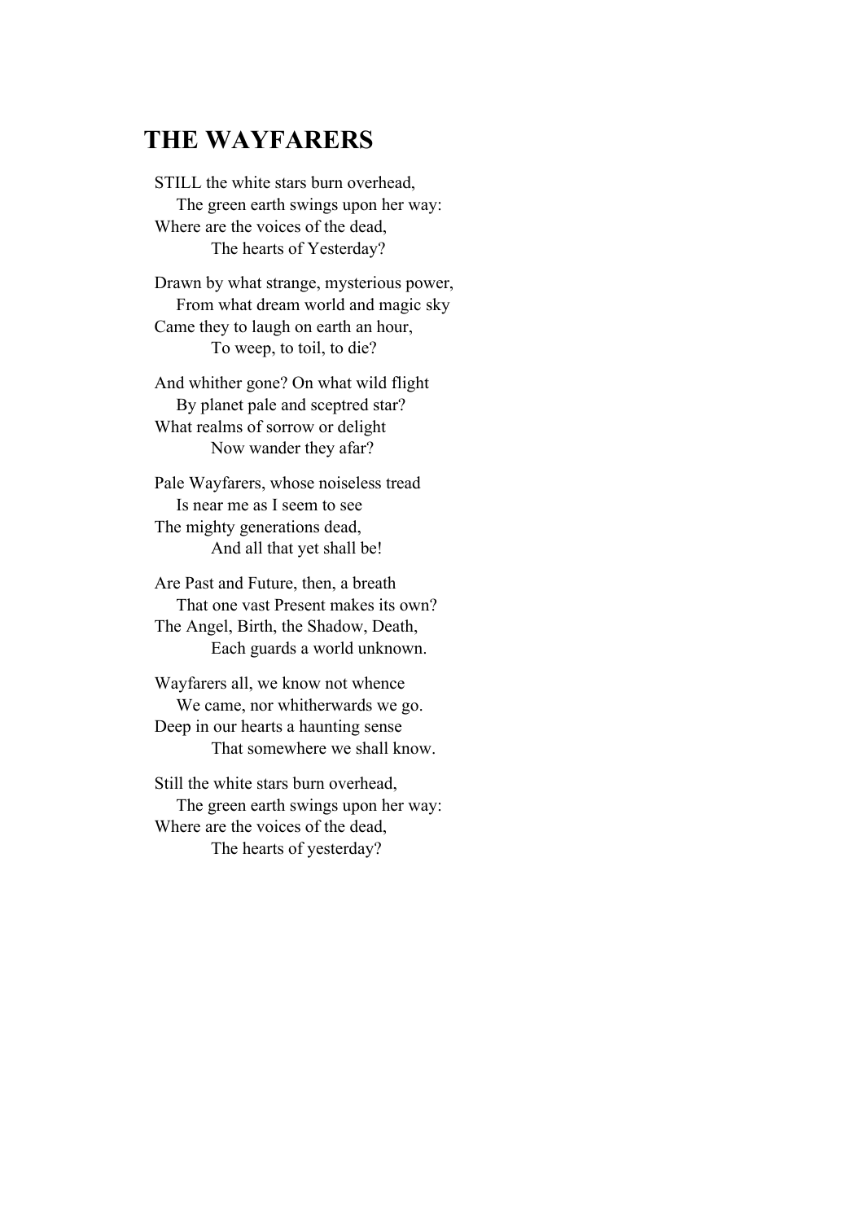## THE WAYFARERS

STILL the white stars burn overhead,
The green earth swings upon her way:
Where are the voices of the dead,
The hearts of Yesterday?

Drawn by what strange, mysterious power,
From what dream world and magic sky
Came they to laugh on earth an hour,
To weep, to toil, to die?

And whither gone? On what wild flight
By planet pale and sceptred star?
What realms of sorrow or delight
Now wander they afar?

Pale Wayfarers, whose noiseless tread
Is near me as I seem to see
The mighty generations dead,
And all that yet shall be!

Are Past and Future, then, a breath
That one vast Present makes its own?
The Angel, Birth, the Shadow, Death,
Each guards a world unknown.

Wayfarers all, we know not whence
We came, nor whitherwards we go.
Deep in our hearts a haunting sense
That somewhere we shall know.

Still the white stars burn overhead,
The green earth swings upon her way:
Where are the voices of the dead,
The hearts of yesterday?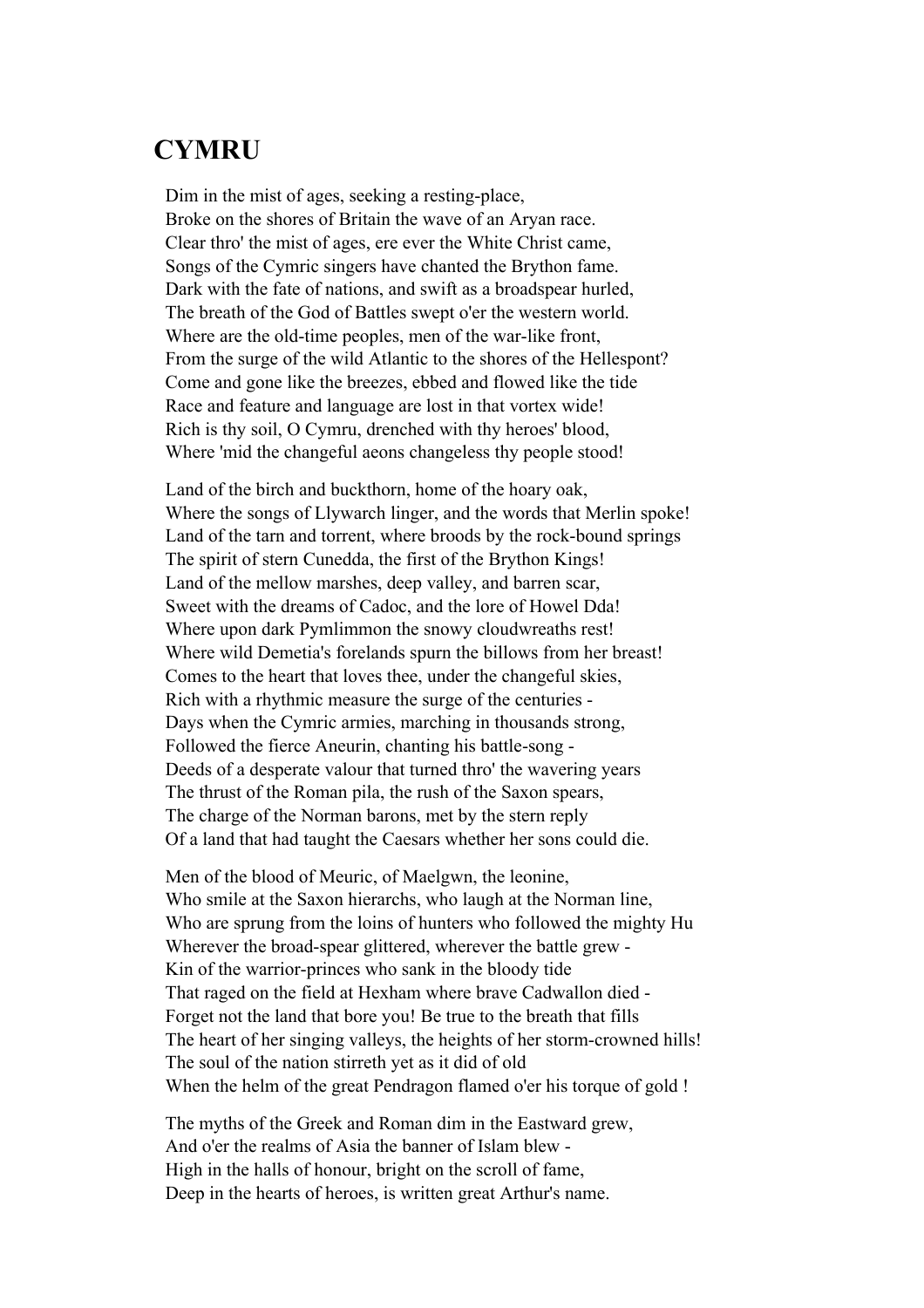## CYMRU

Dim in the mist of ages, seeking a resting-place,
Broke on the shores of Britain the wave of an Aryan race.
Clear thro' the mist of ages, ere ever the White Christ came,
Songs of the Cymric singers have chanted the Brython fame.
Dark with the fate of nations, and swift as a broadspear hurled,
The breath of the God of Battles swept o'er the western world.
Where are the old-time peoples, men of the war-like front,
From the surge of the wild Atlantic to the shores of the Hellespont?
Come and gone like the breezes, ebbed and flowed like the tide
Race and feature and language are lost in that vortex wide!
Rich is thy soil, O Cymru, drenched with thy heroes' blood,
Where 'mid the changeful aeons changeless thy people stood!

Land of the birch and buckthorn, home of the hoary oak,
Where the songs of Llywarch linger, and the words that Merlin spoke!
Land of the tarn and torrent, where broods by the rock-bound springs
The spirit of stern Cunedda, the first of the Brython Kings!
Land of the mellow marshes, deep valley, and barren scar,
Sweet with the dreams of Cadoc, and the lore of Howel Dda!
Where upon dark Pymlimmon the snowy cloudwreaths rest!
Where wild Demetia's forelands spurn the billows from her breast!
Comes to the heart that loves thee, under the changeful skies,
Rich with a rhythmic measure the surge of the centuries -
Days when the Cymric armies, marching in thousands strong,
Followed the fierce Aneurin, chanting his battle-song -
Deeds of a desperate valour that turned thro' the wavering years
The thrust of the Roman pila, the rush of the Saxon spears,
The charge of the Norman barons, met by the stern reply
Of a land that had taught the Caesars whether her sons could die.

Men of the blood of Meuric, of Maelgwn, the leonine,
Who smile at the Saxon hierarchs, who laugh at the Norman line,
Who are sprung from the loins of hunters who followed the mighty Hu
Wherever the broad-spear glittered, wherever the battle grew -
Kin of the warrior-princes who sank in the bloody tide
That raged on the field at Hexham where brave Cadwallon died -
Forget not the land that bore you! Be true to the breath that fills
The heart of her singing valleys, the heights of her storm-crowned hills!
The soul of the nation stirreth yet as it did of old
When the helm of the great Pendragon flamed o'er his torque of gold !

The myths of the Greek and Roman dim in the Eastward grew,
And o'er the realms of Asia the banner of Islam blew -
High in the halls of honour, bright on the scroll of fame,
Deep in the hearts of heroes, is written great Arthur's name.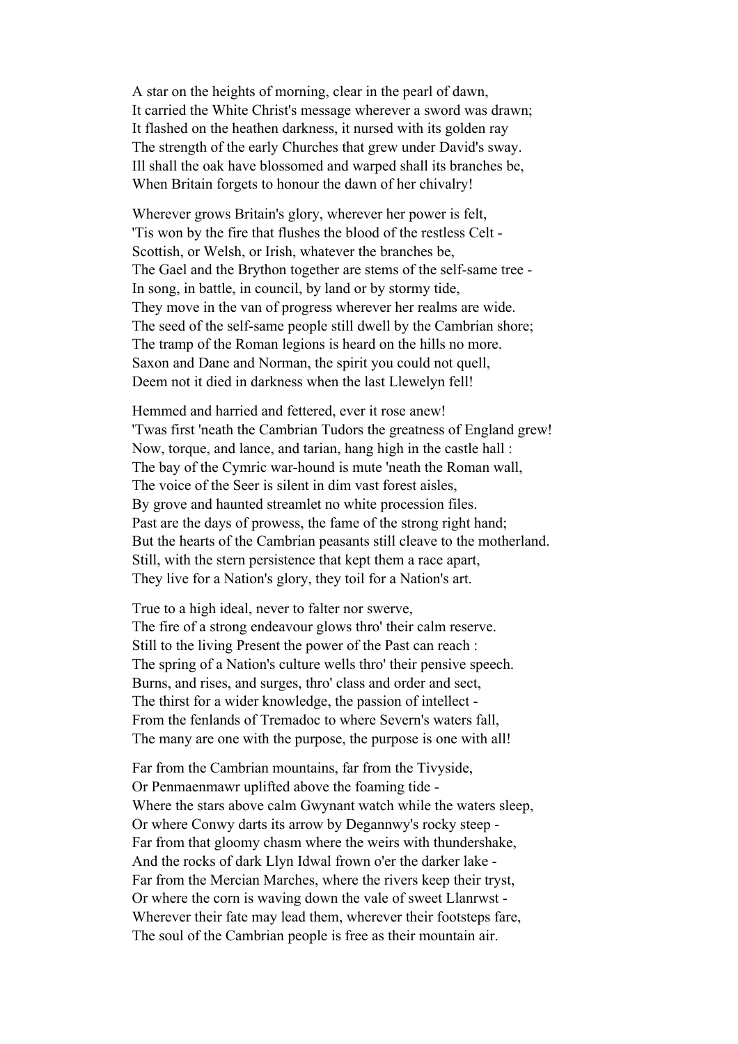A star on the heights of morning, clear in the pearl of dawn,
It carried the White Christ's message wherever a sword was drawn;
It flashed on the heathen darkness, it nursed with its golden ray
The strength of the early Churches that grew under David's sway.
Ill shall the oak have blossomed and warped shall its branches be,
When Britain forgets to honour the dawn of her chivalry!

Wherever grows Britain's glory, wherever her power is felt,
'Tis won by the fire that flushes the blood of the restless Celt -
Scottish, or Welsh, or Irish, whatever the branches be,
The Gael and the Brython together are stems of the self-same tree -
In song, in battle, in council, by land or by stormy tide,
They move in the van of progress wherever her realms are wide.
The seed of the self-same people still dwell by the Cambrian shore;
The tramp of the Roman legions is heard on the hills no more.
Saxon and Dane and Norman, the spirit you could not quell,
Deem not it died in darkness when the last Llewelyn fell!

Hemmed and harried and fettered, ever it rose anew!
'Twas first 'neath the Cambrian Tudors the greatness of England grew!
Now, torque, and lance, and tarian, hang high in the castle hall :
The bay of the Cymric war-hound is mute 'neath the Roman wall,
The voice of the Seer is silent in dim vast forest aisles,
By grove and haunted streamlet no white procession files.
Past are the days of prowess, the fame of the strong right hand;
But the hearts of the Cambrian peasants still cleave to the motherland.
Still, with the stern persistence that kept them a race apart,
They live for a Nation's glory, they toil for a Nation's art.

True to a high ideal, never to falter nor swerve,
The fire of a strong endeavour glows thro' their calm reserve.
Still to the living Present the power of the Past can reach :
The spring of a Nation's culture wells thro' their pensive speech.
Burns, and rises, and surges, thro' class and order and sect,
The thirst for a wider knowledge, the passion of intellect -
From the fenlands of Tremadoc to where Severn's waters fall,
The many are one with the purpose, the purpose is one with all!

Far from the Cambrian mountains, far from the Tivyside,
Or Penmaenmawr uplifted above the foaming tide -
Where the stars above calm Gwynant watch while the waters sleep,
Or where Conwy darts its arrow by Degannwy's rocky steep -
Far from that gloomy chasm where the weirs with thundershake,
And the rocks of dark Llyn Idwal frown o'er the darker lake -
Far from the Mercian Marches, where the rivers keep their tryst,
Or where the corn is waving down the vale of sweet Llanrwst -
Wherever their fate may lead them, wherever their footsteps fare,
The soul of the Cambrian people is free as their mountain air.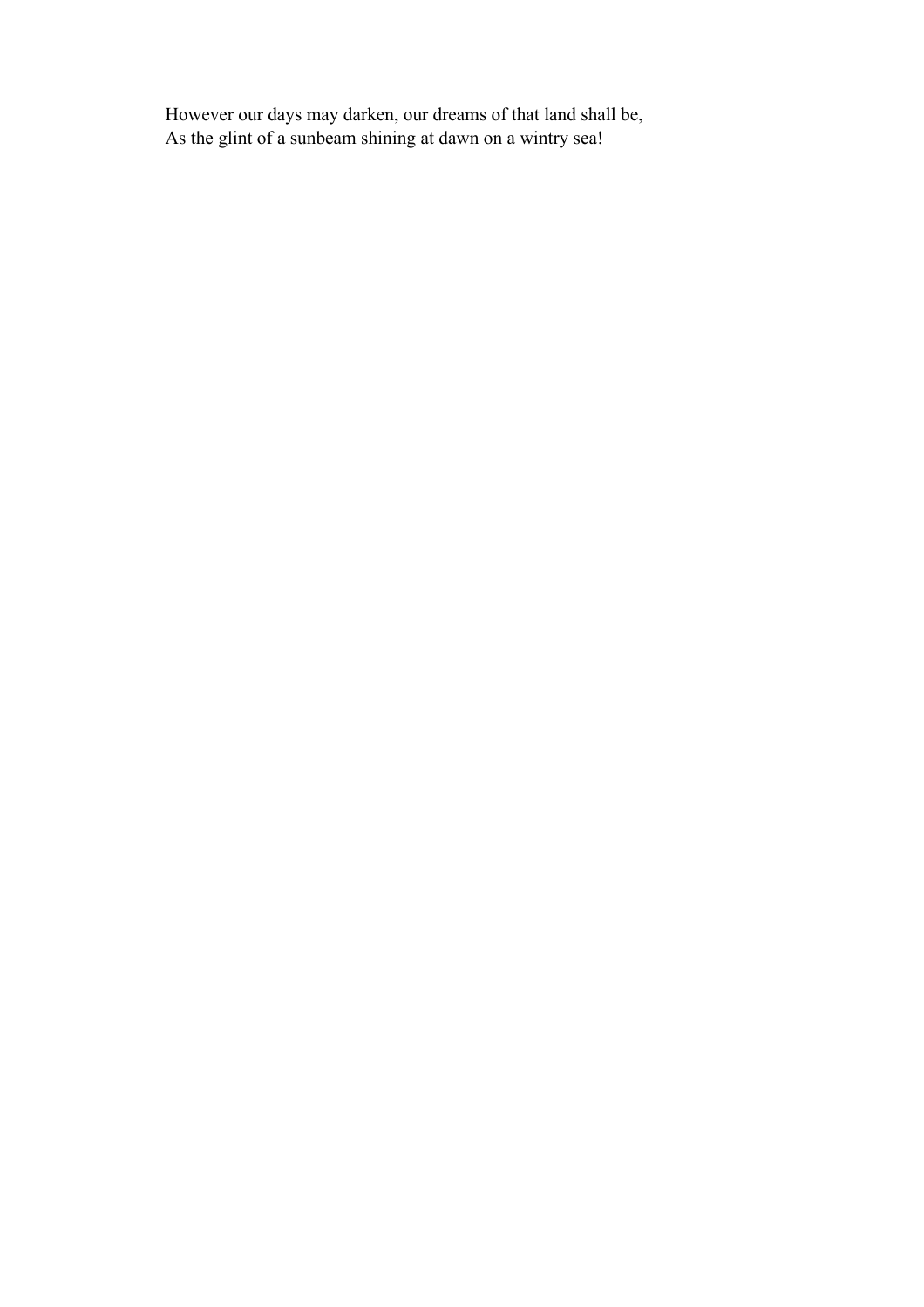However our days may darken, our dreams of that land shall be,  
As the glint of a sunbeam shining at dawn on a wintry sea!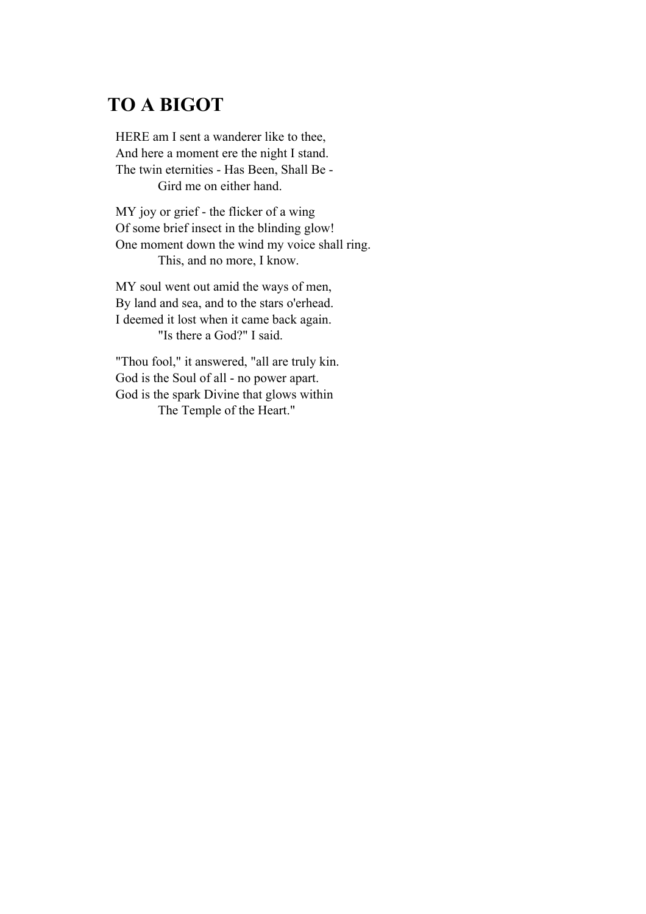## TO A BIGOT

HERE am I sent a wanderer like to thee,  
And here a moment ere the night I stand.  
The twin eternities - Has Been, Shall Be -  
&nbsp;&nbsp;&nbsp;&nbsp;&nbsp;&nbsp;&nbsp;&nbsp;Gird me on either hand.

MY joy or grief - the flicker of a wing  
Of some brief insect in the blinding glow!  
One moment down the wind my voice shall ring.  
&nbsp;&nbsp;&nbsp;&nbsp;&nbsp;&nbsp;&nbsp;&nbsp;This, and no more, I know.

MY soul went out amid the ways of men,  
By land and sea, and to the stars o'erhead.  
I deemed it lost when it came back again.  
&nbsp;&nbsp;&nbsp;&nbsp;&nbsp;&nbsp;&nbsp;&nbsp;"Is there a God?" I said.

"Thou fool," it answered, "all are truly kin.  
God is the Soul of all - no power apart.  
God is the spark Divine that glows within  
&nbsp;&nbsp;&nbsp;&nbsp;&nbsp;&nbsp;&nbsp;&nbsp;The Temple of the Heart."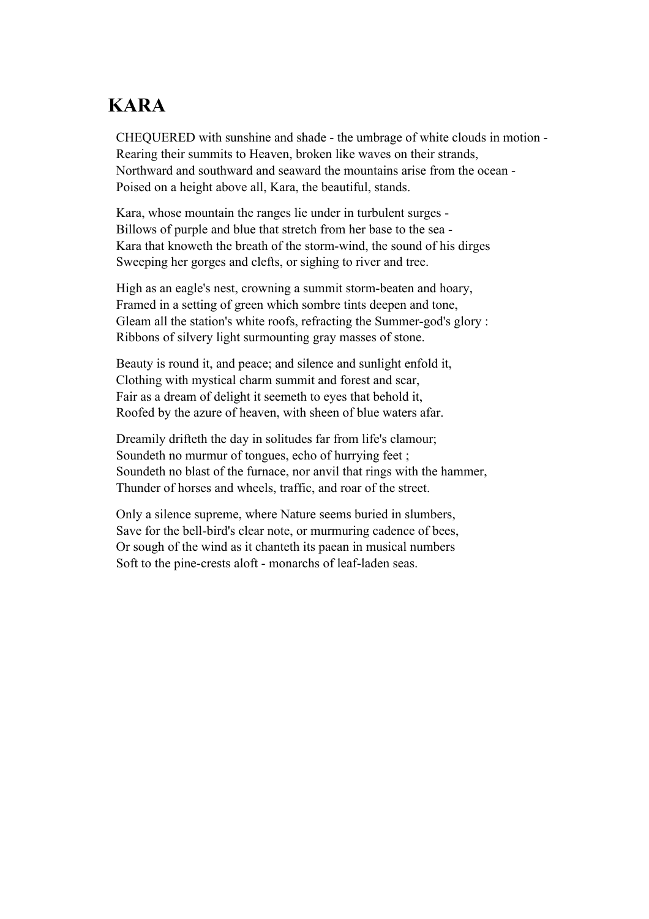# KARA

CHEQUERED with sunshine and shade - the umbrage of white clouds in motion -  
Rearing their summits to Heaven, broken like waves on their strands,  
Northward and southward and seaward the mountains arise from the ocean -  
Poised on a height above all, Kara, the beautiful, stands.

Kara, whose mountain the ranges lie under in turbulent surges -  
Billows of purple and blue that stretch from her base to the sea -  
Kara that knoweth the breath of the storm-wind, the sound of his dirges  
Sweeping her gorges and clefts, or sighing to river and tree.

High as an eagle's nest, crowning a summit storm-beaten and hoary,  
Framed in a setting of green which sombre tints deepen and tone,  
Gleam all the station's white roofs, refracting the Summer-god's glory :  
Ribbons of silvery light surmounting gray masses of stone.

Beauty is round it, and peace; and silence and sunlight enfold it,  
Clothing with mystical charm summit and forest and scar,  
Fair as a dream of delight it seemeth to eyes that behold it,  
Roofed by the azure of heaven, with sheen of blue waters afar.

Dreamily drifteth the day in solitudes far from life's clamour;  
Soundeth no murmur of tongues, echo of hurrying feet ;  
Soundeth no blast of the furnace, nor anvil that rings with the hammer,  
Thunder of horses and wheels, traffic, and roar of the street.

Only a silence supreme, where Nature seems buried in slumbers,  
Save for the bell-bird's clear note, or murmuring cadence of bees,  
Or sough of the wind as it chanteth its paean in musical numbers  
Soft to the pine-crests aloft - monarchs of leaf-laden seas.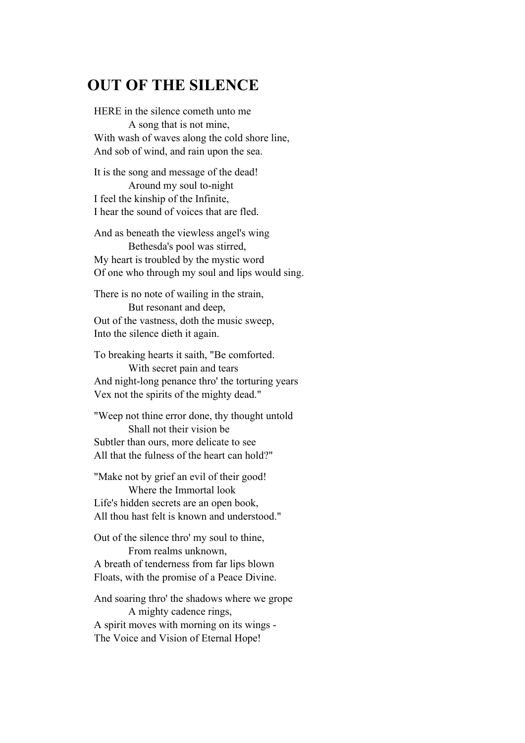## OUT OF THE SILENCE

HERE in the silence cometh unto me  
&nbsp;&nbsp;&nbsp;&nbsp;&nbsp;&nbsp;&nbsp;&nbsp;A song that is not mine,  
With wash of waves along the cold shore line,  
And sob of wind, and rain upon the sea.

It is the song and message of the dead!  
&nbsp;&nbsp;&nbsp;&nbsp;&nbsp;&nbsp;&nbsp;&nbsp;Around my soul to-night  
I feel the kinship of the Infinite,  
I hear the sound of voices that are fled.

And as beneath the viewless angel's wing  
&nbsp;&nbsp;&nbsp;&nbsp;&nbsp;&nbsp;&nbsp;&nbsp;Bethesda's pool was stirred,  
My heart is troubled by the mystic word  
Of one who through my soul and lips would sing.

There is no note of wailing in the strain,  
&nbsp;&nbsp;&nbsp;&nbsp;&nbsp;&nbsp;&nbsp;&nbsp;But resonant and deep,  
Out of the vastness, doth the music sweep,  
Into the silence dieth it again.

To breaking hearts it saith, "Be comforted.  
&nbsp;&nbsp;&nbsp;&nbsp;&nbsp;&nbsp;&nbsp;&nbsp;With secret pain and tears  
And night-long penance thro' the torturing years  
Vex not the spirits of the mighty dead."

"Weep not thine error done, thy thought untold  
&nbsp;&nbsp;&nbsp;&nbsp;&nbsp;&nbsp;&nbsp;&nbsp;Shall not their vision be  
Subtler than ours, more delicate to see  
All that the fulness of the heart can hold?"

"Make not by grief an evil of their good!  
&nbsp;&nbsp;&nbsp;&nbsp;&nbsp;&nbsp;&nbsp;&nbsp;Where the Immortal look  
Life's hidden secrets are an open book,  
All thou hast felt is known and understood."

Out of the silence thro' my soul to thine,  
&nbsp;&nbsp;&nbsp;&nbsp;&nbsp;&nbsp;&nbsp;&nbsp;From realms unknown,  
A breath of tenderness from far lips blown  
Floats, with the promise of a Peace Divine.

And soaring thro' the shadows where we grope  
&nbsp;&nbsp;&nbsp;&nbsp;&nbsp;&nbsp;&nbsp;&nbsp;A mighty cadence rings,  
A spirit moves with morning on its wings -  
The Voice and Vision of Eternal Hope!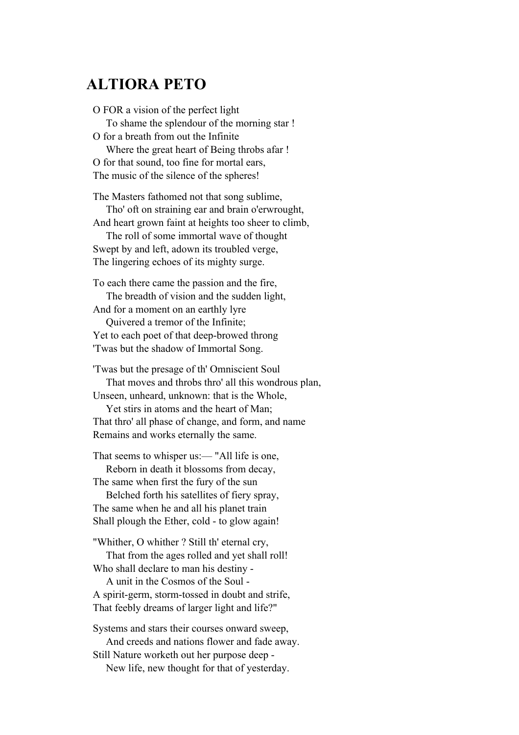## ALTIORA PETO

O FOR a vision of the perfect light  
    To shame the splendour of the morning star !  
O for a breath from out the Infinite  
    Where the great heart of Being throbs afar !  
O for that sound, too fine for mortal ears,  
The music of the silence of the spheres!

The Masters fathomed not that song sublime,  
    Tho' oft on straining ear and brain o'erwrought,  
And heart grown faint at heights too sheer to climb,  
    The roll of some immortal wave of thought  
Swept by and left, adown its troubled verge,  
The lingering echoes of its mighty surge.

To each there came the passion and the fire,  
    The breadth of vision and the sudden light,  
And for a moment on an earthly lyre  
    Quivered a tremor of the Infinite;  
Yet to each poet of that deep-browed throng  
'Twas but the shadow of Immortal Song.

'Twas but the presage of th' Omniscient Soul  
    That moves and throbs thro' all this wondrous plan,  
Unseen, unheard, unknown: that is the Whole,  
    Yet stirs in atoms and the heart of Man;  
That thro' all phase of change, and form, and name  
Remains and works eternally the same.

That seems to whisper us:— "All life is one,  
    Reborn in death it blossoms from decay,  
The same when first the fury of the sun  
    Belched forth his satellites of fiery spray,  
The same when he and all his planet train  
Shall plough the Ether, cold - to glow again!

"Whither, O whither ? Still th' eternal cry,  
    That from the ages rolled and yet shall roll!  
Who shall declare to man his destiny -  
    A unit in the Cosmos of the Soul -  
A spirit-germ, storm-tossed in doubt and strife,  
That feebly dreams of larger light and life?"

Systems and stars their courses onward sweep,  
    And creeds and nations flower and fade away.  
Still Nature worketh out her purpose deep -  
    New life, new thought for that of yesterday.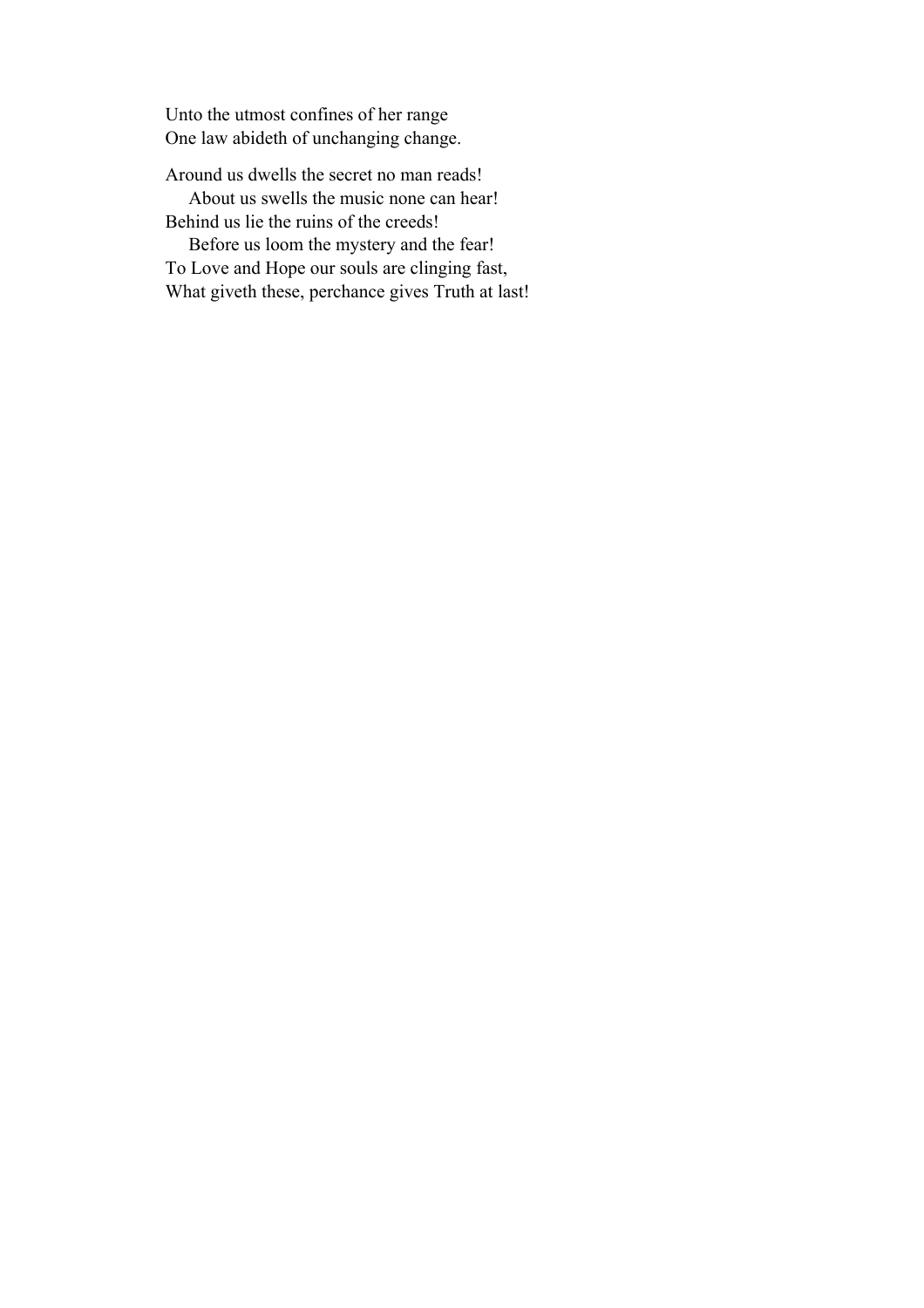Unto the utmost confines of her range
One law abideth of unchanging change.

Around us dwells the secret no man reads!
    About us swells the music none can hear!
Behind us lie the ruins of the creeds!
    Before us loom the mystery and the fear!
To Love and Hope our souls are clinging fast,
What giveth these, perchance gives Truth at last!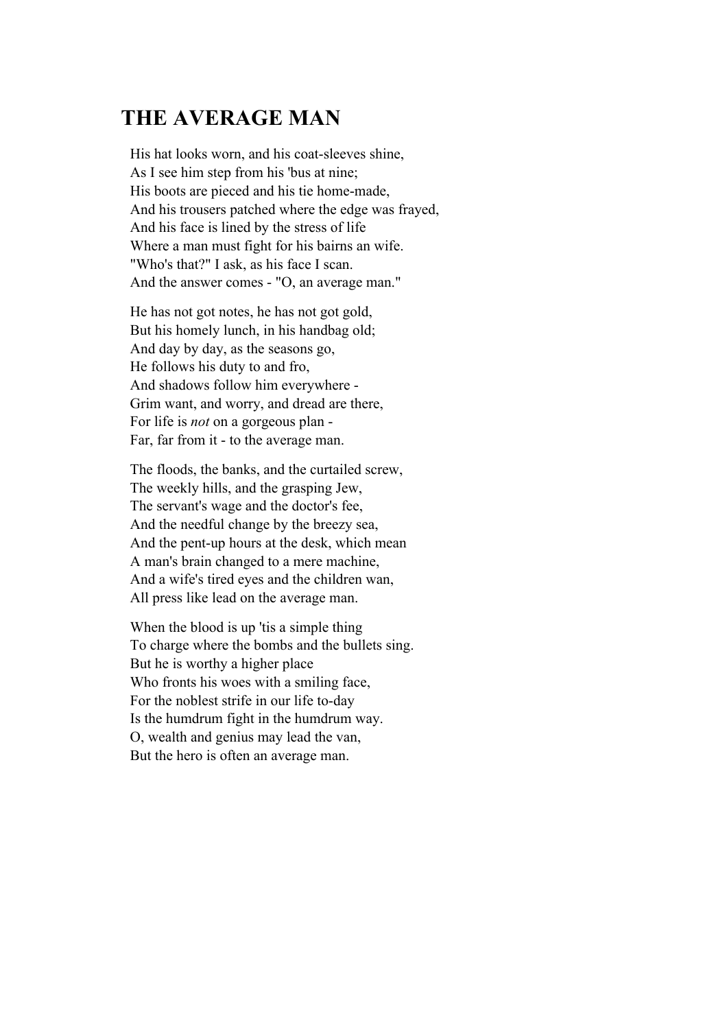## THE AVERAGE MAN

His hat looks worn, and his coat-sleeves shine,  
As I see him step from his 'bus at nine;  
His boots are pieced and his tie home-made,  
And his trousers patched where the edge was frayed,  
And his face is lined by the stress of life  
Where a man must fight for his bairns an wife.  
"Who's that?" I ask, as his face I scan.  
And the answer comes - "O, an average man."

He has not got notes, he has not got gold,  
But his homely lunch, in his handbag old;  
And day by day, as the seasons go,  
He follows his duty to and fro,  
And shadows follow him everywhere -  
Grim want, and worry, and dread are there,  
For life is *not* on a gorgeous plan -  
Far, far from it - to the average man.

The floods, the banks, and the curtailed screw,  
The weekly hills, and the grasping Jew,  
The servant's wage and the doctor's fee,  
And the needful change by the breezy sea,  
And the pent-up hours at the desk, which mean  
A man's brain changed to a mere machine,  
And a wife's tired eyes and the children wan,  
All press like lead on the average man.

When the blood is up 'tis a simple thing  
To charge where the bombs and the bullets sing.  
But he is worthy a higher place  
Who fronts his woes with a smiling face,  
For the noblest strife in our life to-day  
Is the humdrum fight in the humdrum way.  
O, wealth and genius may lead the van,  
But the hero is often an average man.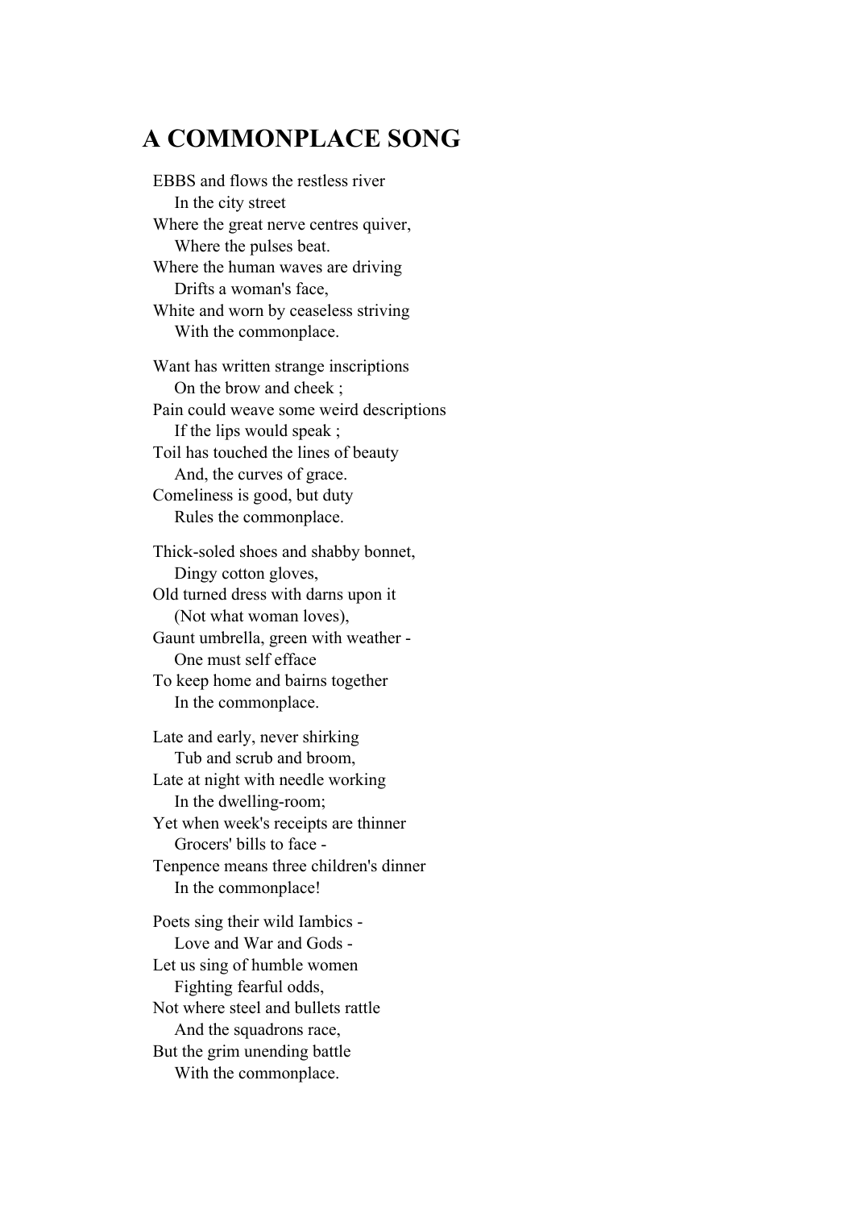# A COMMONPLACE SONG

EBBS and flows the restless river
In the city street
Where the great nerve centres quiver,
Where the pulses beat.
Where the human waves are driving
Drifts a woman's face,
White and worn by ceaseless striving
With the commonplace.

Want has written strange inscriptions
On the brow and cheek ;
Pain could weave some weird descriptions
If the lips would speak ;
Toil has touched the lines of beauty
And, the curves of grace.
Comeliness is good, but duty
Rules the commonplace.

Thick-soled shoes and shabby bonnet,
Dingy cotton gloves,
Old turned dress with darns upon it
(Not what woman loves),
Gaunt umbrella, green with weather -
One must self efface
To keep home and bairns together
In the commonplace.

Late and early, never shirking
Tub and scrub and broom,
Late at night with needle working
In the dwelling-room;
Yet when week's receipts are thinner
Grocers' bills to face -
Tenpence means three children's dinner
In the commonplace!

Poets sing their wild Iambics -
Love and War and Gods -
Let us sing of humble women
Fighting fearful odds,
Not where steel and bullets rattle
And the squadrons race,
But the grim unending battle
With the commonplace.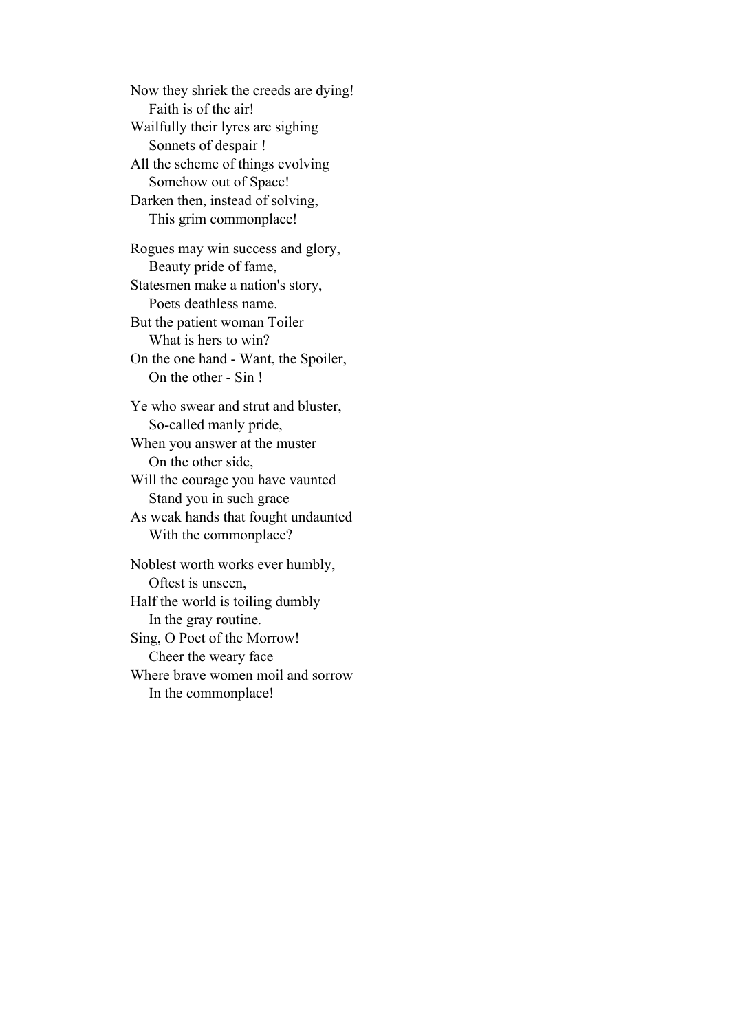Now they shriek the creeds are dying!
  Faith is of the air!
Wailfully their lyres are sighing
  Sonnets of despair !
All the scheme of things evolving
  Somehow out of Space!
Darken then, instead of solving,
  This grim commonplace!

Rogues may win success and glory,
  Beauty pride of fame,
Statesmen make a nation's story,
  Poets deathless name.
But the patient woman Toiler
  What is hers to win?
On the one hand - Want, the Spoiler,
  On the other - Sin !

Ye who swear and strut and bluster,
  So-called manly pride,
When you answer at the muster
  On the other side,
Will the courage you have vaunted
  Stand you in such grace
As weak hands that fought undaunted
  With the commonplace?

Noblest worth works ever humbly,
  Oftest is unseen,
Half the world is toiling dumbly
  In the gray routine.
Sing, O Poet of the Morrow!
  Cheer the weary face
Where brave women moil and sorrow
  In the commonplace!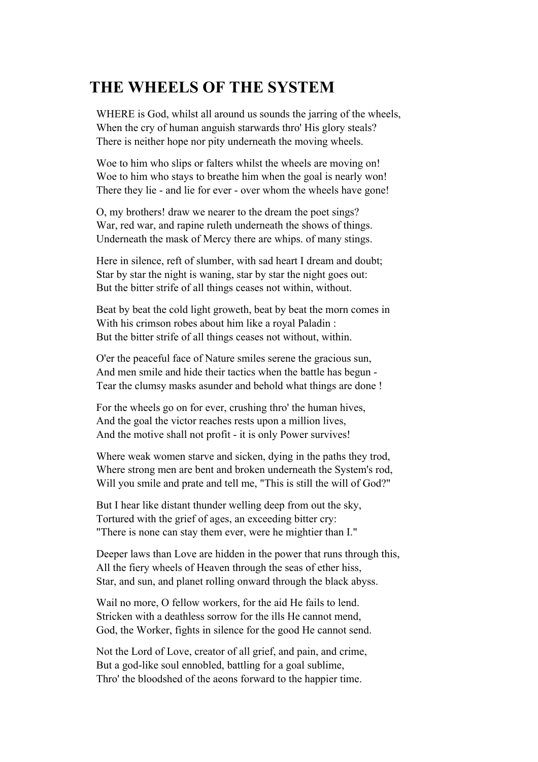# THE WHEELS OF THE SYSTEM

WHERE is God, whilst all around us sounds the jarring of the wheels,
When the cry of human anguish starwards thro' His glory steals?
There is neither hope nor pity underneath the moving wheels.

Woe to him who slips or falters whilst the wheels are moving on!
Woe to him who stays to breathe him when the goal is nearly won!
There they lie - and lie for ever - over whom the wheels have gone!

O, my brothers! draw we nearer to the dream the poet sings?
War, red war, and rapine ruleth underneath the shows of things.
Underneath the mask of Mercy there are whips. of many stings.

Here in silence, reft of slumber, with sad heart I dream and doubt;
Star by star the night is waning, star by star the night goes out:
But the bitter strife of all things ceases not within, without.

Beat by beat the cold light groweth, beat by beat the morn comes in
With his crimson robes about him like a royal Paladin :
But the bitter strife of all things ceases not without, within.

O'er the peaceful face of Nature smiles serene the gracious sun,
And men smile and hide their tactics when the battle has begun -
Tear the clumsy masks asunder and behold what things are done !

For the wheels go on for ever, crushing thro' the human hives,
And the goal the victor reaches rests upon a million lives,
And the motive shall not profit - it is only Power survives!

Where weak women starve and sicken, dying in the paths they trod,
Where strong men are bent and broken underneath the System's rod,
Will you smile and prate and tell me, "This is still the will of God?"

But I hear like distant thunder welling deep from out the sky,
Tortured with the grief of ages, an exceeding bitter cry:
"There is none can stay them ever, were he mightier than I."

Deeper laws than Love are hidden in the power that runs through this,
All the fiery wheels of Heaven through the seas of ether hiss,
Star, and sun, and planet rolling onward through the black abyss.

Wail no more, O fellow workers, for the aid He fails to lend.
Stricken with a deathless sorrow for the ills He cannot mend,
God, the Worker, fights in silence for the good He cannot send.

Not the Lord of Love, creator of all grief, and pain, and crime,
But a god-like soul ennobled, battling for a goal sublime,
Thro' the bloodshed of the aeons forward to the happier time.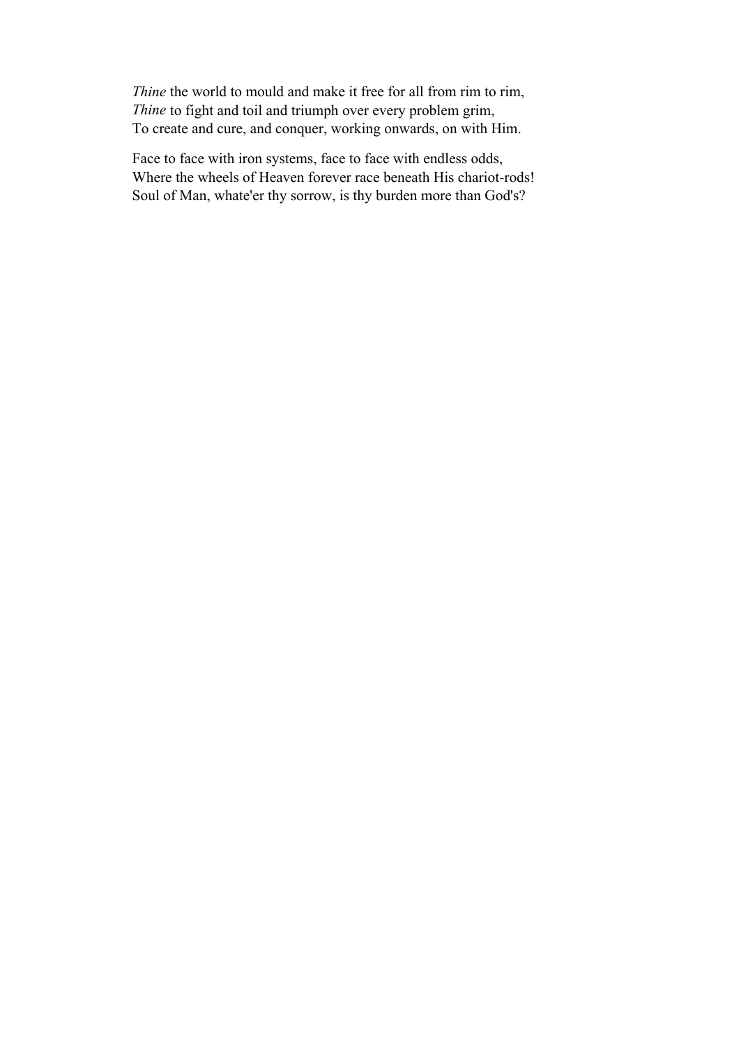*Thine* the world to mould and make it free for all from rim to rim,  
*Thine* to fight and toil and triumph over every problem grim,  
To create and cure, and conquer, working onwards, on with Him.

Face to face with iron systems, face to face with endless odds,  
Where the wheels of Heaven forever race beneath His chariot-rods!  
Soul of Man, whate'er thy sorrow, is thy burden more than God's?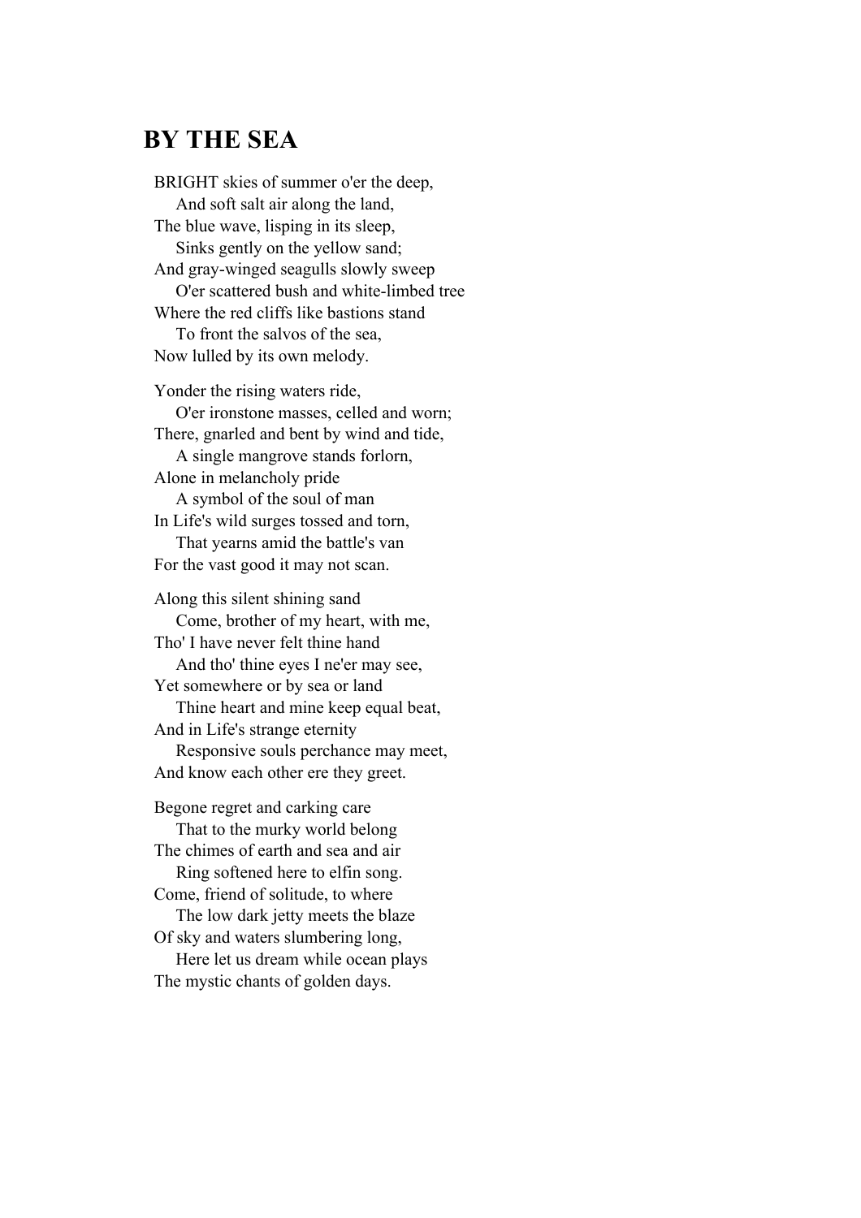## BY THE SEA

BRIGHT skies of summer o'er the deep,
&nbsp;&nbsp;&nbsp;&nbsp;And soft salt air along the land,
The blue wave, lisping in its sleep,
&nbsp;&nbsp;&nbsp;&nbsp;Sinks gently on the yellow sand;
And gray-winged seagulls slowly sweep
&nbsp;&nbsp;&nbsp;&nbsp;O'er scattered bush and white-limbed tree
Where the red cliffs like bastions stand
&nbsp;&nbsp;&nbsp;&nbsp;To front the salvos of the sea,
Now lulled by its own melody.

Yonder the rising waters ride,
&nbsp;&nbsp;&nbsp;&nbsp;O'er ironstone masses, celled and worn;
There, gnarled and bent by wind and tide,
&nbsp;&nbsp;&nbsp;&nbsp;A single mangrove stands forlorn,
Alone in melancholy pride
&nbsp;&nbsp;&nbsp;&nbsp;A symbol of the soul of man
In Life's wild surges tossed and torn,
&nbsp;&nbsp;&nbsp;&nbsp;That yearns amid the battle's van
For the vast good it may not scan.

Along this silent shining sand
&nbsp;&nbsp;&nbsp;&nbsp;Come, brother of my heart, with me,
Tho' I have never felt thine hand
&nbsp;&nbsp;&nbsp;&nbsp;And tho' thine eyes I ne'er may see,
Yet somewhere or by sea or land
&nbsp;&nbsp;&nbsp;&nbsp;Thine heart and mine keep equal beat,
And in Life's strange eternity
&nbsp;&nbsp;&nbsp;&nbsp;Responsive souls perchance may meet,
And know each other ere they greet.

Begone regret and carking care
&nbsp;&nbsp;&nbsp;&nbsp;That to the murky world belong
The chimes of earth and sea and air
&nbsp;&nbsp;&nbsp;&nbsp;Ring softened here to elfin song.
Come, friend of solitude, to where
&nbsp;&nbsp;&nbsp;&nbsp;The low dark jetty meets the blaze
Of sky and waters slumbering long,
&nbsp;&nbsp;&nbsp;&nbsp;Here let us dream while ocean plays
The mystic chants of golden days.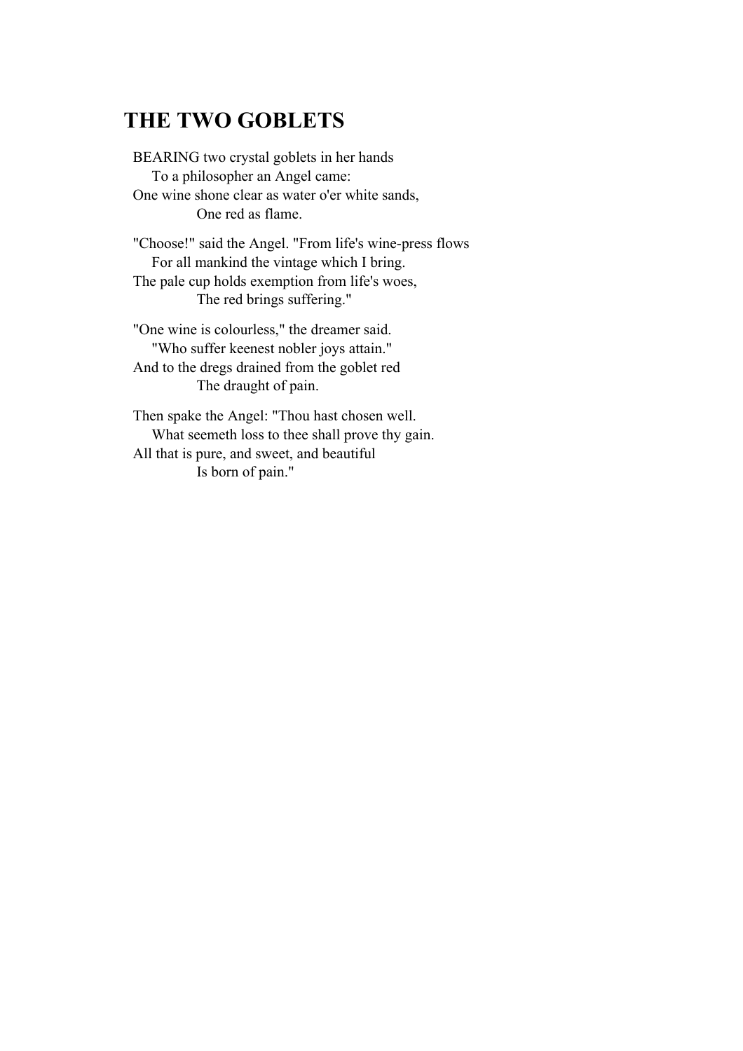## THE TWO GOBLETS

BEARING two crystal goblets in her hands  
&nbsp;&nbsp;&nbsp;&nbsp;To a philosopher an Angel came:  
One wine shone clear as water o'er white sands,  
&nbsp;&nbsp;&nbsp;&nbsp;&nbsp;&nbsp;&nbsp;&nbsp;One red as flame.

"Choose!" said the Angel. "From life's wine-press flows  
&nbsp;&nbsp;&nbsp;&nbsp;For all mankind the vintage which I bring.  
The pale cup holds exemption from life's woes,  
&nbsp;&nbsp;&nbsp;&nbsp;&nbsp;&nbsp;&nbsp;&nbsp;The red brings suffering."

"One wine is colourless," the dreamer said.  
&nbsp;&nbsp;&nbsp;&nbsp;"Who suffer keenest nobler joys attain."  
And to the dregs drained from the goblet red  
&nbsp;&nbsp;&nbsp;&nbsp;&nbsp;&nbsp;&nbsp;&nbsp;The draught of pain.

Then spake the Angel: "Thou hast chosen well.  
&nbsp;&nbsp;&nbsp;&nbsp;What seemeth loss to thee shall prove thy gain.  
All that is pure, and sweet, and beautiful  
&nbsp;&nbsp;&nbsp;&nbsp;&nbsp;&nbsp;&nbsp;&nbsp;Is born of pain."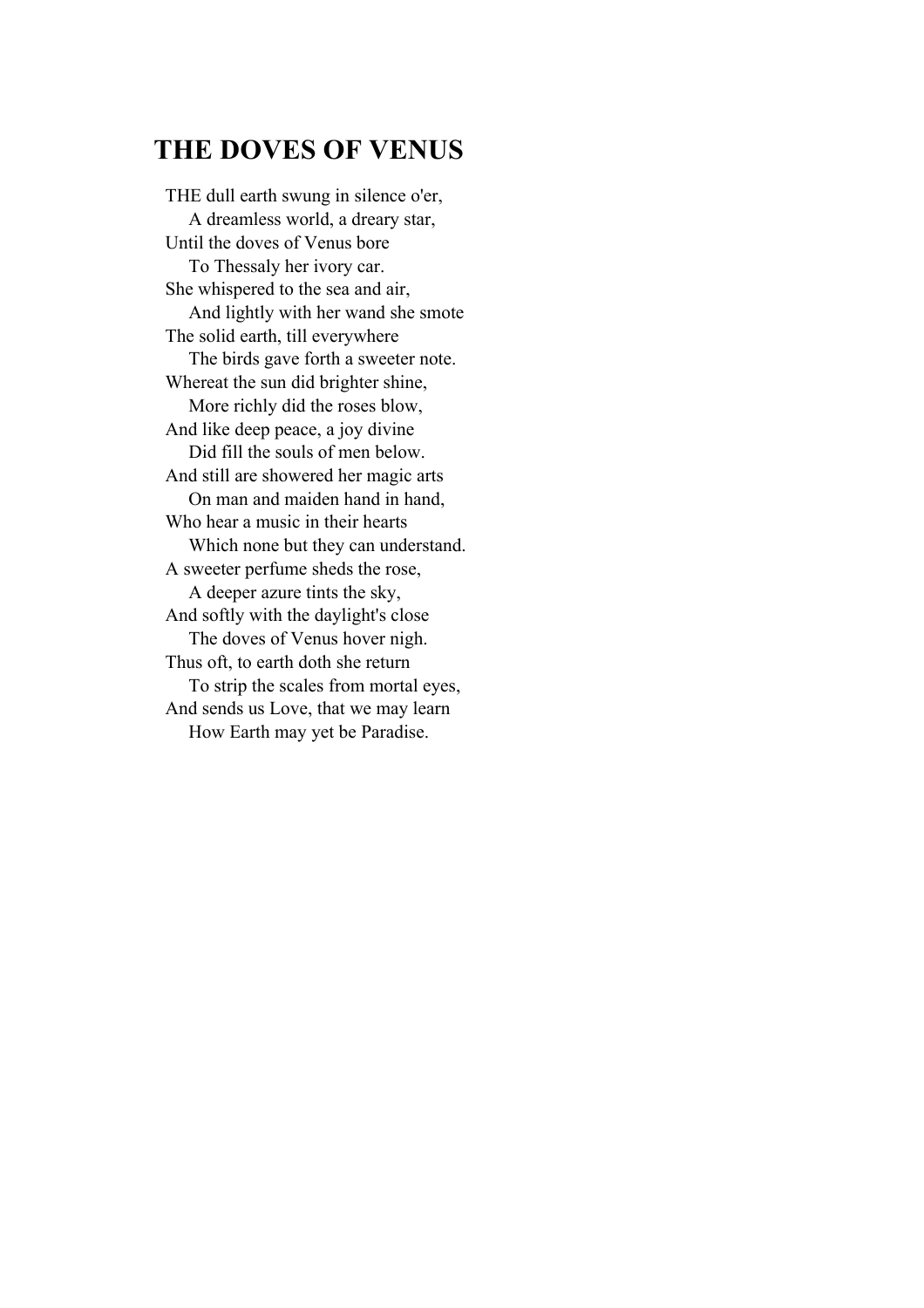# THE DOVES OF VENUS

THE dull earth swung in silence o'er,  
    A dreamless world, a dreary star,  
Until the doves of Venus bore  
    To Thessaly her ivory car.  
She whispered to the sea and air,  
    And lightly with her wand she smote  
The solid earth, till everywhere  
    The birds gave forth a sweeter note.  
Whereat the sun did brighter shine,  
    More richly did the roses blow,  
And like deep peace, a joy divine  
    Did fill the souls of men below.  
And still are showered her magic arts  
    On man and maiden hand in hand,  
Who hear a music in their hearts  
    Which none but they can understand.  
A sweeter perfume sheds the rose,  
    A deeper azure tints the sky,  
And softly with the daylight's close  
    The doves of Venus hover nigh.  
Thus oft, to earth doth she return  
    To strip the scales from mortal eyes,  
And sends us Love, that we may learn  
    How Earth may yet be Paradise.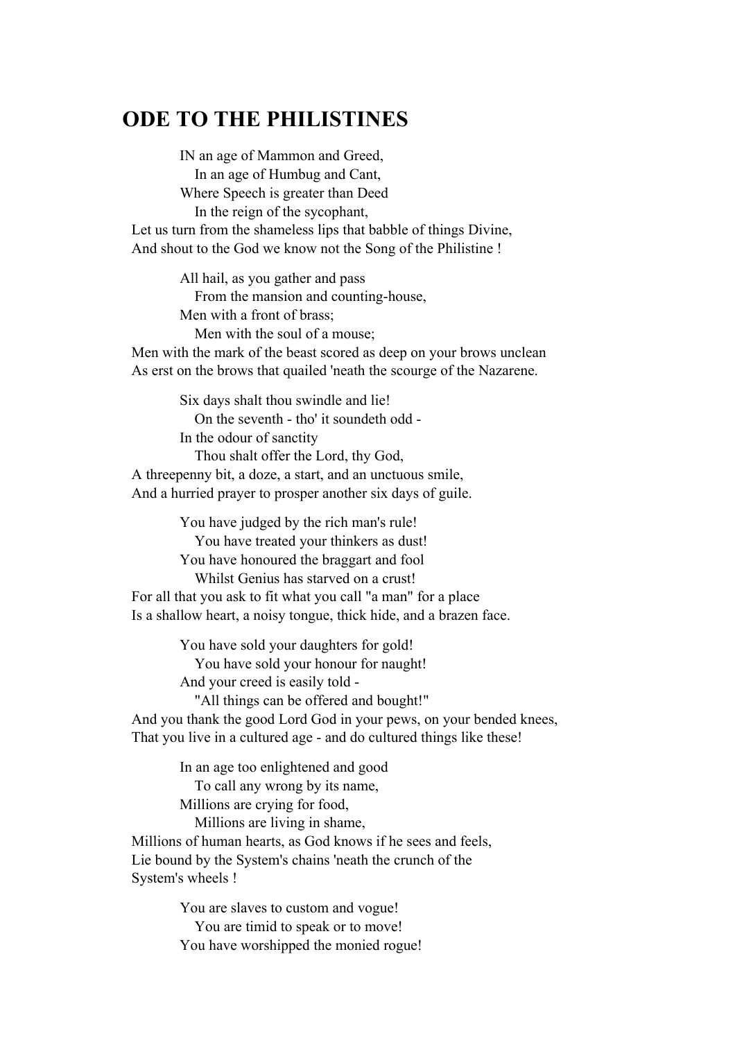## ODE TO THE PHILISTINES

IN an age of Mammon and Greed,
   In an age of Humbug and Cant,
Where Speech is greater than Deed
   In the reign of the sycophant,
Let us turn from the shameless lips that babble of things Divine,
And shout to the God we know not the Song of the Philistine !

All hail, as you gather and pass
   From the mansion and counting-house,
Men with a front of brass;
   Men with the soul of a mouse;
Men with the mark of the beast scored as deep on your brows unclean
As erst on the brows that quailed 'neath the scourge of the Nazarene.

Six days shalt thou swindle and lie!
   On the seventh - tho' it soundeth odd -
In the odour of sanctity
   Thou shalt offer the Lord, thy God,
A threepenny bit, a doze, a start, and an unctuous smile,
And a hurried prayer to prosper another six days of guile.

You have judged by the rich man's rule!
   You have treated your thinkers as dust!
You have honoured the braggart and fool
   Whilst Genius has starved on a crust!
For all that you ask to fit what you call "a man" for a place
Is a shallow heart, a noisy tongue, thick hide, and a brazen face.

You have sold your daughters for gold!
   You have sold your honour for naught!
And your creed is easily told -
   "All things can be offered and bought!"
And you thank the good Lord God in your pews, on your bended knees,
That you live in a cultured age - and do cultured things like these!

In an age too enlightened and good
   To call any wrong by its name,
Millions are crying for food,
   Millions are living in shame,
Millions of human hearts, as God knows if he sees and feels,
Lie bound by the System's chains 'neath the crunch of the
System's wheels !

You are slaves to custom and vogue!
   You are timid to speak or to move!
You have worshipped the monied rogue!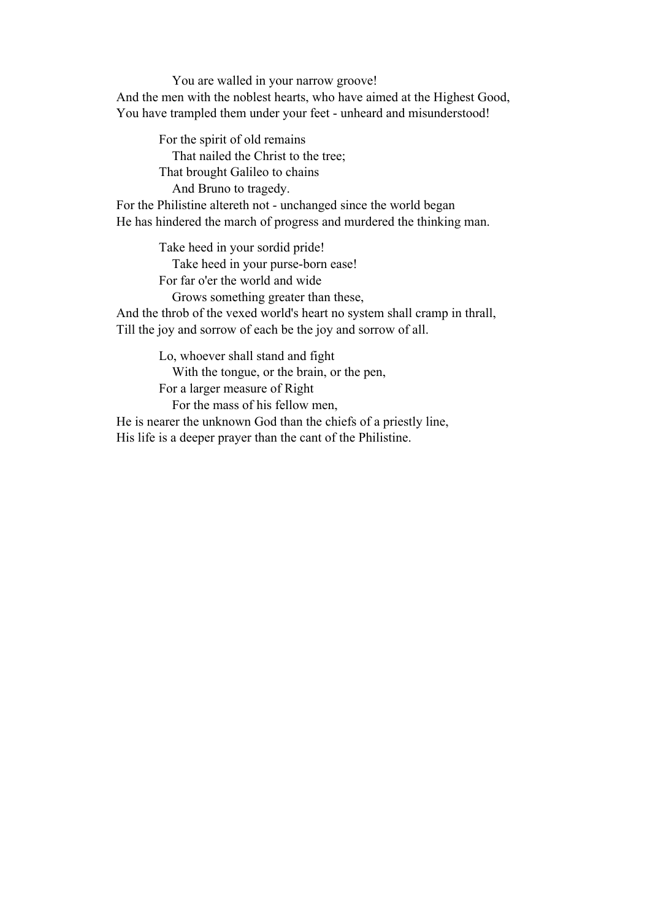You are walled in your narrow groove!  
And the men with the noblest hearts, who have aimed at the Highest Good,  
You have trampled them under your feet - unheard and misunderstood!

For the spirit of old remains  
That nailed the Christ to the tree;  
That brought Galileo to chains  
And Bruno to tragedy.  
For the Philistine altereth not - unchanged since the world began  
He has hindered the march of progress and murdered the thinking man.

Take heed in your sordid pride!  
Take heed in your purse-born ease!  
For far o'er the world and wide  
Grows something greater than these,  
And the throb of the vexed world's heart no system shall cramp in thrall,  
Till the joy and sorrow of each be the joy and sorrow of all.

Lo, whoever shall stand and fight  
With the tongue, or the brain, or the pen,  
For a larger measure of Right  
For the mass of his fellow men,  
He is nearer the unknown God than the chiefs of a priestly line,  
His life is a deeper prayer than the cant of the Philistine.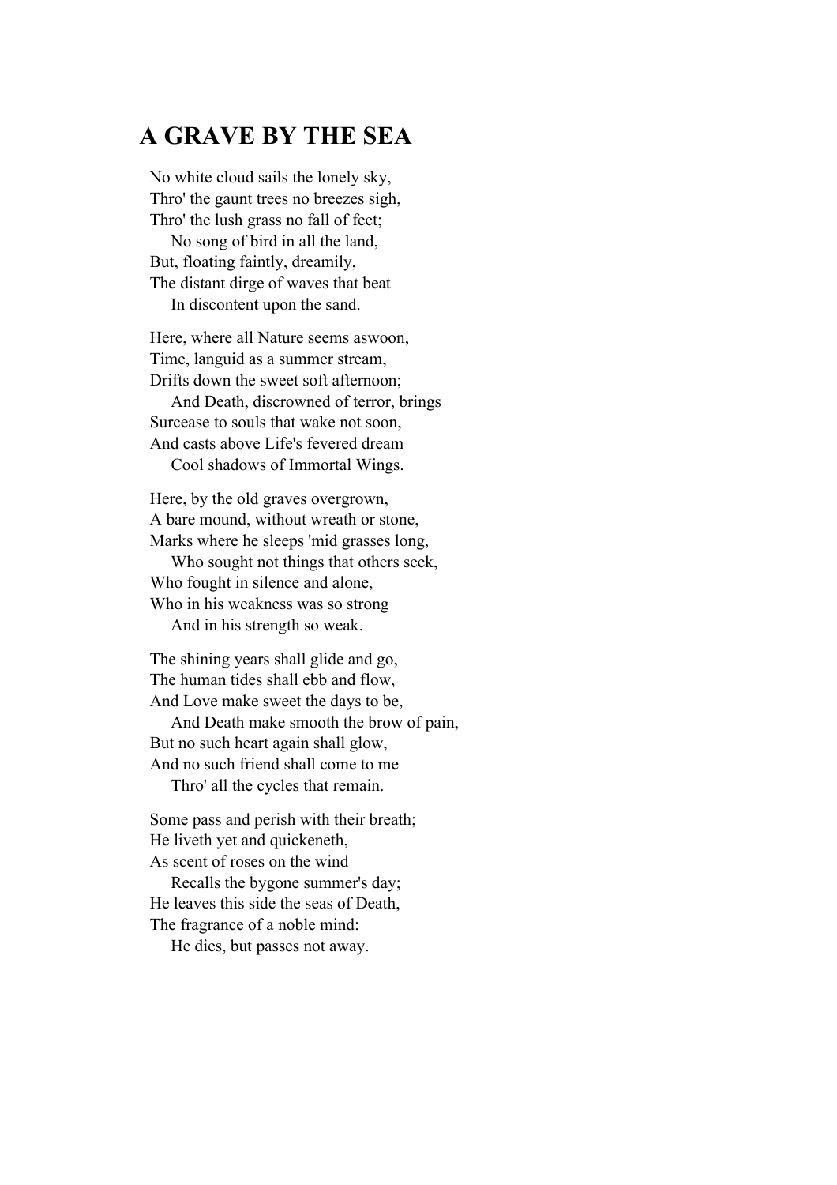## A GRAVE BY THE SEA

No white cloud sails the lonely sky,  
Thro' the gaunt trees no breezes sigh,  
Thro' the lush grass no fall of feet;  
&nbsp;&nbsp;&nbsp;&nbsp;No song of bird in all the land,  
But, floating faintly, dreamily,  
The distant dirge of waves that beat  
&nbsp;&nbsp;&nbsp;&nbsp;In discontent upon the sand.

Here, where all Nature seems aswoon,  
Time, languid as a summer stream,  
Drifts down the sweet soft afternoon;  
&nbsp;&nbsp;&nbsp;&nbsp;And Death, discrowned of terror, brings  
Surcease to souls that wake not soon,  
And casts above Life's fevered dream  
&nbsp;&nbsp;&nbsp;&nbsp;Cool shadows of Immortal Wings.

Here, by the old graves overgrown,  
A bare mound, without wreath or stone,  
Marks where he sleeps 'mid grasses long,  
&nbsp;&nbsp;&nbsp;&nbsp;Who sought not things that others seek,  
Who fought in silence and alone,  
Who in his weakness was so strong  
&nbsp;&nbsp;&nbsp;&nbsp;And in his strength so weak.

The shining years shall glide and go,  
The human tides shall ebb and flow,  
And Love make sweet the days to be,  
&nbsp;&nbsp;&nbsp;&nbsp;And Death make smooth the brow of pain,  
But no such heart again shall glow,  
And no such friend shall come to me  
&nbsp;&nbsp;&nbsp;&nbsp;Thro' all the cycles that remain.

Some pass and perish with their breath;  
He liveth yet and quickeneth,  
As scent of roses on the wind  
&nbsp;&nbsp;&nbsp;&nbsp;Recalls the bygone summer's day;  
He leaves this side the seas of Death,  
The fragrance of a noble mind:  
&nbsp;&nbsp;&nbsp;&nbsp;He dies, but passes not away.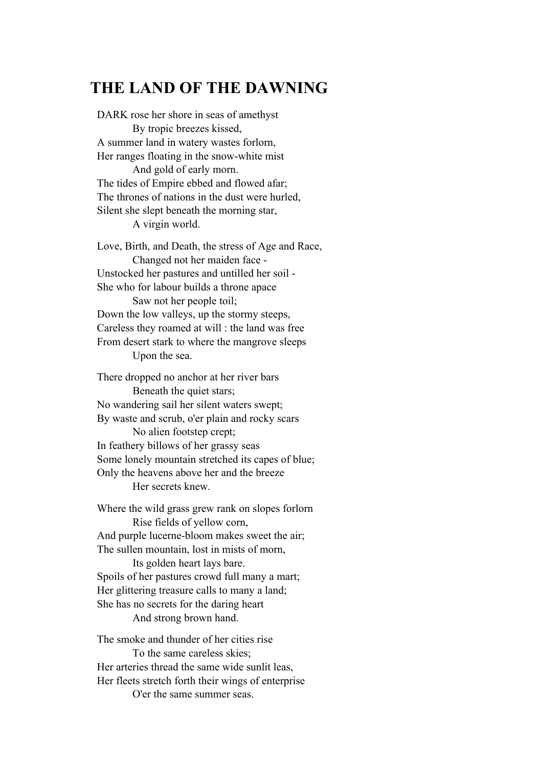# THE LAND OF THE DAWNING

DARK rose her shore in seas of amethyst  
By tropic breezes kissed,  
A summer land in watery wastes forlorn,  
Her ranges floating in the snow-white mist  
And gold of early morn.  
The tides of Empire ebbed and flowed afar;  
The thrones of nations in the dust were hurled,  
Silent she slept beneath the morning star,  
A virgin world.

Love, Birth, and Death, the stress of Age and Race,  
Changed not her maiden face -  
Unstocked her pastures and untilled her soil -  
She who for labour builds a throne apace  
Saw not her people toil;  
Down the low valleys, up the stormy steeps,  
Careless they roamed at will : the land was free  
From desert stark to where the mangrove sleeps  
Upon the sea.

There dropped no anchor at her river bars  
Beneath the quiet stars;  
No wandering sail her silent waters swept;  
By waste and scrub, o'er plain and rocky scars  
No alien footstep crept;  
In feathery billows of her grassy seas  
Some lonely mountain stretched its capes of blue;  
Only the heavens above her and the breeze  
Her secrets knew.

Where the wild grass grew rank on slopes forlorn  
Rise fields of yellow corn,  
And purple lucerne-bloom makes sweet the air;  
The sullen mountain, lost in mists of morn,  
Its golden heart lays bare.  
Spoils of her pastures crowd full many a mart;  
Her glittering treasure calls to many a land;  
She has no secrets for the daring heart  
And strong brown hand.

The smoke and thunder of her cities rise  
To the same careless skies;  
Her arteries thread the same wide sunlit leas,  
Her fleets stretch forth their wings of enterprise  
O'er the same summer seas.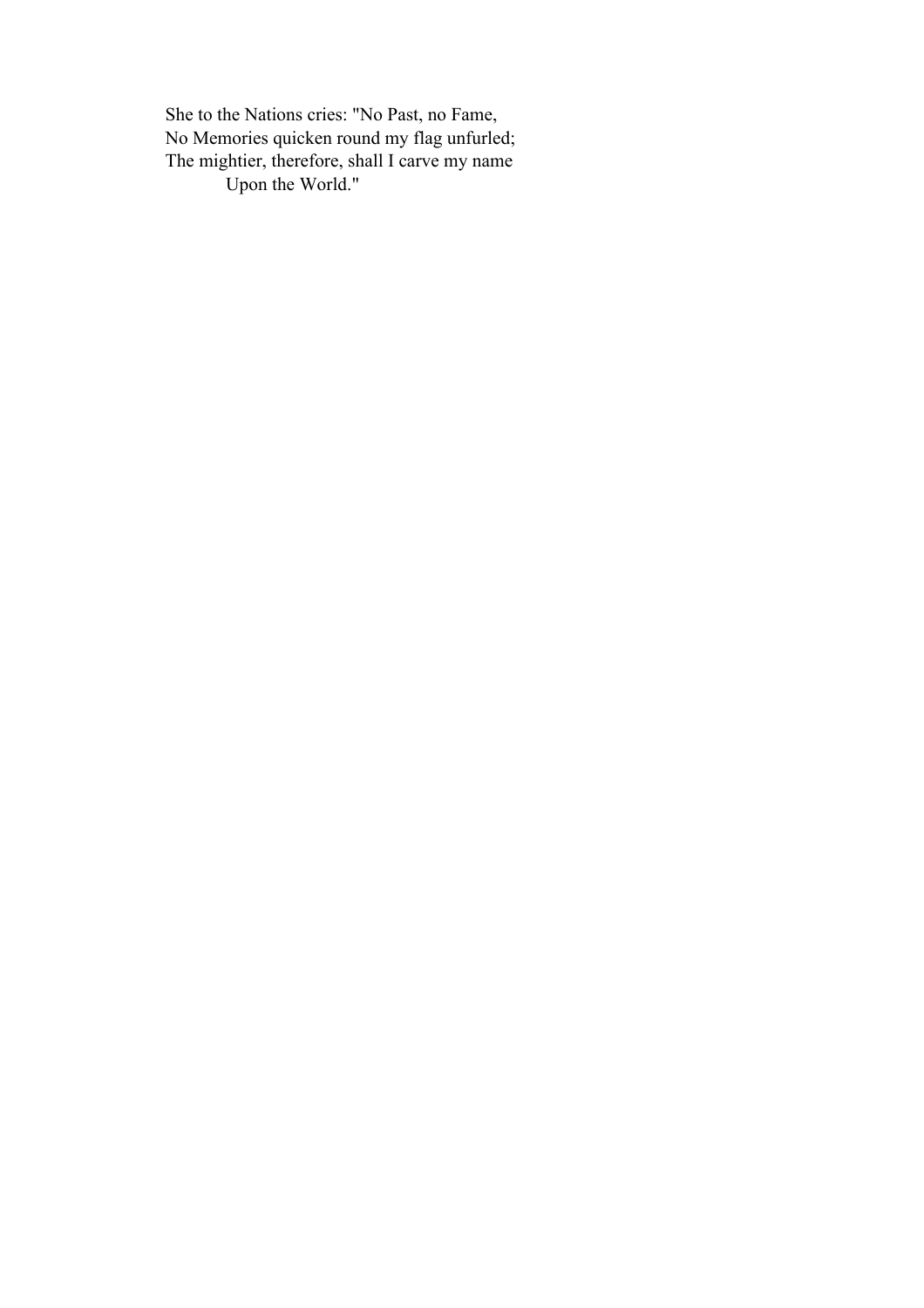She to the Nations cries: "No Past, no Fame,  
No Memories quicken round my flag unfurled;  
The mightier, therefore, shall I carve my name  
    Upon the World."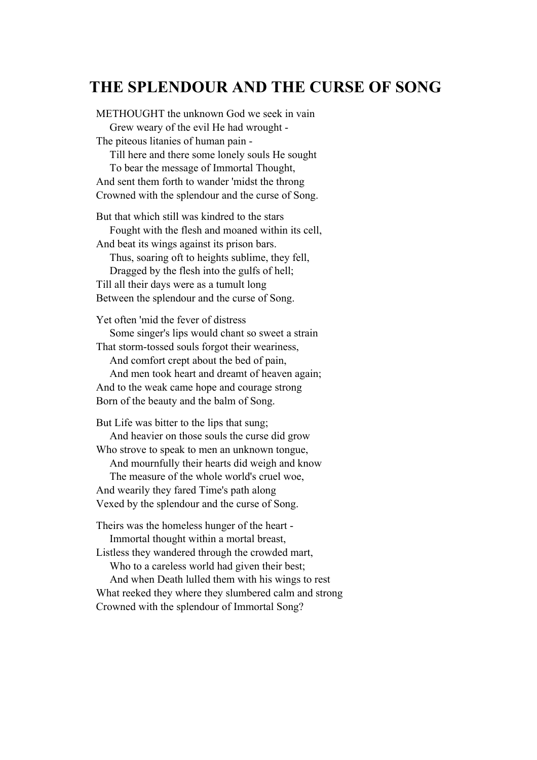# THE SPLENDOUR AND THE CURSE OF SONG

METHOUGHT the unknown God we seek in vain  
&nbsp;&nbsp;&nbsp;&nbsp;Grew weary of the evil He had wrought -  
The piteous litanies of human pain -  
&nbsp;&nbsp;&nbsp;&nbsp;Till here and there some lonely souls He sought  
&nbsp;&nbsp;&nbsp;&nbsp;To bear the message of Immortal Thought,  
And sent them forth to wander 'midst the throng  
Crowned with the splendour and the curse of Song.

But that which still was kindred to the stars  
&nbsp;&nbsp;&nbsp;&nbsp;Fought with the flesh and moaned within its cell,  
And beat its wings against its prison bars.  
&nbsp;&nbsp;&nbsp;&nbsp;Thus, soaring oft to heights sublime, they fell,  
&nbsp;&nbsp;&nbsp;&nbsp;Dragged by the flesh into the gulfs of hell;  
Till all their days were as a tumult long  
Between the splendour and the curse of Song.

Yet often 'mid the fever of distress  
&nbsp;&nbsp;&nbsp;&nbsp;Some singer's lips would chant so sweet a strain  
That storm-tossed souls forgot their weariness,  
&nbsp;&nbsp;&nbsp;&nbsp;And comfort crept about the bed of pain,  
&nbsp;&nbsp;&nbsp;&nbsp;And men took heart and dreamt of heaven again;  
And to the weak came hope and courage strong  
Born of the beauty and the balm of Song.

But Life was bitter to the lips that sung;  
&nbsp;&nbsp;&nbsp;&nbsp;And heavier on those souls the curse did grow  
Who strove to speak to men an unknown tongue,  
&nbsp;&nbsp;&nbsp;&nbsp;And mournfully their hearts did weigh and know  
&nbsp;&nbsp;&nbsp;&nbsp;The measure of the whole world's cruel woe,  
And wearily they fared Time's path along  
Vexed by the splendour and the curse of Song.

Theirs was the homeless hunger of the heart -  
&nbsp;&nbsp;&nbsp;&nbsp;Immortal thought within a mortal breast,  
Listless they wandered through the crowded mart,  
&nbsp;&nbsp;&nbsp;&nbsp;Who to a careless world had given their best;  
&nbsp;&nbsp;&nbsp;&nbsp;And when Death lulled them with his wings to rest  
What reeked they where they slumbered calm and strong  
Crowned with the splendour of Immortal Song?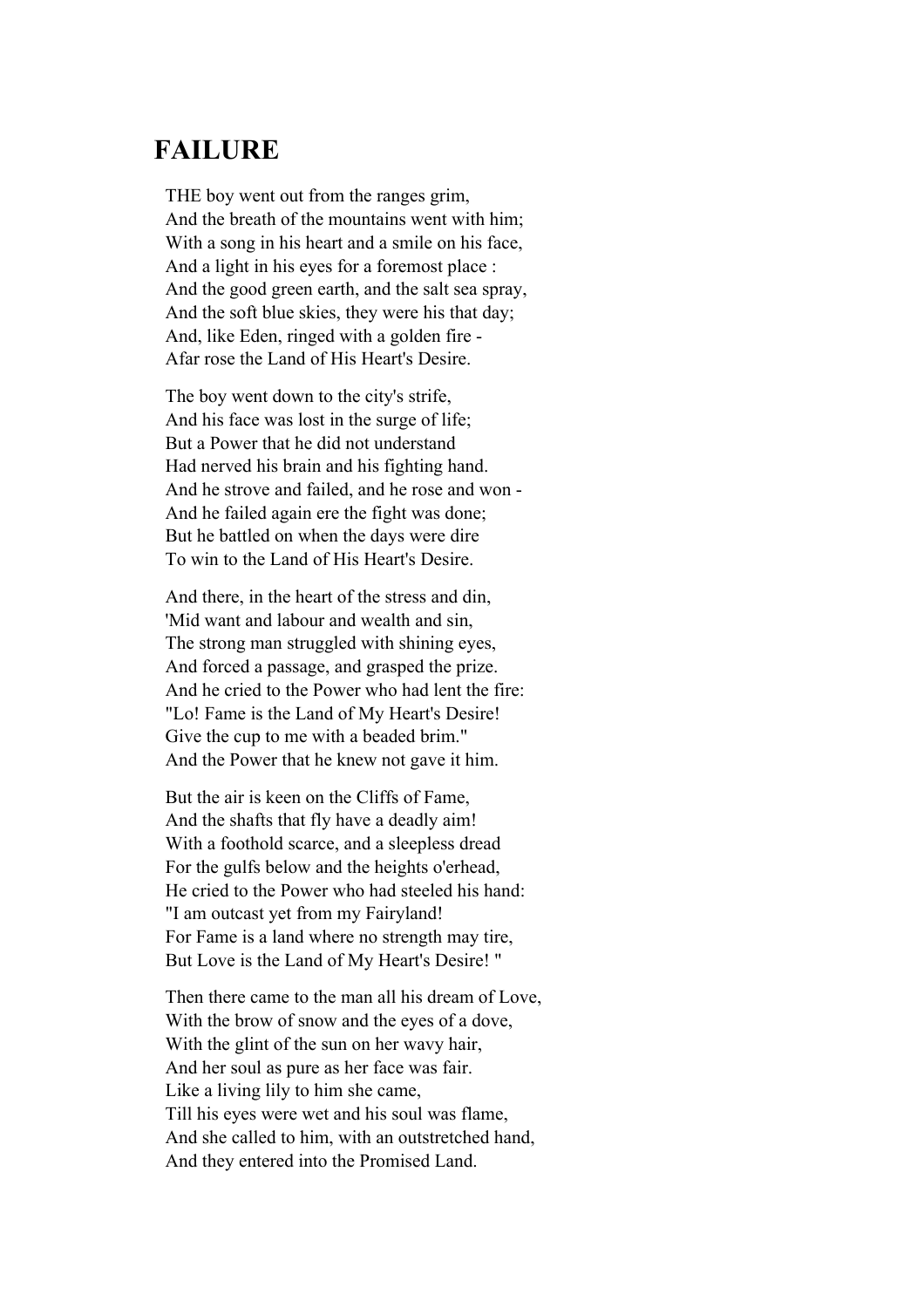## FAILURE

THE boy went out from the ranges grim,
And the breath of the mountains went with him;
With a song in his heart and a smile on his face,
And a light in his eyes for a foremost place :
And the good green earth, and the salt sea spray,
And the soft blue skies, they were his that day;
And, like Eden, ringed with a golden fire -
Afar rose the Land of His Heart's Desire.

The boy went down to the city's strife,
And his face was lost in the surge of life;
But a Power that he did not understand
Had nerved his brain and his fighting hand.
And he strove and failed, and he rose and won -
And he failed again ere the fight was done;
But he battled on when the days were dire
To win to the Land of His Heart's Desire.

And there, in the heart of the stress and din,
'Mid want and labour and wealth and sin,
The strong man struggled with shining eyes,
And forced a passage, and grasped the prize.
And he cried to the Power who had lent the fire:
"Lo! Fame is the Land of My Heart's Desire!
Give the cup to me with a beaded brim."
And the Power that he knew not gave it him.

But the air is keen on the Cliffs of Fame,
And the shafts that fly have a deadly aim!
With a foothold scarce, and a sleepless dread
For the gulfs below and the heights o'erhead,
He cried to the Power who had steeled his hand:
"I am outcast yet from my Fairyland!
For Fame is a land where no strength may tire,
But Love is the Land of My Heart's Desire! "

Then there came to the man all his dream of Love,
With the brow of snow and the eyes of a dove,
With the glint of the sun on her wavy hair,
And her soul as pure as her face was fair.
Like a living lily to him she came,
Till his eyes were wet and his soul was flame,
And she called to him, with an outstretched hand,
And they entered into the Promised Land.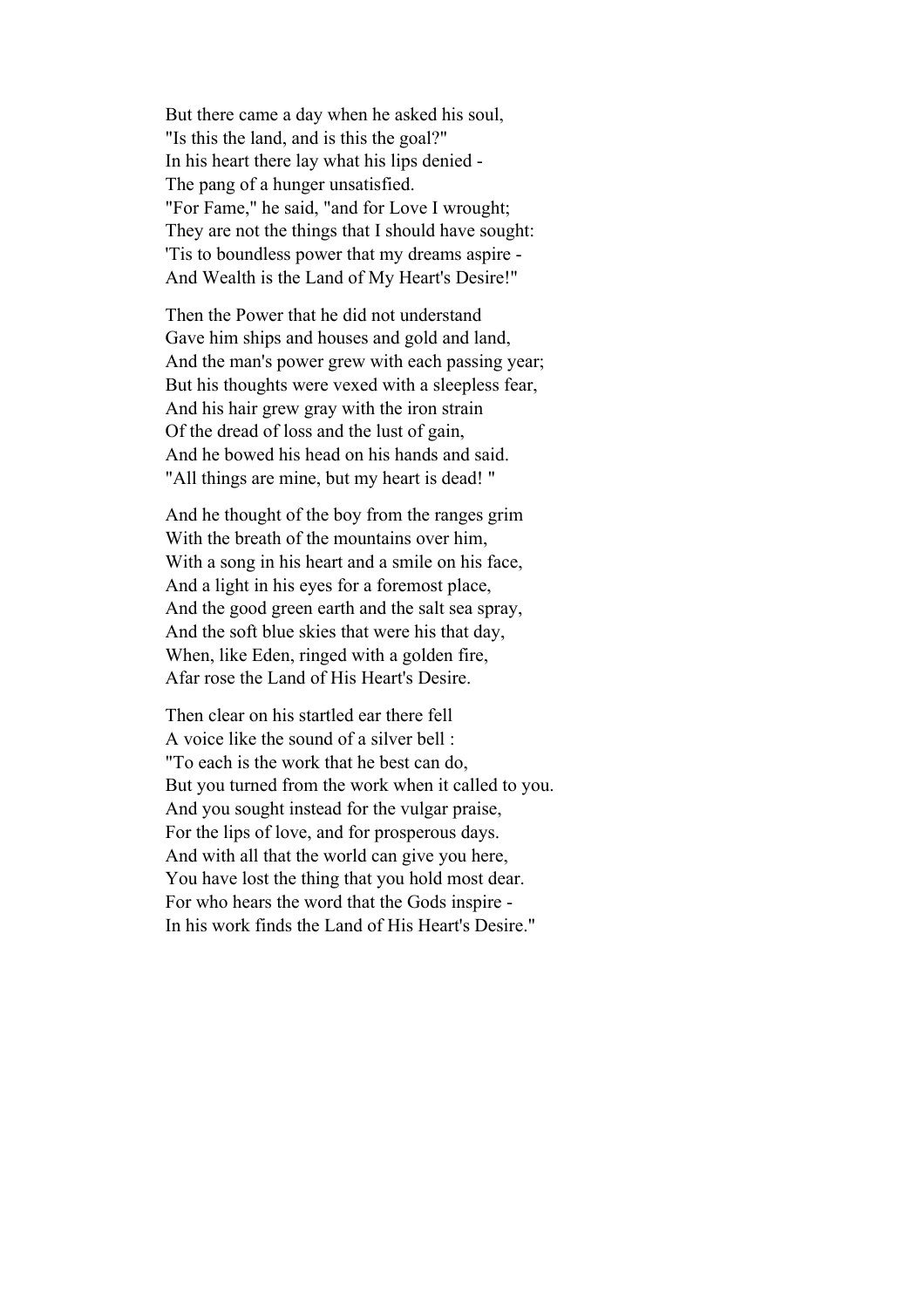But there came a day when he asked his soul,  
"Is this the land, and is this the goal?"  
In his heart there lay what his lips denied -  
The pang of a hunger unsatisfied.  
"For Fame," he said, "and for Love I wrought;  
They are not the things that I should have sought:  
'Tis to boundless power that my dreams aspire -  
And Wealth is the Land of My Heart's Desire!"

Then the Power that he did not understand  
Gave him ships and houses and gold and land,  
And the man's power grew with each passing year;  
But his thoughts were vexed with a sleepless fear,  
And his hair grew gray with the iron strain  
Of the dread of loss and the lust of gain,  
And he bowed his head on his hands and said.  
"All things are mine, but my heart is dead! "

And he thought of the boy from the ranges grim  
With the breath of the mountains over him,  
With a song in his heart and a smile on his face,  
And a light in his eyes for a foremost place,  
And the good green earth and the salt sea spray,  
And the soft blue skies that were his that day,  
When, like Eden, ringed with a golden fire,  
Afar rose the Land of His Heart's Desire.

Then clear on his startled ear there fell  
A voice like the sound of a silver bell :  
"To each is the work that he best can do,  
But you turned from the work when it called to you.  
And you sought instead for the vulgar praise,  
For the lips of love, and for prosperous days.  
And with all that the world can give you here,  
You have lost the thing that you hold most dear.  
For who hears the word that the Gods inspire -  
In his work finds the Land of His Heart's Desire."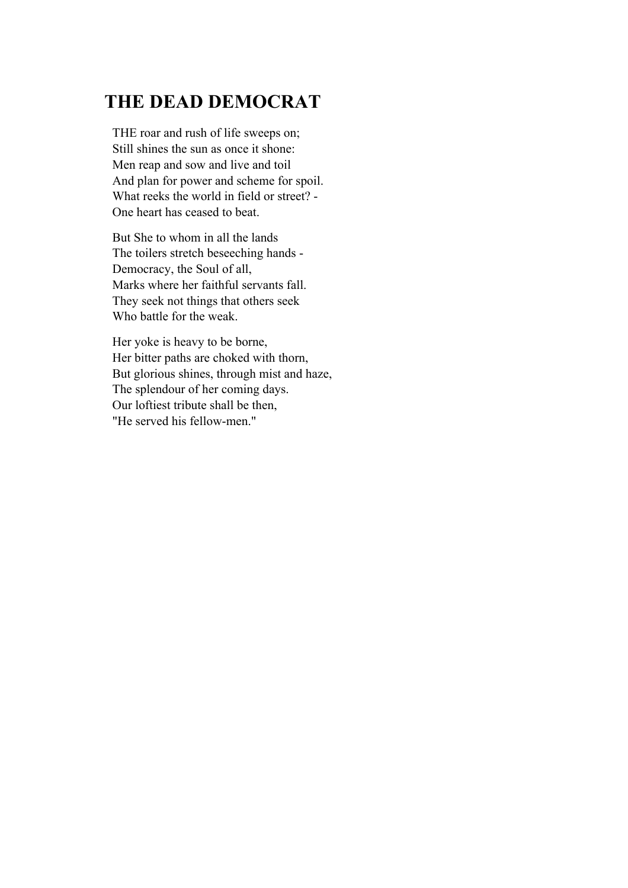## THE DEAD DEMOCRAT

THE roar and rush of life sweeps on;  
Still shines the sun as once it shone:  
Men reap and sow and live and toil  
And plan for power and scheme for spoil.  
What reeks the world in field or street? -  
One heart has ceased to beat.

But She to whom in all the lands  
The toilers stretch beseeching hands -  
Democracy, the Soul of all,  
Marks where her faithful servants fall.  
They seek not things that others seek  
Who battle for the weak.

Her yoke is heavy to be borne,  
Her bitter paths are choked with thorn,  
But glorious shines, through mist and haze,  
The splendour of her coming days.  
Our loftiest tribute shall be then,  
"He served his fellow-men."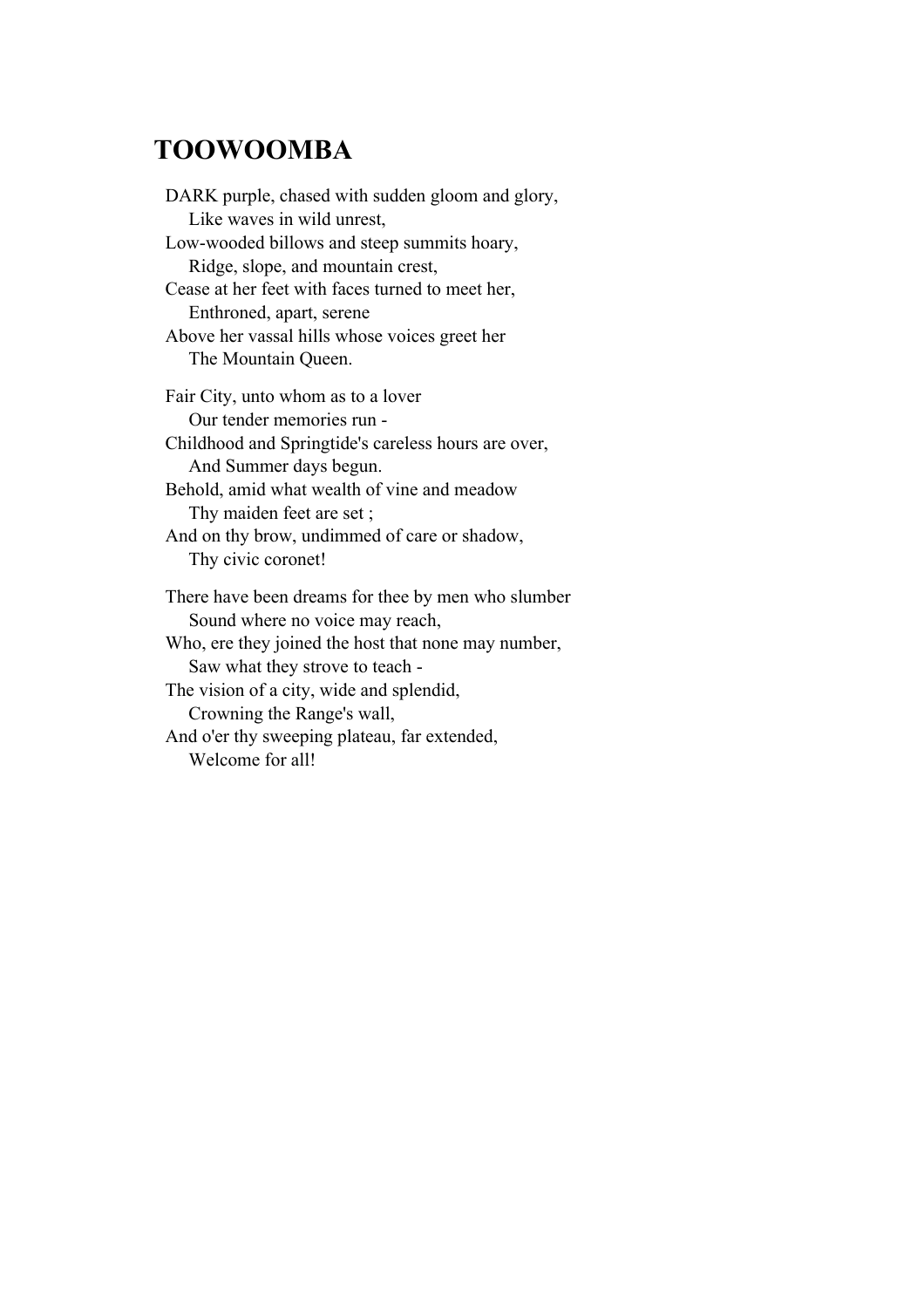## TOOWOOMBA

DARK purple, chased with sudden gloom and glory,
    Like waves in wild unrest,
Low-wooded billows and steep summits hoary,
    Ridge, slope, and mountain crest,
Cease at her feet with faces turned to meet her,
    Enthroned, apart, serene
Above her vassal hills whose voices greet her
    The Mountain Queen.

Fair City, unto whom as to a lover
    Our tender memories run -
Childhood and Springtide's careless hours are over,
    And Summer days begun.
Behold, amid what wealth of vine and meadow
    Thy maiden feet are set ;
And on thy brow, undimmed of care or shadow,
    Thy civic coronet!

There have been dreams for thee by men who slumber
    Sound where no voice may reach,
Who, ere they joined the host that none may number,
    Saw what they strove to teach -
The vision of a city, wide and splendid,
    Crowning the Range's wall,
And o'er thy sweeping plateau, far extended,
    Welcome for all!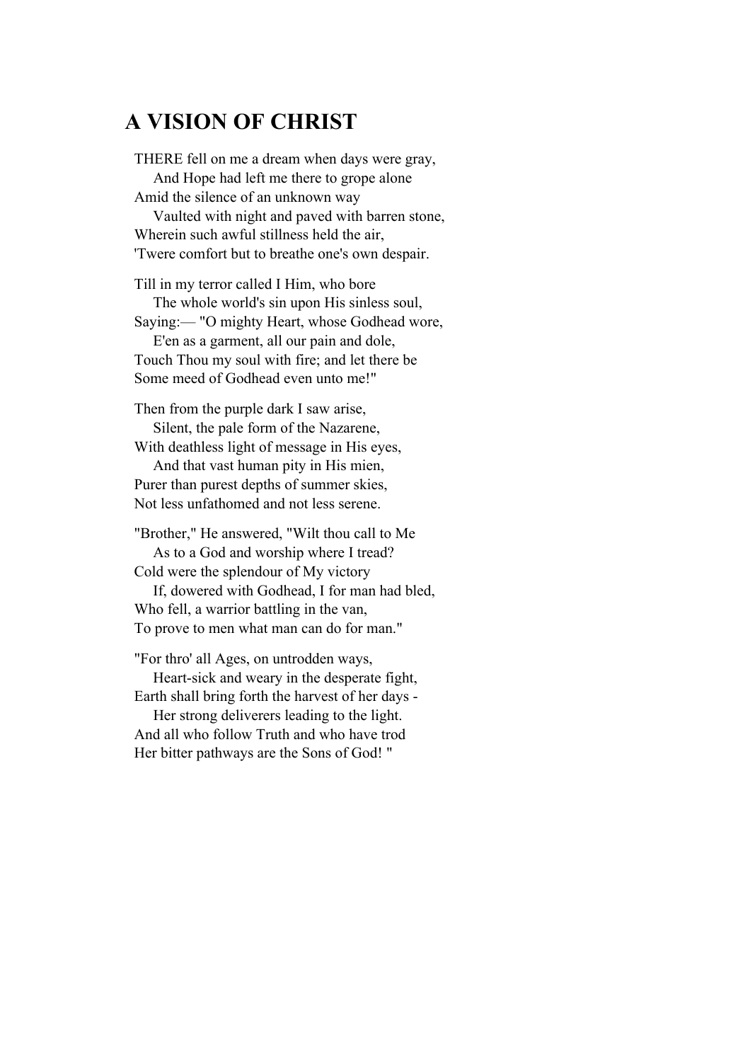## A VISION OF CHRIST

THERE fell on me a dream when days were gray,  
    And Hope had left me there to grope alone  
Amid the silence of an unknown way  
    Vaulted with night and paved with barren stone,  
Wherein such awful stillness held the air,  
'Twere comfort but to breathe one's own despair.

Till in my terror called I Him, who bore  
    The whole world's sin upon His sinless soul,  
Saying:— "O mighty Heart, whose Godhead wore,  
    E'en as a garment, all our pain and dole,  
Touch Thou my soul with fire; and let there be  
Some meed of Godhead even unto me!"

Then from the purple dark I saw arise,  
    Silent, the pale form of the Nazarene,  
With deathless light of message in His eyes,  
    And that vast human pity in His mien,  
Purer than purest depths of summer skies,  
Not less unfathomed and not less serene.

"Brother," He answered, "Wilt thou call to Me  
    As to a God and worship where I tread?  
Cold were the splendour of My victory  
    If, dowered with Godhead, I for man had bled,  
Who fell, a warrior battling in the van,  
To prove to men what man can do for man."

"For thro' all Ages, on untrodden ways,  
    Heart-sick and weary in the desperate fight,  
Earth shall bring forth the harvest of her days -  
    Her strong deliverers leading to the light.  
And all who follow Truth and who have trod  
Her bitter pathways are the Sons of God! "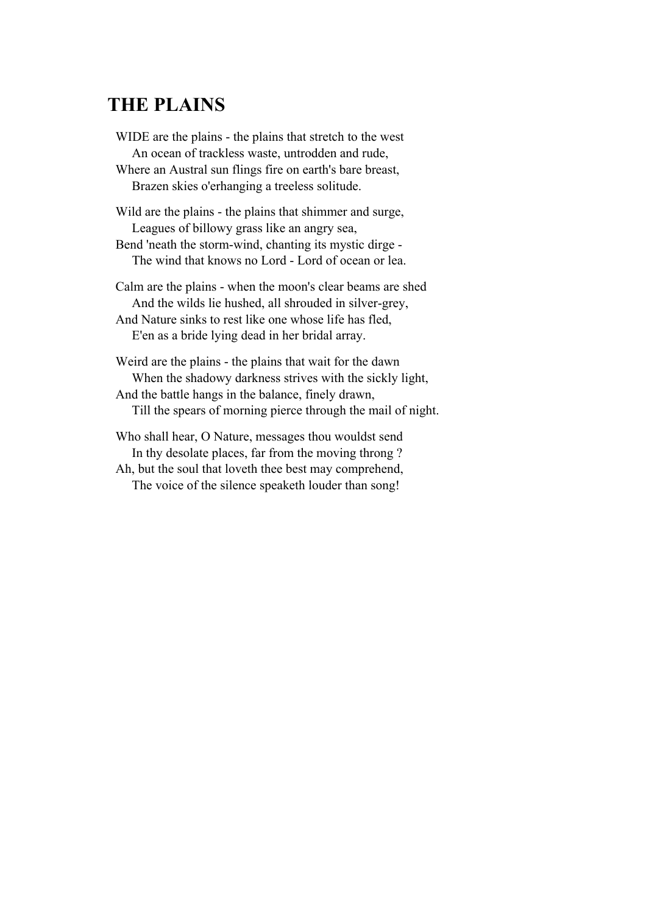## THE PLAINS

WIDE are the plains - the plains that stretch to the west  
    An ocean of trackless waste, untrodden and rude,  
Where an Austral sun flings fire on earth's bare breast,  
    Brazen skies o'erhanging a treeless solitude.

Wild are the plains - the plains that shimmer and surge,  
    Leagues of billowy grass like an angry sea,  
Bend 'neath the storm-wind, chanting its mystic dirge -  
    The wind that knows no Lord - Lord of ocean or lea.

Calm are the plains - when the moon's clear beams are shed  
    And the wilds lie hushed, all shrouded in silver-grey,  
And Nature sinks to rest like one whose life has fled,  
    E'en as a bride lying dead in her bridal array.

Weird are the plains - the plains that wait for the dawn  
    When the shadowy darkness strives with the sickly light,  
And the battle hangs in the balance, finely drawn,  
    Till the spears of morning pierce through the mail of night.

Who shall hear, O Nature, messages thou wouldst send  
    In thy desolate places, far from the moving throng ?  
Ah, but the soul that loveth thee best may comprehend,  
    The voice of the silence speaketh louder than song!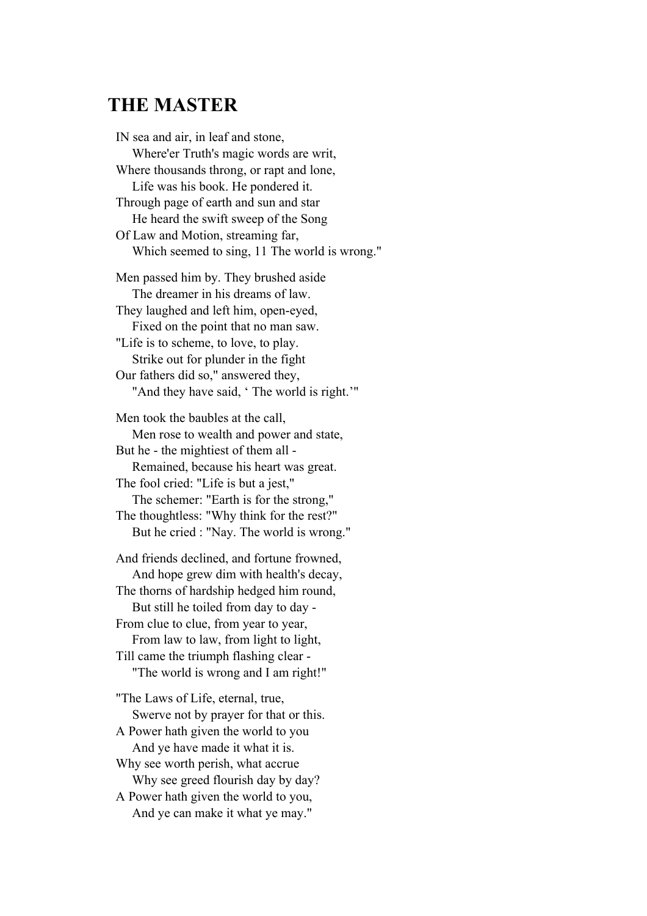## THE MASTER

IN sea and air, in leaf and stone,
&nbsp;&nbsp;&nbsp;&nbsp;Where'er Truth's magic words are writ,
Where thousands throng, or rapt and lone,
&nbsp;&nbsp;&nbsp;&nbsp;Life was his book. He pondered it.
Through page of earth and sun and star
&nbsp;&nbsp;&nbsp;&nbsp;He heard the swift sweep of the Song
Of Law and Motion, streaming far,
&nbsp;&nbsp;&nbsp;&nbsp;Which seemed to sing, 11 The world is wrong."

Men passed him by. They brushed aside
&nbsp;&nbsp;&nbsp;&nbsp;The dreamer in his dreams of law.
They laughed and left him, open-eyed,
&nbsp;&nbsp;&nbsp;&nbsp;Fixed on the point that no man saw.
"Life is to scheme, to love, to play.
&nbsp;&nbsp;&nbsp;&nbsp;Strike out for plunder in the fight
Our fathers did so," answered they,
&nbsp;&nbsp;&nbsp;&nbsp;"And they have said, ‘ The world is right.’"

Men took the baubles at the call,
&nbsp;&nbsp;&nbsp;&nbsp;Men rose to wealth and power and state,
But he - the mightiest of them all -
&nbsp;&nbsp;&nbsp;&nbsp;Remained, because his heart was great.
The fool cried: "Life is but a jest,"
&nbsp;&nbsp;&nbsp;&nbsp;The schemer: "Earth is for the strong,"
The thoughtless: "Why think for the rest?"
&nbsp;&nbsp;&nbsp;&nbsp;But he cried : "Nay. The world is wrong."

And friends declined, and fortune frowned,
&nbsp;&nbsp;&nbsp;&nbsp;And hope grew dim with health's decay,
The thorns of hardship hedged him round,
&nbsp;&nbsp;&nbsp;&nbsp;But still he toiled from day to day -
From clue to clue, from year to year,
&nbsp;&nbsp;&nbsp;&nbsp;From law to law, from light to light,
Till came the triumph flashing clear -
&nbsp;&nbsp;&nbsp;&nbsp;"The world is wrong and I am right!"

"The Laws of Life, eternal, true,
&nbsp;&nbsp;&nbsp;&nbsp;Swerve not by prayer for that or this.
A Power hath given the world to you
&nbsp;&nbsp;&nbsp;&nbsp;And ye have made it what it is.
Why see worth perish, what accrue
&nbsp;&nbsp;&nbsp;&nbsp;Why see greed flourish day by day?
A Power hath given the world to you,
&nbsp;&nbsp;&nbsp;&nbsp;And ye can make it what ye may."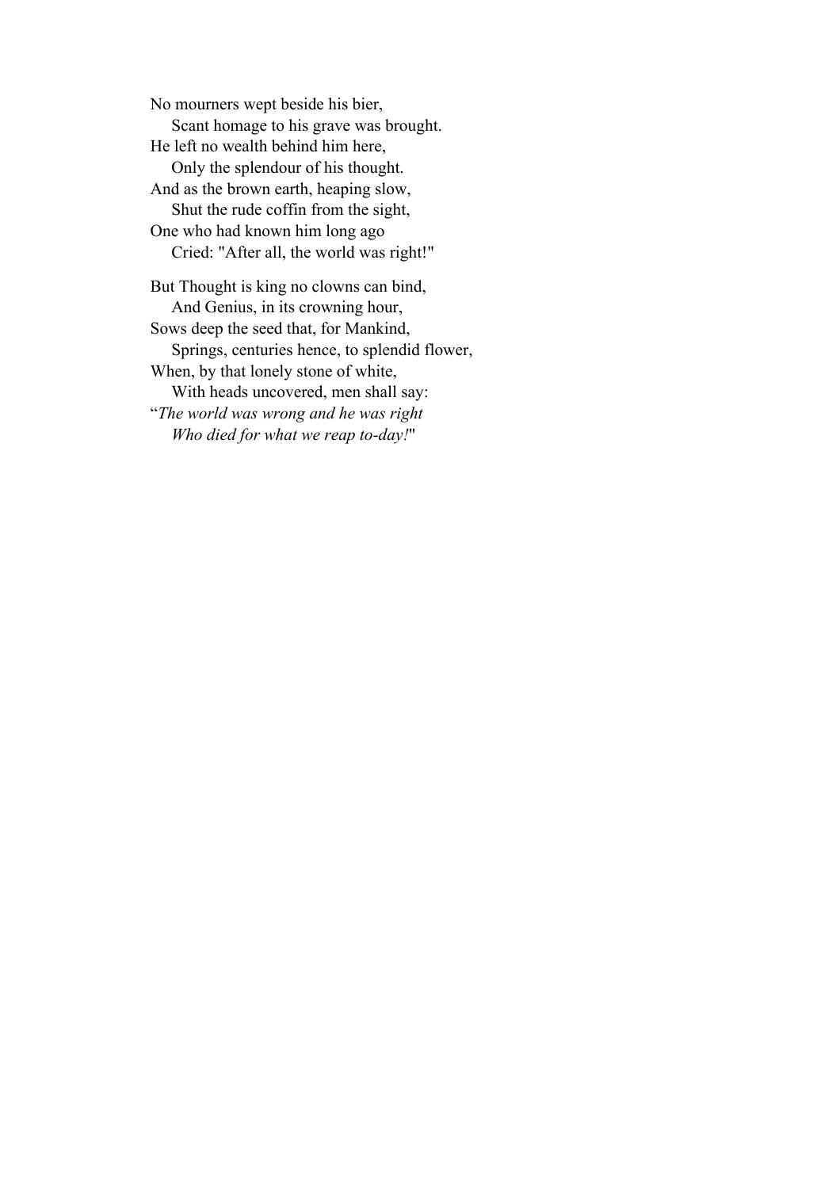No mourners wept beside his bier,  
    Scant homage to his grave was brought.  
He left no wealth behind him here,  
    Only the splendour of his thought.  
And as the brown earth, heaping slow,  
    Shut the rude coffin from the sight,  
One who had known him long ago  
    Cried: "After all, the world was right!"

But Thought is king no clowns can bind,  
    And Genius, in its crowning hour,  
Sows deep the seed that, for Mankind,  
    Springs, centuries hence, to splendid flower,  
When, by that lonely stone of white,  
    With heads uncovered, men shall say:  
"*The world was wrong and he was right*  
    *Who died for what we reap to-day!*"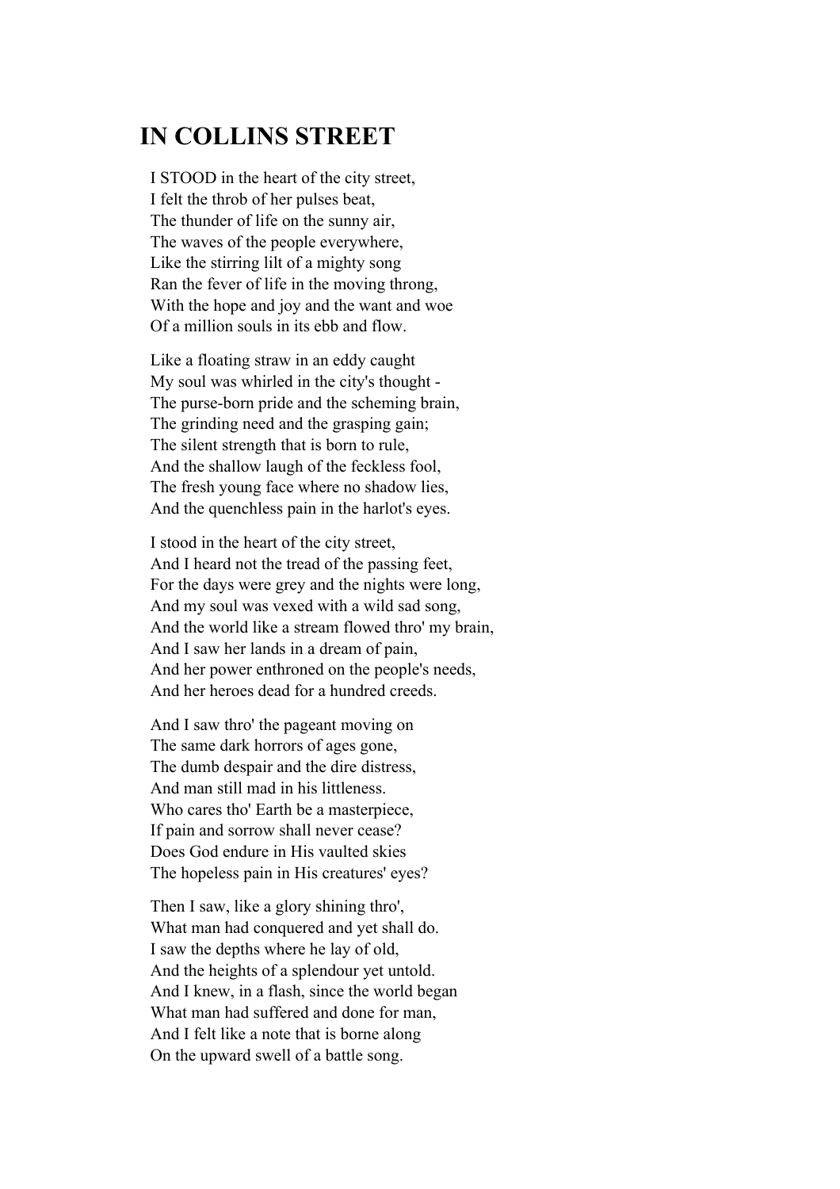## IN COLLINS STREET

I STOOD in the heart of the city street,  
I felt the throb of her pulses beat,  
The thunder of life on the sunny air,  
The waves of the people everywhere,  
Like the stirring lilt of a mighty song  
Ran the fever of life in the moving throng,  
With the hope and joy and the want and woe  
Of a million souls in its ebb and flow.

Like a floating straw in an eddy caught  
My soul was whirled in the city's thought -  
The purse-born pride and the scheming brain,  
The grinding need and the grasping gain;  
The silent strength that is born to rule,  
And the shallow laugh of the feckless fool,  
The fresh young face where no shadow lies,  
And the quenchless pain in the harlot's eyes.

I stood in the heart of the city street,  
And I heard not the tread of the passing feet,  
For the days were grey and the nights were long,  
And my soul was vexed with a wild sad song,  
And the world like a stream flowed thro' my brain,  
And I saw her lands in a dream of pain,  
And her power enthroned on the people's needs,  
And her heroes dead for a hundred creeds.

And I saw thro' the pageant moving on  
The same dark horrors of ages gone,  
The dumb despair and the dire distress,  
And man still mad in his littleness.  
Who cares tho' Earth be a masterpiece,  
If pain and sorrow shall never cease?  
Does God endure in His vaulted skies  
The hopeless pain in His creatures' eyes?

Then I saw, like a glory shining thro',  
What man had conquered and yet shall do.  
I saw the depths where he lay of old,  
And the heights of a splendour yet untold.  
And I knew, in a flash, since the world began  
What man had suffered and done for man,  
And I felt like a note that is borne along  
On the upward swell of a battle song.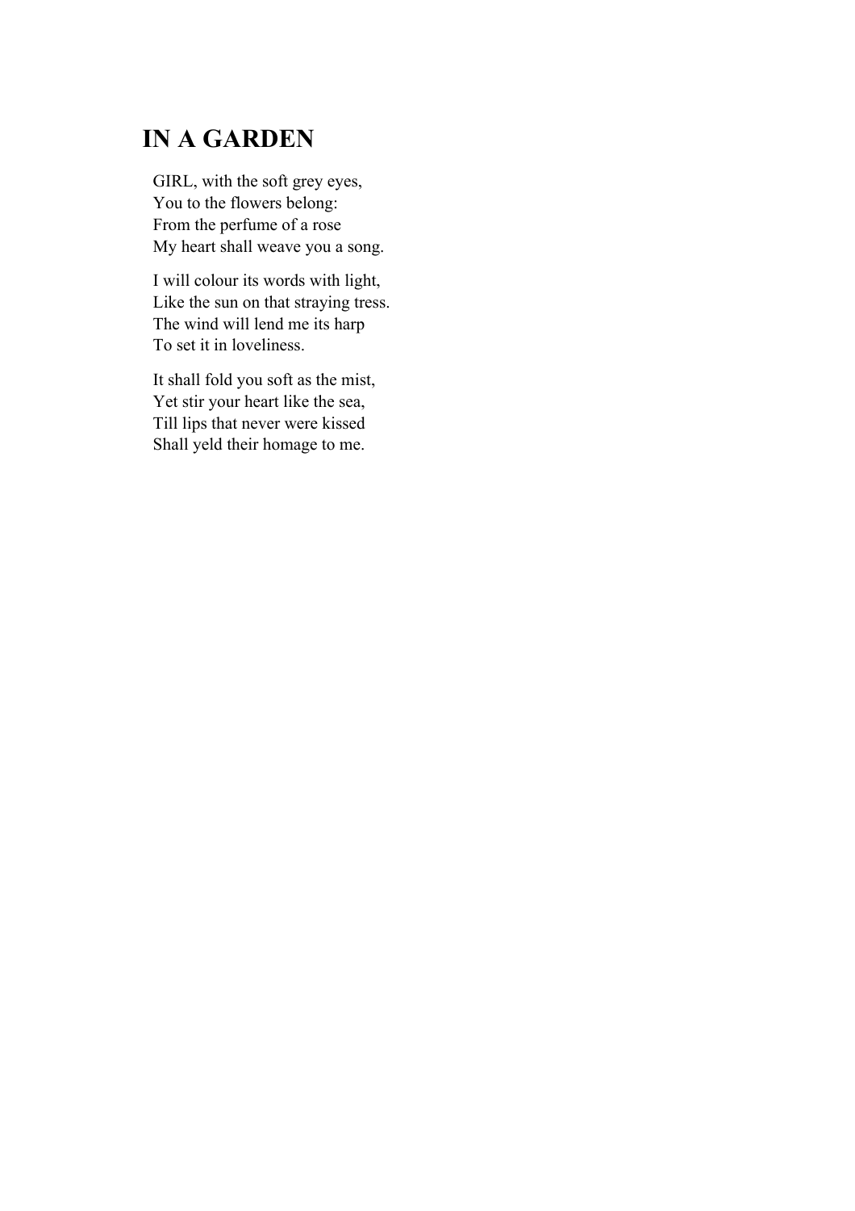# IN A GARDEN

GIRL, with the soft grey eyes,  
You to the flowers belong:  
From the perfume of a rose  
My heart shall weave you a song.

I will colour its words with light,  
Like the sun on that straying tress.  
The wind will lend me its harp  
To set it in loveliness.

It shall fold you soft as the mist,  
Yet stir your heart like the sea,  
Till lips that never were kissed  
Shall yeld their homage to me.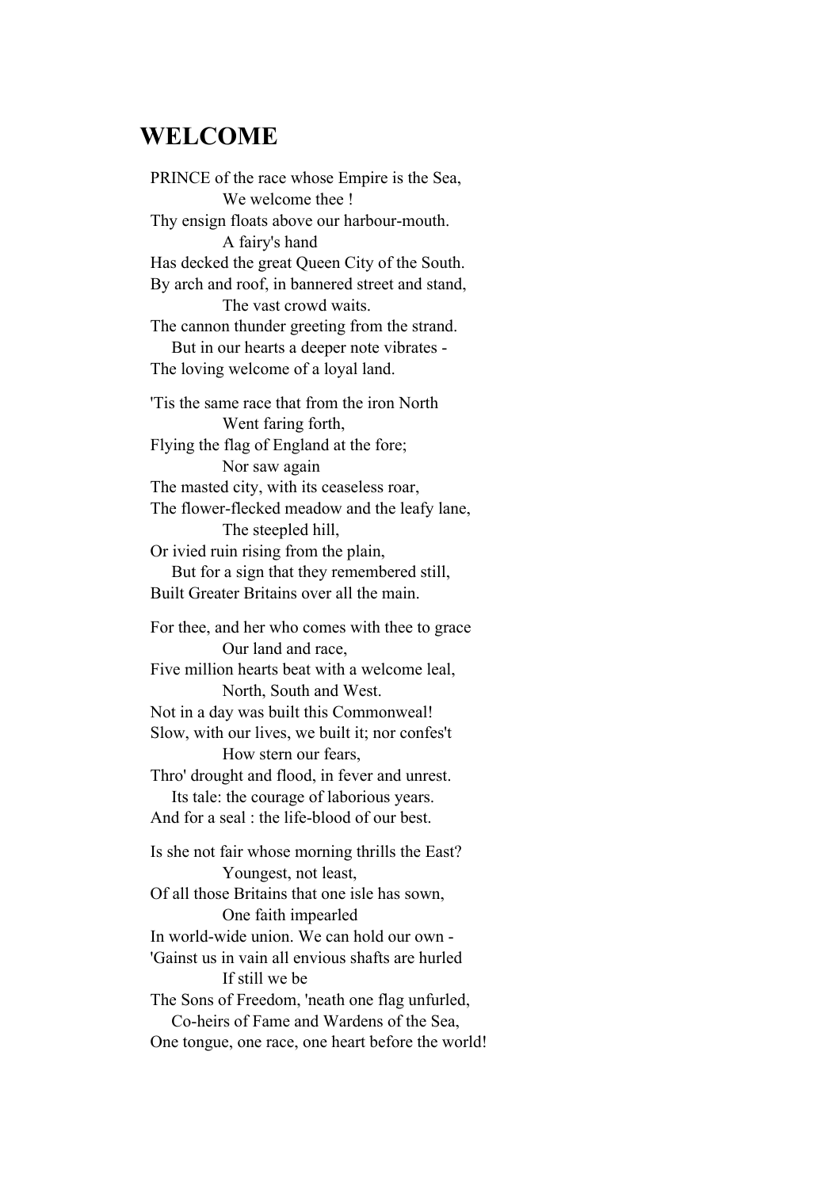## WELCOME

PRINCE of the race whose Empire is the Sea,  
We welcome thee !  
Thy ensign floats above our harbour-mouth.  
A fairy's hand  
Has decked the great Queen City of the South.  
By arch and roof, in bannered street and stand,  
The vast crowd waits.  
The cannon thunder greeting from the strand.  
But in our hearts a deeper note vibrates -  
The loving welcome of a loyal land.

'Tis the same race that from the iron North  
Went faring forth,  
Flying the flag of England at the fore;  
Nor saw again  
The masted city, with its ceaseless roar,  
The flower-flecked meadow and the leafy lane,  
The steepled hill,  
Or ivied ruin rising from the plain,  
But for a sign that they remembered still,  
Built Greater Britains over all the main.

For thee, and her who comes with thee to grace  
Our land and race,  
Five million hearts beat with a welcome leal,  
North, South and West.  
Not in a day was built this Commonweal!  
Slow, with our lives, we built it; nor confes't  
How stern our fears,  
Thro' drought and flood, in fever and unrest.  
Its tale: the courage of laborious years.  
And for a seal : the life-blood of our best.

Is she not fair whose morning thrills the East?  
Youngest, not least,  
Of all those Britains that one isle has sown,  
One faith impearled  
In world-wide union. We can hold our own -  
'Gainst us in vain all envious shafts are hurled  
If still we be  
The Sons of Freedom, 'neath one flag unfurled,  
Co-heirs of Fame and Wardens of the Sea,  
One tongue, one race, one heart before the world!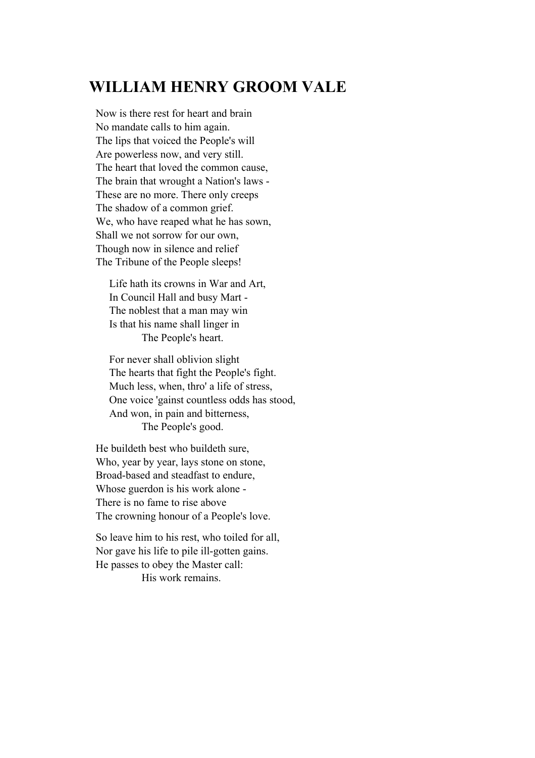## WILLIAM HENRY GROOM VALE

Now is there rest for heart and brain  
No mandate calls to him again.  
The lips that voiced the People's will  
Are powerless now, and very still.  
The heart that loved the common cause,  
The brain that wrought a Nation's laws -  
These are no more. There only creeps  
The shadow of a common grief.  
We, who have reaped what he has sown,  
Shall we not sorrow for our own,  
Though now in silence and relief  
The Tribune of the People sleeps!

Life hath its crowns in War and Art,  
In Council Hall and busy Mart -  
The noblest that a man may win  
Is that his name shall linger in  
The People's heart.

For never shall oblivion slight  
The hearts that fight the People's fight.  
Much less, when, thro' a life of stress,  
One voice 'gainst countless odds has stood,  
And won, in pain and bitterness,  
The People's good.

He buildeth best who buildeth sure,  
Who, year by year, lays stone on stone,  
Broad-based and steadfast to endure,  
Whose guerdon is his work alone -  
There is no fame to rise above  
The crowning honour of a People's love.

So leave him to his rest, who toiled for all,  
Nor gave his life to pile ill-gotten gains.  
He passes to obey the Master call:  
His work remains.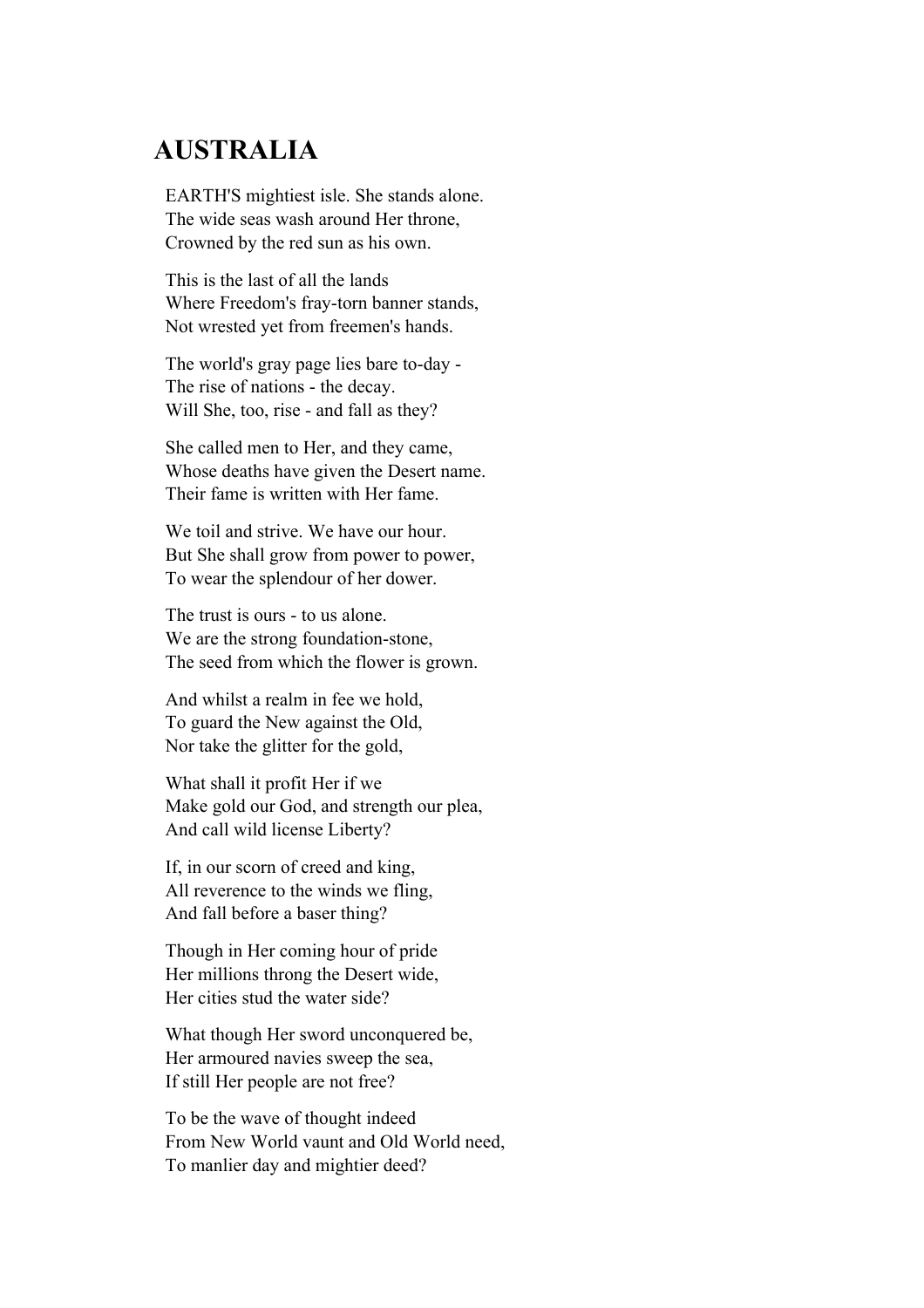# AUSTRALIA

EARTH'S mightiest isle. She stands alone.
The wide seas wash around Her throne,
Crowned by the red sun as his own.

This is the last of all the lands
Where Freedom's fray-torn banner stands,
Not wrested yet from freemen's hands.

The world's gray page lies bare to-day -
The rise of nations - the decay.
Will She, too, rise - and fall as they?

She called men to Her, and they came,
Whose deaths have given the Desert name.
Their fame is written with Her fame.

We toil and strive. We have our hour.
But She shall grow from power to power,
To wear the splendour of her dower.

The trust is ours - to us alone.
We are the strong foundation-stone,
The seed from which the flower is grown.

And whilst a realm in fee we hold,
To guard the New against the Old,
Nor take the glitter for the gold,

What shall it profit Her if we
Make gold our God, and strength our plea,
And call wild license Liberty?

If, in our scorn of creed and king,
All reverence to the winds we fling,
And fall before a baser thing?

Though in Her coming hour of pride
Her millions throng the Desert wide,
Her cities stud the water side?

What though Her sword unconquered be,
Her armoured navies sweep the sea,
If still Her people are not free?

To be the wave of thought indeed
From New World vaunt and Old World need,
To manlier day and mightier deed?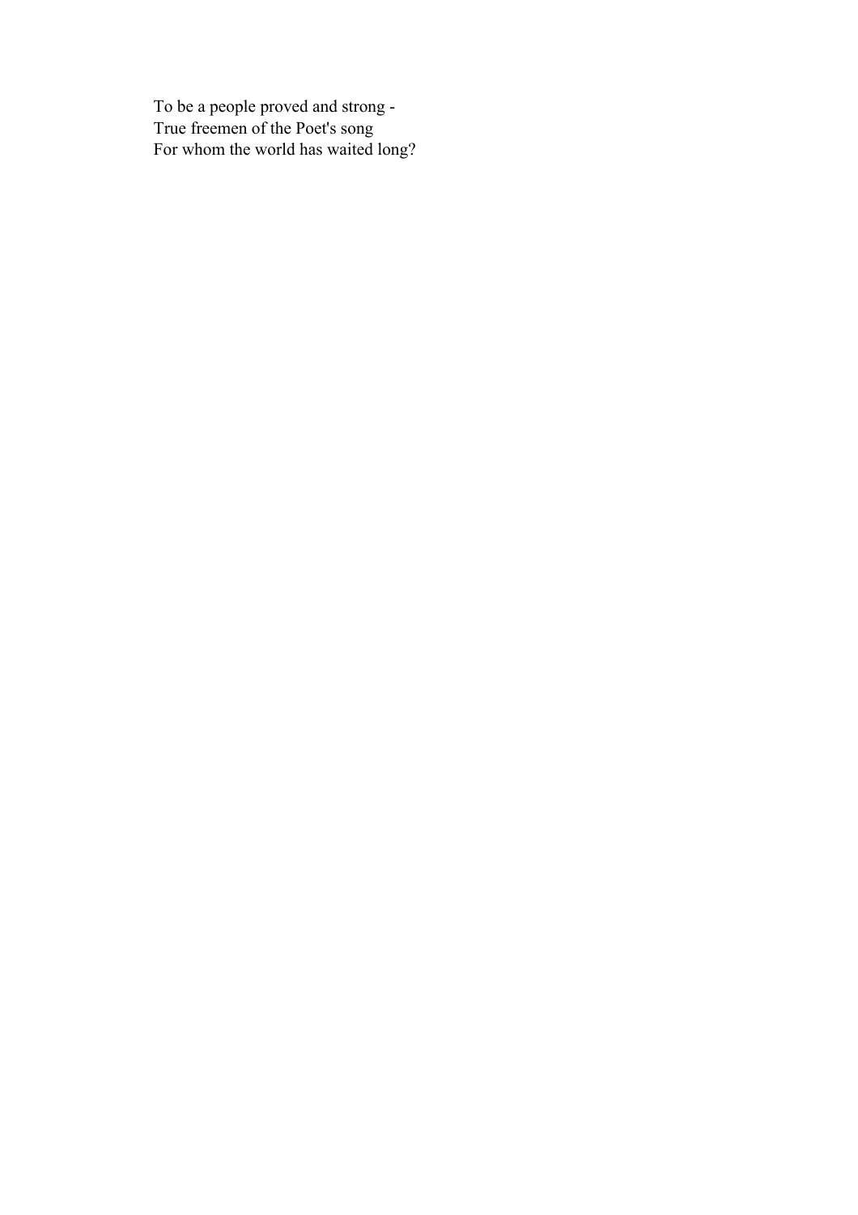To be a people proved and strong -
True freemen of the Poet's song
For whom the world has waited long?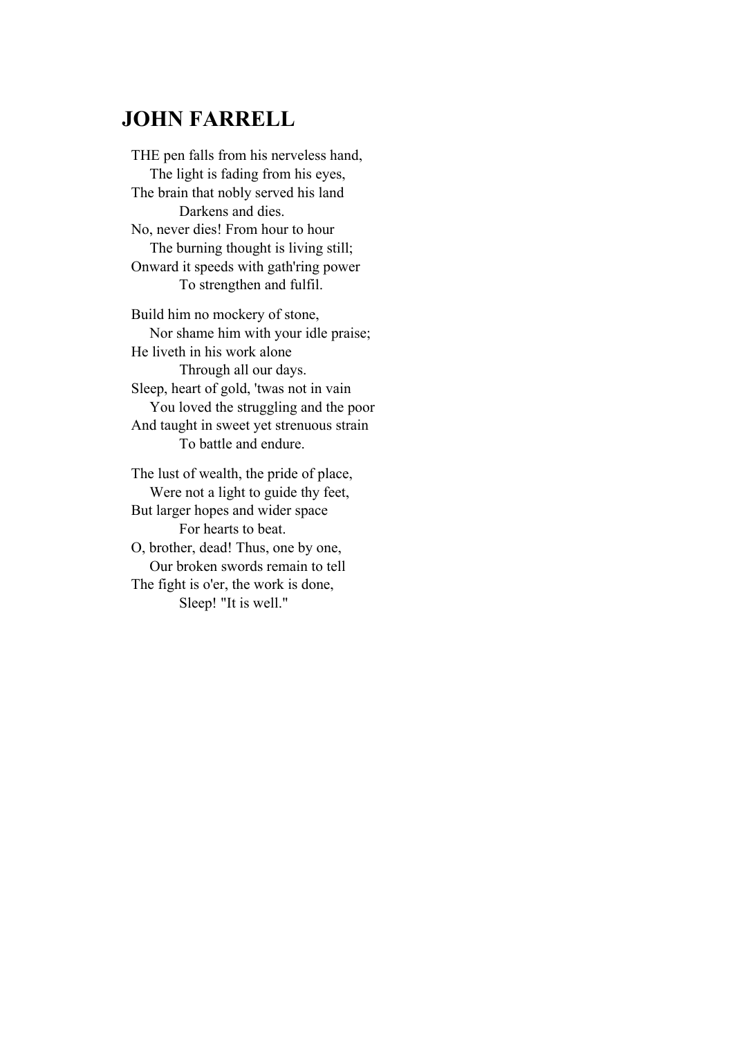## JOHN FARRELL

THE pen falls from his nerveless hand,
The light is fading from his eyes,
The brain that nobly served his land
Darkens and dies.
No, never dies! From hour to hour
The burning thought is living still;
Onward it speeds with gath'ring power
To strengthen and fulfil.

Build him no mockery of stone,
Nor shame him with your idle praise;
He liveth in his work alone
Through all our days.
Sleep, heart of gold, 'twas not in vain
You loved the struggling and the poor
And taught in sweet yet strenuous strain
To battle and endure.

The lust of wealth, the pride of place,
Were not a light to guide thy feet,
But larger hopes and wider space
For hearts to beat.
O, brother, dead! Thus, one by one,
Our broken swords remain to tell
The fight is o'er, the work is done,
Sleep! "It is well."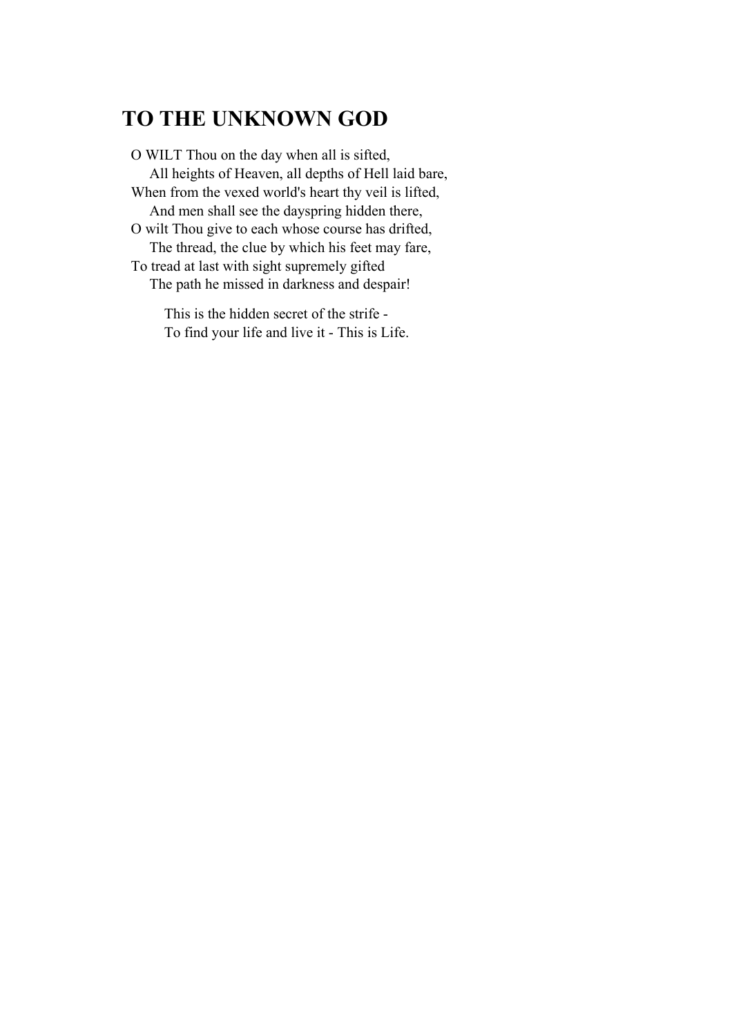# TO THE UNKNOWN GOD

O WILT Thou on the day when all is sifted,  
    All heights of Heaven, all depths of Hell laid bare,  
When from the vexed world's heart thy veil is lifted,  
    And men shall see the dayspring hidden there,  
O wilt Thou give to each whose course has drifted,  
    The thread, the clue by which his feet may fare,  
To tread at last with sight supremely gifted  
    The path he missed in darkness and despair!

        This is the hidden secret of the strife -  
        To find your life and live it - This is Life.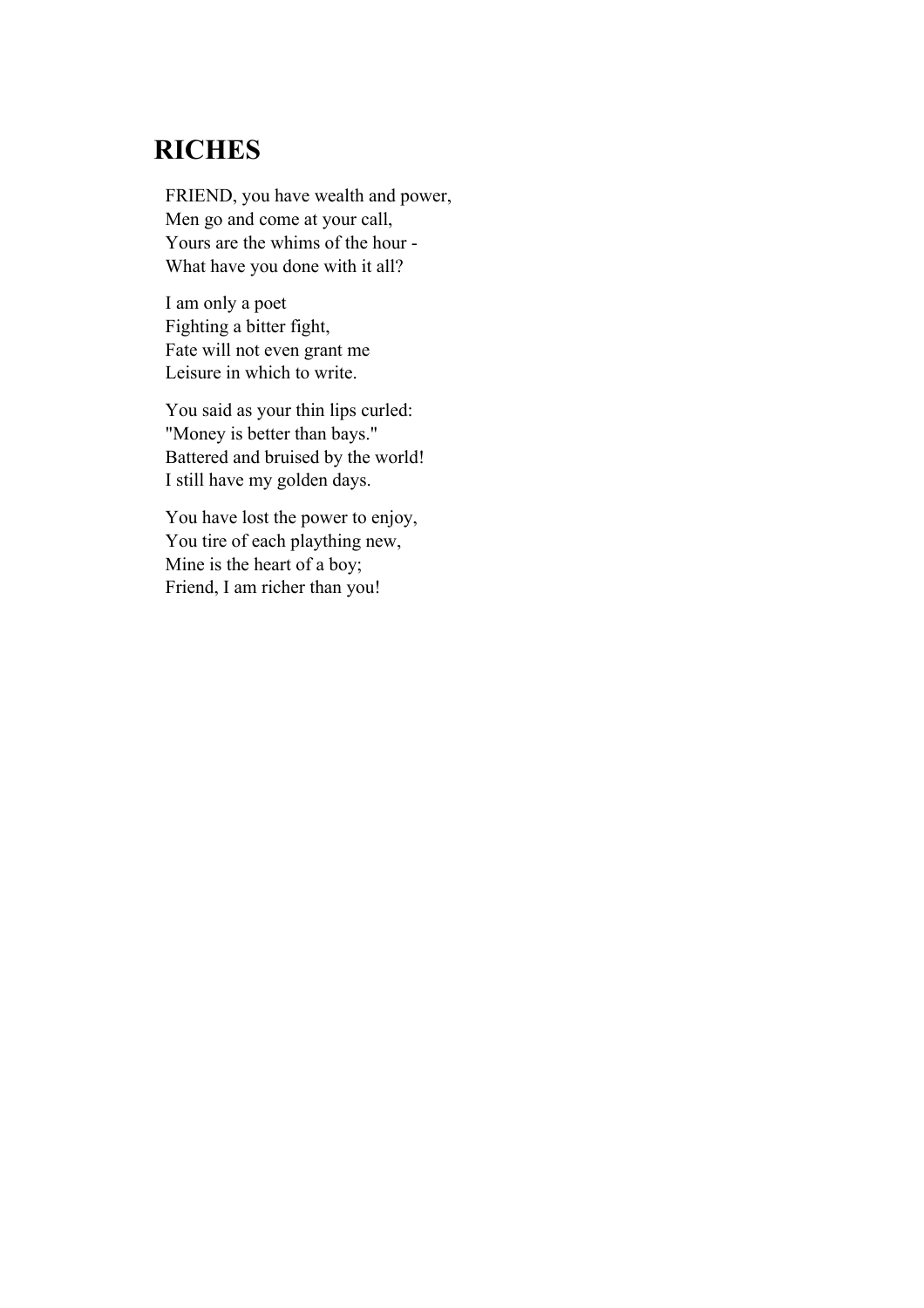## RICHES

FRIEND, you have wealth and power,
Men go and come at your call,
Yours are the whims of the hour -
What have you done with it all?

I am only a poet
Fighting a bitter fight,
Fate will not even grant me
Leisure in which to write.

You said as your thin lips curled:
"Money is better than bays."
Battered and bruised by the world!
I still have my golden days.

You have lost the power to enjoy,
You tire of each plaything new,
Mine is the heart of a boy;
Friend, I am richer than you!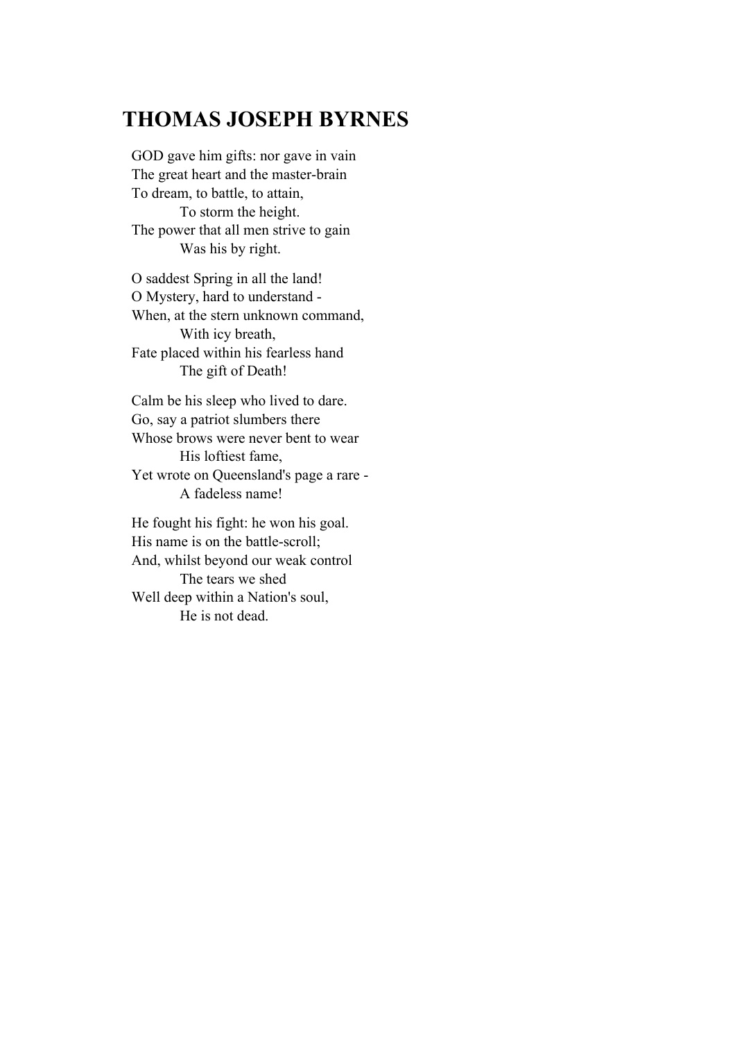## THOMAS JOSEPH BYRNES

GOD gave him gifts: nor gave in vain
The great heart and the master-brain
To dream, to battle, to attain,
    To storm the height.
The power that all men strive to gain
    Was his by right.

O saddest Spring in all the land!
O Mystery, hard to understand -
When, at the stern unknown command,
    With icy breath,
Fate placed within his fearless hand
    The gift of Death!

Calm be his sleep who lived to dare.
Go, say a patriot slumbers there
Whose brows were never bent to wear
    His loftiest fame,
Yet wrote on Queensland's page a rare -
    A fadeless name!

He fought his fight: he won his goal.
His name is on the battle-scroll;
And, whilst beyond our weak control
    The tears we shed
Well deep within a Nation's soul,
    He is not dead.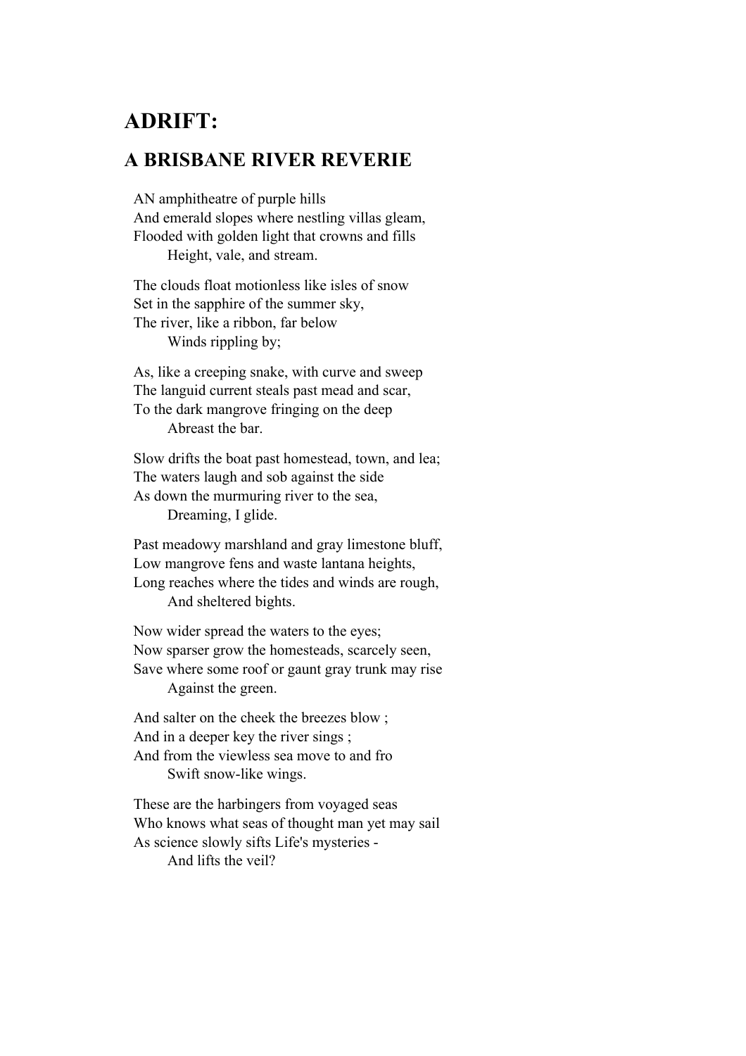# ADRIFT:

## A BRISBANE RIVER REVERIE

AN amphitheatre of purple hills  
And emerald slopes where nestling villas gleam,  
Flooded with golden light that crowns and fills  
        Height, vale, and stream.

The clouds float motionless like isles of snow  
Set in the sapphire of the summer sky,  
The river, like a ribbon, far below  
        Winds rippling by;

As, like a creeping snake, with curve and sweep  
The languid current steals past mead and scar,  
To the dark mangrove fringing on the deep  
        Abreast the bar.

Slow drifts the boat past homestead, town, and lea;  
The waters laugh and sob against the side  
As down the murmuring river to the sea,  
        Dreaming, I glide.

Past meadowy marshland and gray limestone bluff,  
Low mangrove fens and waste lantana heights,  
Long reaches where the tides and winds are rough,  
        And sheltered bights.

Now wider spread the waters to the eyes;  
Now sparser grow the homesteads, scarcely seen,  
Save where some roof or gaunt gray trunk may rise  
        Against the green.

And salter on the cheek the breezes blow ;  
And in a deeper key the river sings ;  
And from the viewless sea move to and fro  
        Swift snow-like wings.

These are the harbingers from voyaged seas  
Who knows what seas of thought man yet may sail  
As science slowly sifts Life's mysteries -  
        And lifts the veil?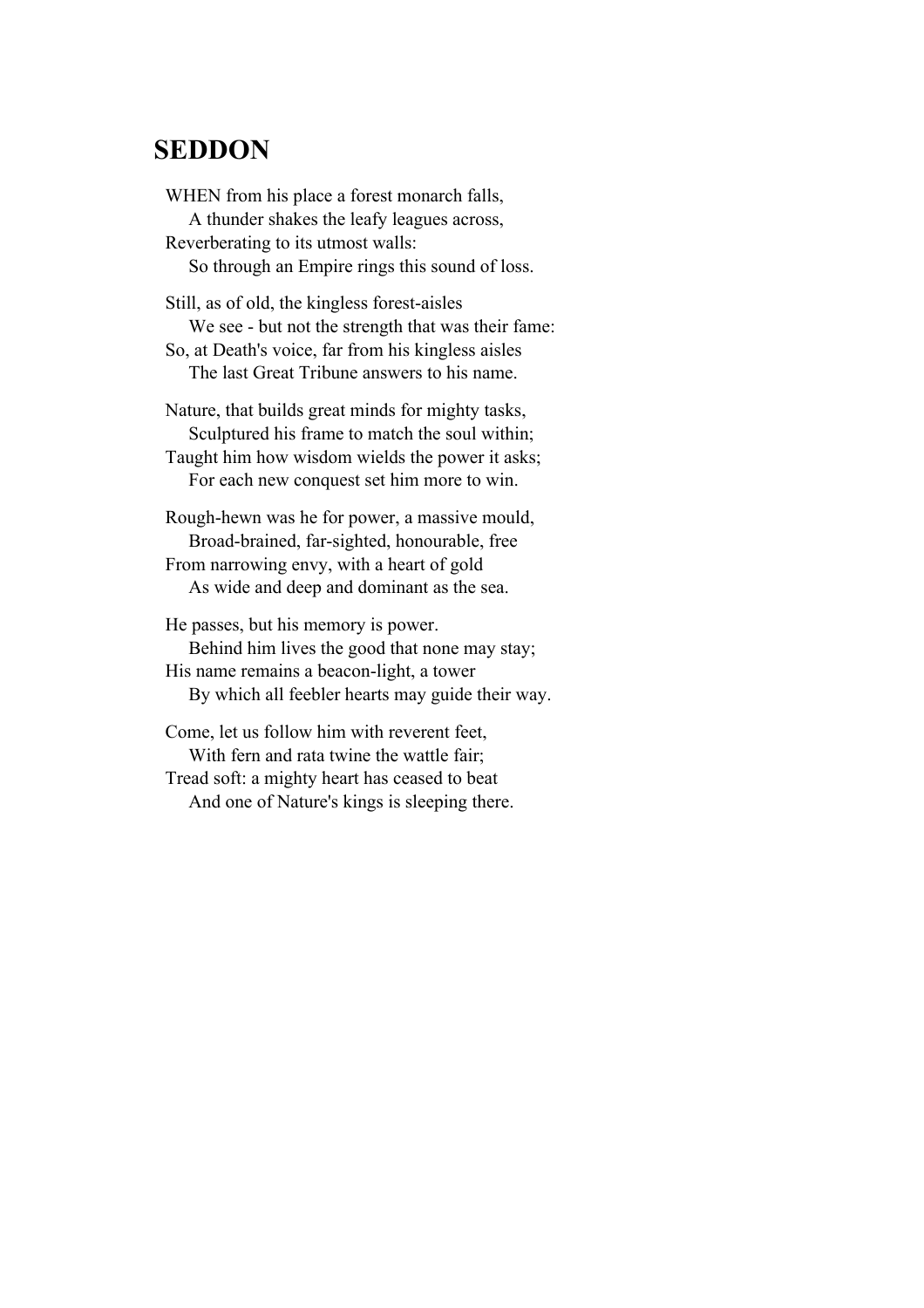## SEDDON

WHEN from his place a forest monarch falls,
  A thunder shakes the leafy leagues across,
Reverberating to its utmost walls:
  So through an Empire rings this sound of loss.

Still, as of old, the kingless forest-aisles
  We see - but not the strength that was their fame:
So, at Death's voice, far from his kingless aisles
  The last Great Tribune answers to his name.

Nature, that builds great minds for mighty tasks,
  Sculptured his frame to match the soul within;
Taught him how wisdom wields the power it asks;
  For each new conquest set him more to win.

Rough-hewn was he for power, a massive mould,
  Broad-brained, far-sighted, honourable, free
From narrowing envy, with a heart of gold
  As wide and deep and dominant as the sea.

He passes, but his memory is power.
  Behind him lives the good that none may stay;
His name remains a beacon-light, a tower
  By which all feebler hearts may guide their way.

Come, let us follow him with reverent feet,
  With fern and rata twine the wattle fair;
Tread soft: a mighty heart has ceased to beat
  And one of Nature's kings is sleeping there.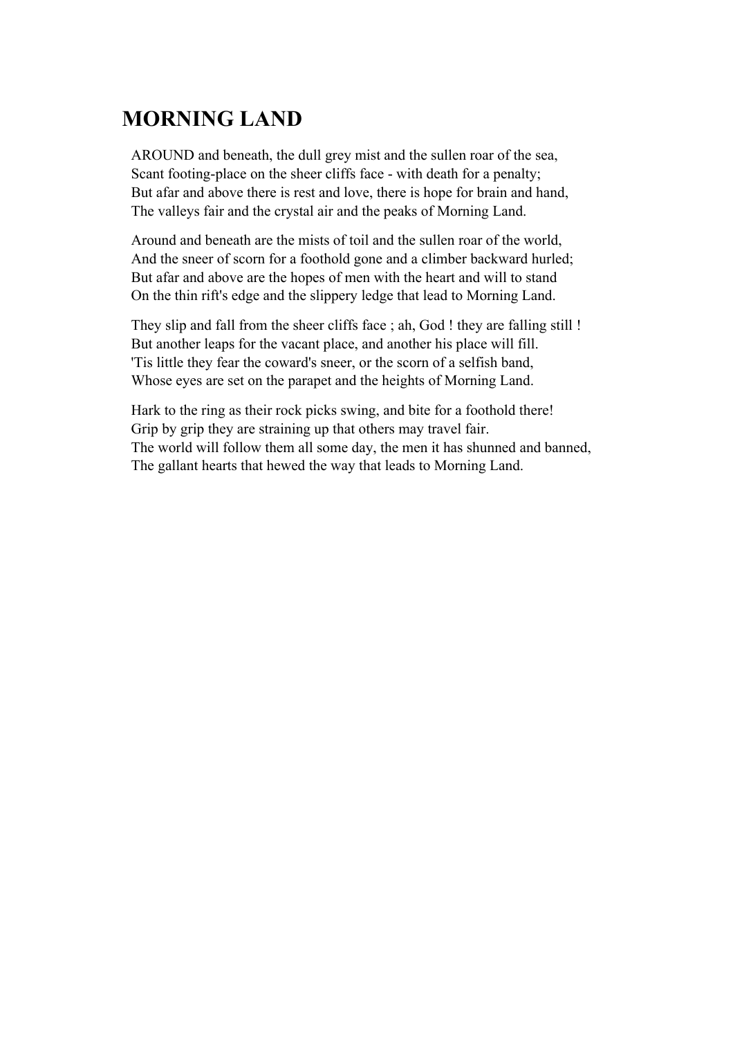# MORNING LAND

AROUND and beneath, the dull grey mist and the sullen roar of the sea,
Scant footing-place on the sheer cliffs face - with death for a penalty;
But afar and above there is rest and love, there is hope for brain and hand,
The valleys fair and the crystal air and the peaks of Morning Land.

Around and beneath are the mists of toil and the sullen roar of the world,
And the sneer of scorn for a foothold gone and a climber backward hurled;
But afar and above are the hopes of men with the heart and will to stand
On the thin rift's edge and the slippery ledge that lead to Morning Land.

They slip and fall from the sheer cliffs face ; ah, God ! they are falling still !
But another leaps for the vacant place, and another his place will fill.
'Tis little they fear the coward's sneer, or the scorn of a selfish band,
Whose eyes are set on the parapet and the heights of Morning Land.

Hark to the ring as their rock picks swing, and bite for a foothold there!
Grip by grip they are straining up that others may travel fair.
The world will follow them all some day, the men it has shunned and banned,
The gallant hearts that hewed the way that leads to Morning Land.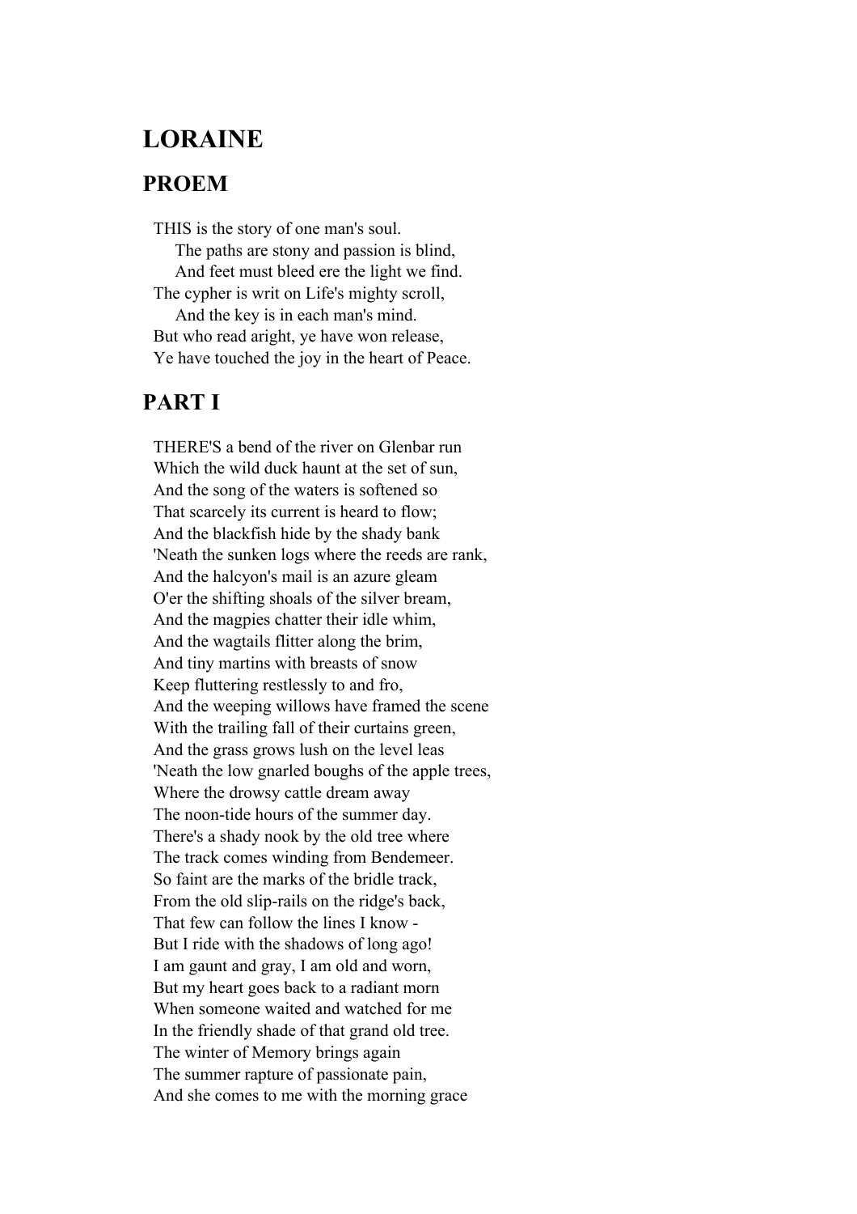# LORAINE

## PROEM

THIS is the story of one man's soul.  
&nbsp;&nbsp;&nbsp;&nbsp;The paths are stony and passion is blind,  
&nbsp;&nbsp;&nbsp;&nbsp;And feet must bleed ere the light we find.  
The cypher is writ on Life's mighty scroll,  
&nbsp;&nbsp;&nbsp;&nbsp;And the key is in each man's mind.  
But who read aright, ye have won release,  
Ye have touched the joy in the heart of Peace.

## PART I

THERE'S a bend of the river on Glenbar run  
Which the wild duck haunt at the set of sun,  
And the song of the waters is softened so  
That scarcely its current is heard to flow;  
And the blackfish hide by the shady bank  
'Neath the sunken logs where the reeds are rank,  
And the halcyon's mail is an azure gleam  
O'er the shifting shoals of the silver bream,  
And the magpies chatter their idle whim,  
And the wagtails flitter along the brim,  
And tiny martins with breasts of snow  
Keep fluttering restlessly to and fro,  
And the weeping willows have framed the scene  
With the trailing fall of their curtains green,  
And the grass grows lush on the level leas  
'Neath the low gnarled boughs of the apple trees,  
Where the drowsy cattle dream away  
The noon-tide hours of the summer day.  
There's a shady nook by the old tree where  
The track comes winding from Bendemeer.  
So faint are the marks of the bridle track,  
From the old slip-rails on the ridge's back,  
That few can follow the lines I know -  
But I ride with the shadows of long ago!  
I am gaunt and gray, I am old and worn,  
But my heart goes back to a radiant morn  
When someone waited and watched for me  
In the friendly shade of that grand old tree.  
The winter of Memory brings again  
The summer rapture of passionate pain,  
And she comes to me with the morning grace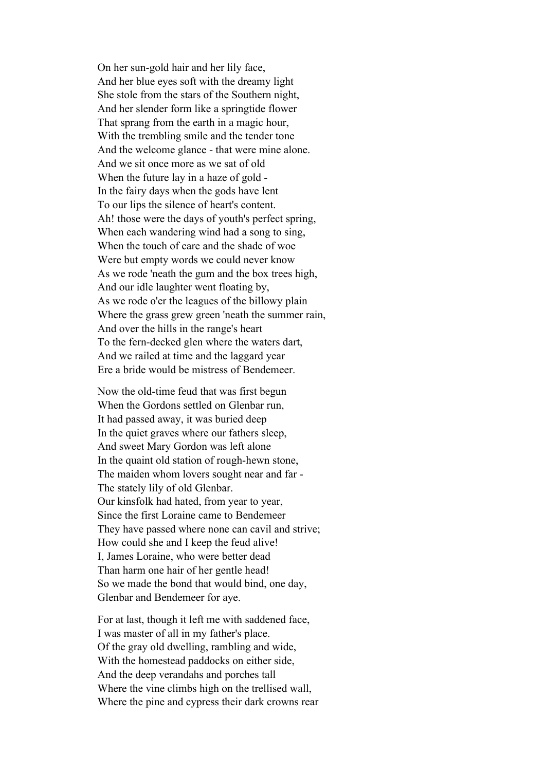On her sun-gold hair and her lily face,
And her blue eyes soft with the dreamy light
She stole from the stars of the Southern night,
And her slender form like a springtide flower
That sprang from the earth in a magic hour,
With the trembling smile and the tender tone
And the welcome glance - that were mine alone.
And we sit once more as we sat of old
When the future lay in a haze of gold -
In the fairy days when the gods have lent
To our lips the silence of heart's content.
Ah! those were the days of youth's perfect spring,
When each wandering wind had a song to sing,
When the touch of care and the shade of woe
Were but empty words we could never know
As we rode 'neath the gum and the box trees high,
And our idle laughter went floating by,
As we rode o'er the leagues of the billowy plain
Where the grass grew green 'neath the summer rain,
And over the hills in the range's heart
To the fern-decked glen where the waters dart,
And we railed at time and the laggard year
Ere a bride would be mistress of Bendemeer.

Now the old-time feud that was first begun
When the Gordons settled on Glenbar run,
It had passed away, it was buried deep
In the quiet graves where our fathers sleep,
And sweet Mary Gordon was left alone
In the quaint old station of rough-hewn stone,
The maiden whom lovers sought near and far -
The stately lily of old Glenbar.
Our kinsfolk had hated, from year to year,
Since the first Loraine came to Bendemeer
They have passed where none can cavil and strive;
How could she and I keep the feud alive!
I, James Loraine, who were better dead
Than harm one hair of her gentle head!
So we made the bond that would bind, one day,
Glenbar and Bendemeer for aye.

For at last, though it left me with saddened face,
I was master of all in my father's place.
Of the gray old dwelling, rambling and wide,
With the homestead paddocks on either side,
And the deep verandahs and porches tall
Where the vine climbs high on the trellised wall,
Where the pine and cypress their dark crowns rear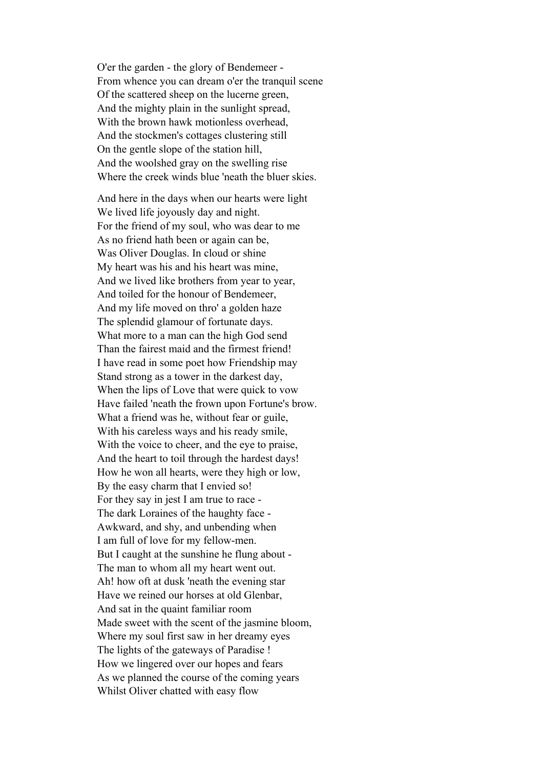O'er the garden - the glory of Bendemeer -
From whence you can dream o'er the tranquil scene
Of the scattered sheep on the lucerne green,
And the mighty plain in the sunlight spread,
With the brown hawk motionless overhead,
And the stockmen's cottages clustering still
On the gentle slope of the station hill,
And the woolshed gray on the swelling rise
Where the creek winds blue 'neath the bluer skies.

And here in the days when our hearts were light
We lived life joyously day and night.
For the friend of my soul, who was dear to me
As no friend hath been or again can be,
Was Oliver Douglas. In cloud or shine
My heart was his and his heart was mine,
And we lived like brothers from year to year,
And toiled for the honour of Bendemeer,
And my life moved on thro' a golden haze
The splendid glamour of fortunate days.
What more to a man can the high God send
Than the fairest maid and the firmest friend!
I have read in some poet how Friendship may
Stand strong as a tower in the darkest day,
When the lips of Love that were quick to vow
Have failed 'neath the frown upon Fortune's brow.
What a friend was he, without fear or guile,
With his careless ways and his ready smile,
With the voice to cheer, and the eye to praise,
And the heart to toil through the hardest days!
How he won all hearts, were they high or low,
By the easy charm that I envied so!
For they say in jest I am true to race -
The dark Loraines of the haughty face -
Awkward, and shy, and unbending when
I am full of love for my fellow-men.
But I caught at the sunshine he flung about -
The man to whom all my heart went out.
Ah! how oft at dusk 'neath the evening star
Have we reined our horses at old Glenbar,
And sat in the quaint familiar room
Made sweet with the scent of the jasmine bloom,
Where my soul first saw in her dreamy eyes
The lights of the gateways of Paradise !
How we lingered over our hopes and fears
As we planned the course of the coming years
Whilst Oliver chatted with easy flow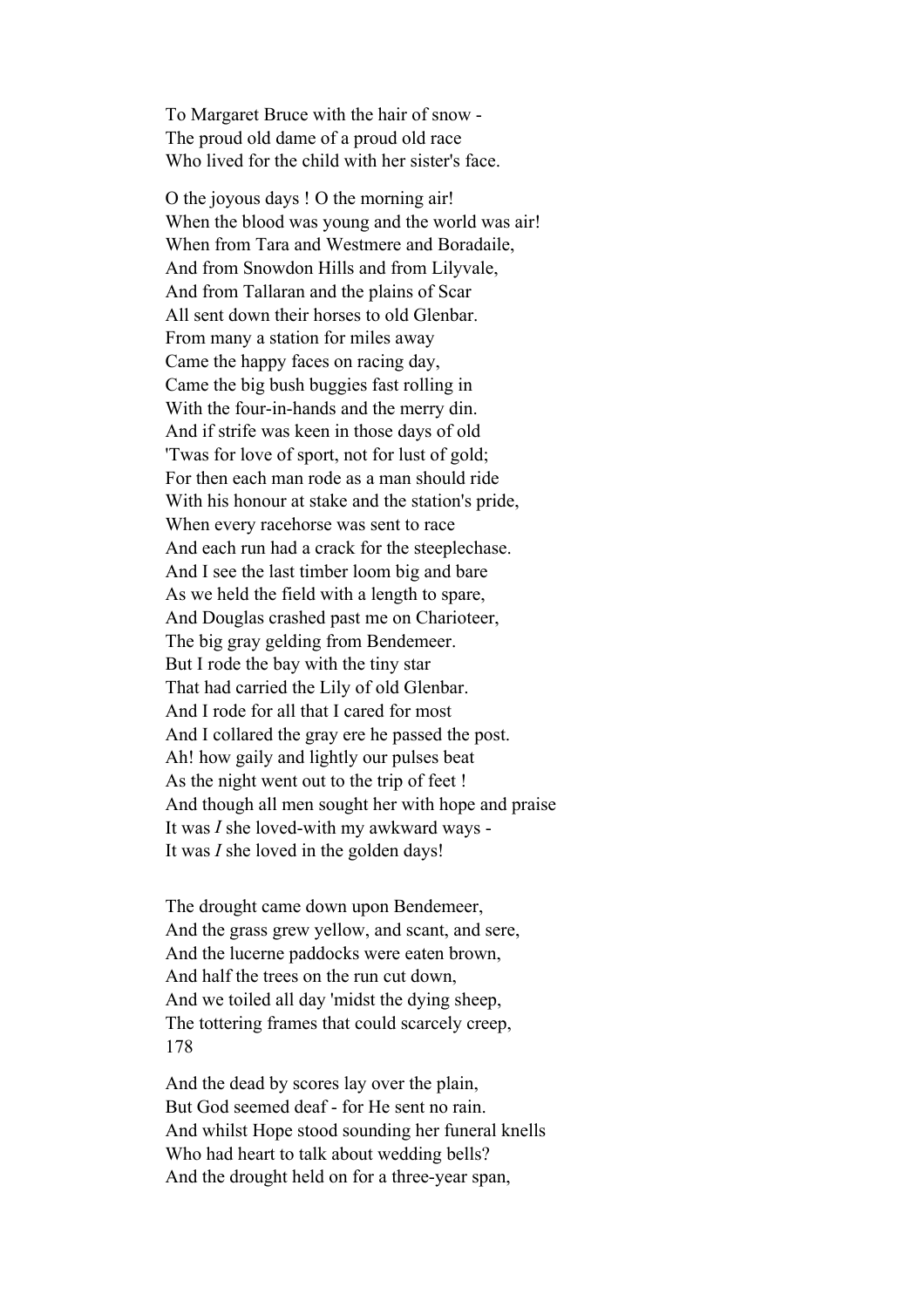To Margaret Bruce with the hair of snow -  
The proud old dame of a proud old race  
Who lived for the child with her sister's face.

O the joyous days ! O the morning air!  
When the blood was young and the world was air!  
When from Tara and Westmere and Boradaile,  
And from Snowdon Hills and from Lilyvale,  
And from Tallaran and the plains of Scar  
All sent down their horses to old Glenbar.  
From many a station for miles away  
Came the happy faces on racing day,  
Came the big bush buggies fast rolling in  
With the four-in-hands and the merry din.  
And if strife was keen in those days of old  
'Twas for love of sport, not for lust of gold;  
For then each man rode as a man should ride  
With his honour at stake and the station's pride,  
When every racehorse was sent to race  
And each run had a crack for the steeplechase.  
And I see the last timber loom big and bare  
As we held the field with a length to spare,  
And Douglas crashed past me on Charioteer,  
The big gray gelding from Bendemeer.  
But I rode the bay with the tiny star  
That had carried the Lily of old Glenbar.  
And I rode for all that I cared for most  
And I collared the gray ere he passed the post.  
Ah! how gaily and lightly our pulses beat  
As the night went out to the trip of feet !  
And though all men sought her with hope and praise  
It was *I* she loved-with my awkward ways -  
It was *I* she loved in the golden days!

The drought came down upon Bendemeer,  
And the grass grew yellow, and scant, and sere,  
And the lucerne paddocks were eaten brown,  
And half the trees on the run cut down,  
And we toiled all day 'midst the dying sheep,  
The tottering frames that could scarcely creep,

And the dead by scores lay over the plain,  
But God seemed deaf - for He sent no rain.  
And whilst Hope stood sounding her funeral knells  
Who had heart to talk about wedding bells?  
And the drought held on for a three-year span,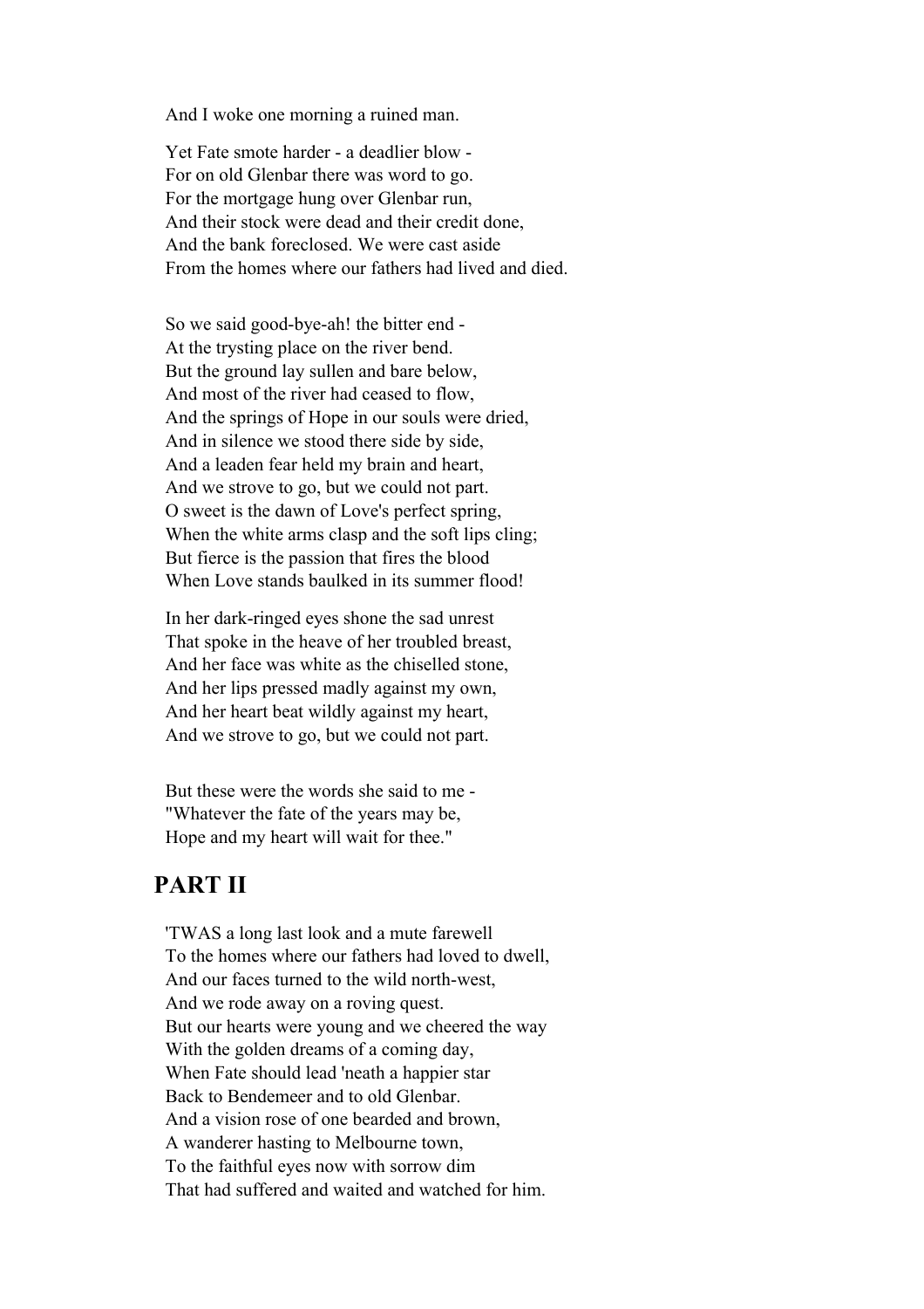And I woke one morning a ruined man.

Yet Fate smote harder - a deadlier blow -  
For on old Glenbar there was word to go.  
For the mortgage hung over Glenbar run,  
And their stock were dead and their credit done,  
And the bank foreclosed. We were cast aside  
From the homes where our fathers had lived and died.

So we said good-bye-ah! the bitter end -  
At the trysting place on the river bend.  
But the ground lay sullen and bare below,  
And most of the river had ceased to flow,  
And the springs of Hope in our souls were dried,  
And in silence we stood there side by side,  
And a leaden fear held my brain and heart,  
And we strove to go, but we could not part.  
O sweet is the dawn of Love's perfect spring,  
When the white arms clasp and the soft lips cling;  
But fierce is the passion that fires the blood  
When Love stands baulked in its summer flood!

In her dark-ringed eyes shone the sad unrest  
That spoke in the heave of her troubled breast,  
And her face was white as the chiselled stone,  
And her lips pressed madly against my own,  
And her heart beat wildly against my heart,  
And we strove to go, but we could not part.

But these were the words she said to me -  
"Whatever the fate of the years may be,  
Hope and my heart will wait for thee."

## PART II

'TWAS a long last look and a mute farewell  
To the homes where our fathers had loved to dwell,  
And our faces turned to the wild north-west,  
And we rode away on a roving quest.  
But our hearts were young and we cheered the way  
With the golden dreams of a coming day,  
When Fate should lead 'neath a happier star  
Back to Bendemeer and to old Glenbar.  
And a vision rose of one bearded and brown,  
A wanderer hasting to Melbourne town,  
To the faithful eyes now with sorrow dim  
That had suffered and waited and watched for him.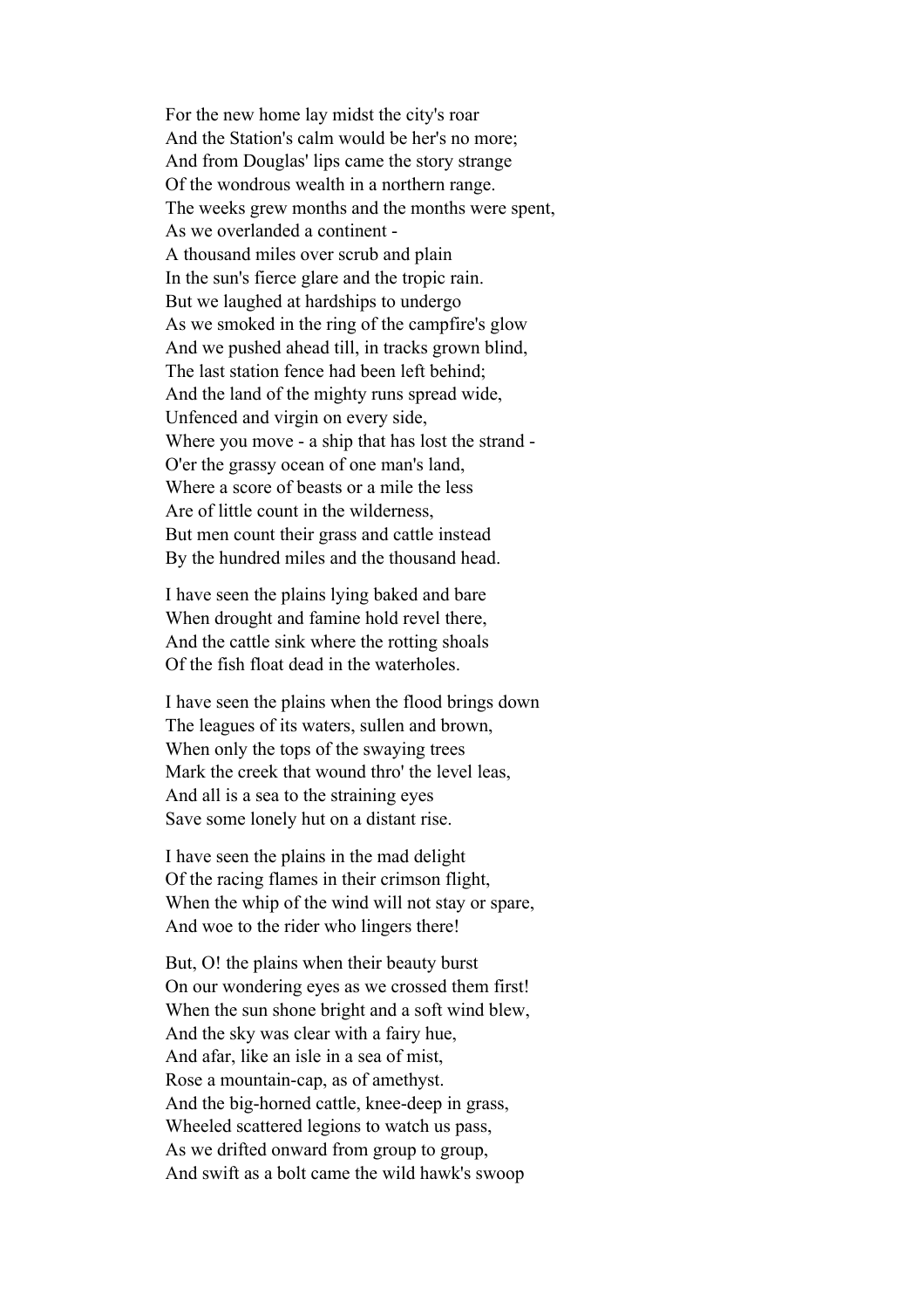For the new home lay midst the city's roar  
And the Station's calm would be her's no more;  
And from Douglas' lips came the story strange  
Of the wondrous wealth in a northern range.  
The weeks grew months and the months were spent,  
As we overlanded a continent -  
A thousand miles over scrub and plain  
In the sun's fierce glare and the tropic rain.  
But we laughed at hardships to undergo  
As we smoked in the ring of the campfire's glow  
And we pushed ahead till, in tracks grown blind,  
The last station fence had been left behind;  
And the land of the mighty runs spread wide,  
Unfenced and virgin on every side,  
Where you move - a ship that has lost the strand -  
O'er the grassy ocean of one man's land,  
Where a score of beasts or a mile the less  
Are of little count in the wilderness,  
But men count their grass and cattle instead  
By the hundred miles and the thousand head.

I have seen the plains lying baked and bare  
When drought and famine hold revel there,  
And the cattle sink where the rotting shoals  
Of the fish float dead in the waterholes.

I have seen the plains when the flood brings down  
The leagues of its waters, sullen and brown,  
When only the tops of the swaying trees  
Mark the creek that wound thro' the level leas,  
And all is a sea to the straining eyes  
Save some lonely hut on a distant rise.

I have seen the plains in the mad delight  
Of the racing flames in their crimson flight,  
When the whip of the wind will not stay or spare,  
And woe to the rider who lingers there!

But, O! the plains when their beauty burst  
On our wondering eyes as we crossed them first!  
When the sun shone bright and a soft wind blew,  
And the sky was clear with a fairy hue,  
And afar, like an isle in a sea of mist,  
Rose a mountain-cap, as of amethyst.  
And the big-horned cattle, knee-deep in grass,  
Wheeled scattered legions to watch us pass,  
As we drifted onward from group to group,  
And swift as a bolt came the wild hawk's swoop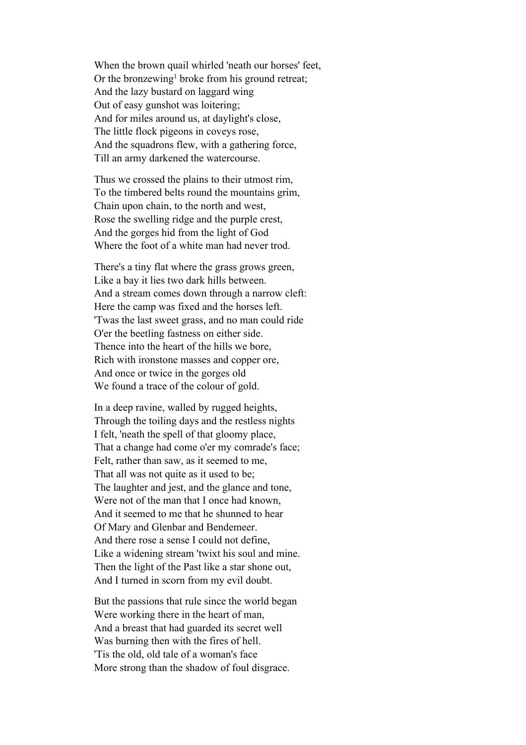When the brown quail whirled 'neath our horses' feet,  
Or the bronzewing[1] broke from his ground retreat;  
And the lazy bustard on laggard wing  
Out of easy gunshot was loitering;  
And for miles around us, at daylight's close,  
The little flock pigeons in coveys rose,  
And the squadrons flew, with a gathering force,  
Till an army darkened the watercourse.

Thus we crossed the plains to their utmost rim,  
To the timbered belts round the mountains grim,  
Chain upon chain, to the north and west,  
Rose the swelling ridge and the purple crest,  
And the gorges hid from the light of God  
Where the foot of a white man had never trod.

There's a tiny flat where the grass grows green,  
Like a bay it lies two dark hills between.  
And a stream comes down through a narrow cleft:  
Here the camp was fixed and the horses left.  
'Twas the last sweet grass, and no man could ride  
O'er the beetling fastness on either side.  
Thence into the heart of the hills we bore,  
Rich with ironstone masses and copper ore,  
And once or twice in the gorges old  
We found a trace of the colour of gold.

In a deep ravine, walled by rugged heights,  
Through the toiling days and the restless nights  
I felt, 'neath the spell of that gloomy place,  
That a change had come o'er my comrade's face;  
Felt, rather than saw, as it seemed to me,  
That all was not quite as it used to be;  
The laughter and jest, and the glance and tone,  
Were not of the man that I once had known,  
And it seemed to me that he shunned to hear  
Of Mary and Glenbar and Bendemeer.  
And there rose a sense I could not define,  
Like a widening stream 'twixt his soul and mine.  
Then the light of the Past like a star shone out,  
And I turned in scorn from my evil doubt.

But the passions that rule since the world began  
Were working there in the heart of man,  
And a breast that had guarded its secret well  
Was burning then with the fires of hell.  
'Tis the old, old tale of a woman's face  
More strong than the shadow of foul disgrace.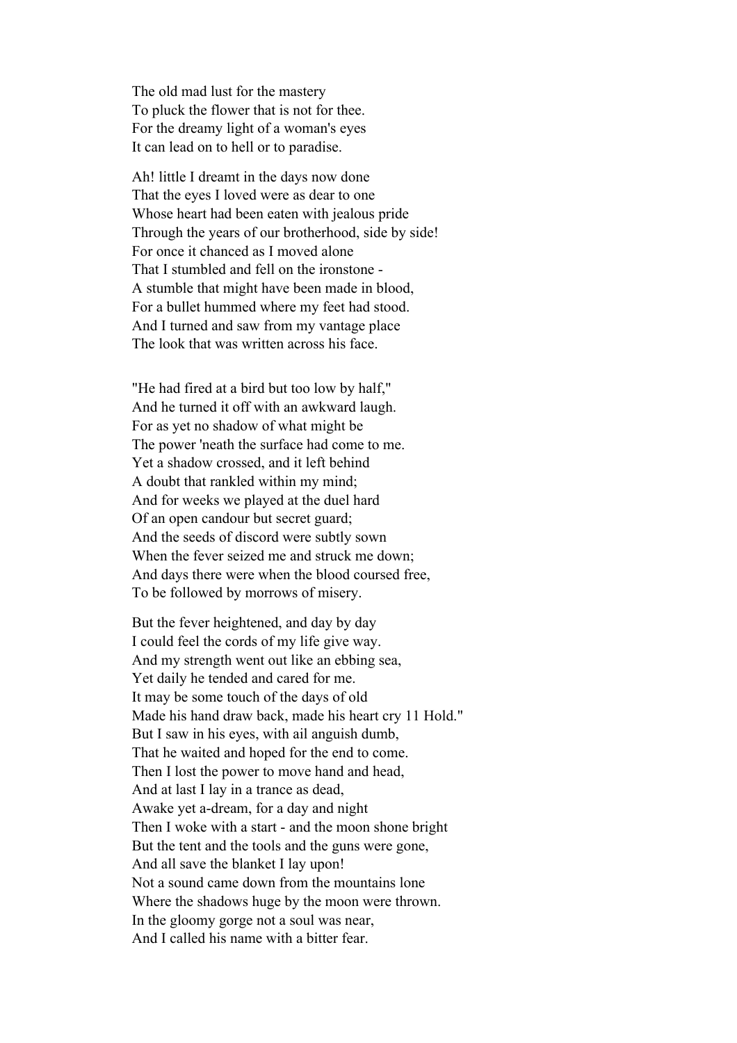The old mad lust for the mastery
To pluck the flower that is not for thee.
For the dreamy light of a woman's eyes
It can lead on to hell or to paradise.

Ah! little I dreamt in the days now done
That the eyes I loved were as dear to one
Whose heart had been eaten with jealous pride
Through the years of our brotherhood, side by side!
For once it chanced as I moved alone
That I stumbled and fell on the ironstone -
A stumble that might have been made in blood,
For a bullet hummed where my feet had stood.
And I turned and saw from my vantage place
The look that was written across his face.

"He had fired at a bird but too low by half,"
And he turned it off with an awkward laugh.
For as yet no shadow of what might be
The power 'neath the surface had come to me.
Yet a shadow crossed, and it left behind
A doubt that rankled within my mind;
And for weeks we played at the duel hard
Of an open candour but secret guard;
And the seeds of discord were subtly sown
When the fever seized me and struck me down;
And days there were when the blood coursed free,
To be followed by morrows of misery.

But the fever heightened, and day by day
I could feel the cords of my life give way.
And my strength went out like an ebbing sea,
Yet daily he tended and cared for me.
It may be some touch of the days of old
Made his hand draw back, made his heart cry 11 Hold."
But I saw in his eyes, with ail anguish dumb,
That he waited and hoped for the end to come.
Then I lost the power to move hand and head,
And at last I lay in a trance as dead,
Awake yet a-dream, for a day and night
Then I woke with a start - and the moon shone bright
But the tent and the tools and the guns were gone,
And all save the blanket I lay upon!
Not a sound came down from the mountains lone
Where the shadows huge by the moon were thrown.
In the gloomy gorge not a soul was near,
And I called his name with a bitter fear.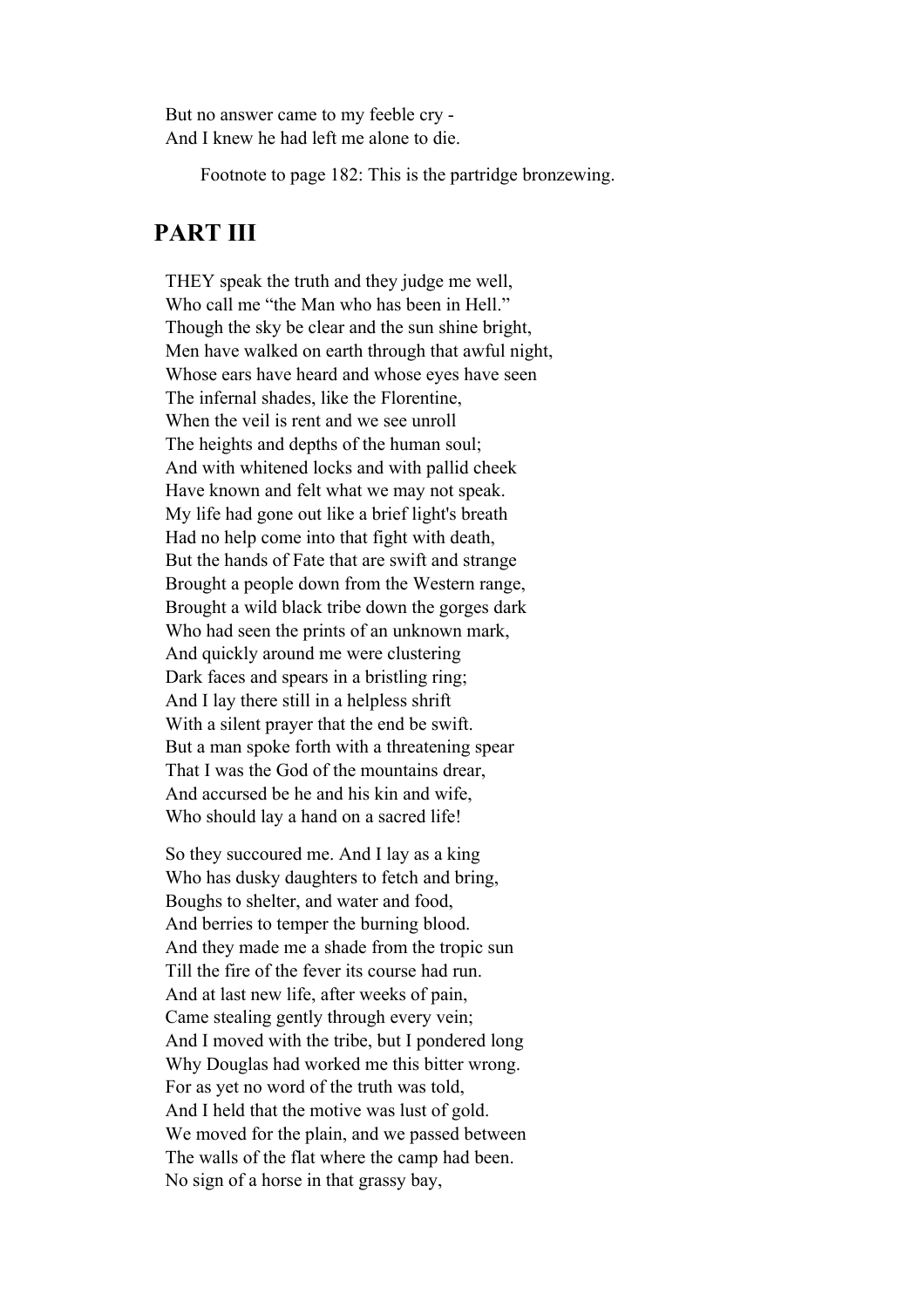But no answer came to my feeble cry -
And I knew he had left me alone to die.

Footnote to page 182: This is the partridge bronzewing.

## PART III

THEY speak the truth and they judge me well,
Who call me "the Man who has been in Hell."
Though the sky be clear and the sun shine bright,
Men have walked on earth through that awful night,
Whose ears have heard and whose eyes have seen
The infernal shades, like the Florentine,
When the veil is rent and we see unroll
The heights and depths of the human soul;
And with whitened locks and with pallid cheek
Have known and felt what we may not speak.
My life had gone out like a brief light's breath
Had no help come into that fight with death,
But the hands of Fate that are swift and strange
Brought a people down from the Western range,
Brought a wild black tribe down the gorges dark
Who had seen the prints of an unknown mark,
And quickly around me were clustering
Dark faces and spears in a bristling ring;
And I lay there still in a helpless shrift
With a silent prayer that the end be swift.
But a man spoke forth with a threatening spear
That I was the God of the mountains drear,
And accursed be he and his kin and wife,
Who should lay a hand on a sacred life!

So they succoured me. And I lay as a king
Who has dusky daughters to fetch and bring,
Boughs to shelter, and water and food,
And berries to temper the burning blood.
And they made me a shade from the tropic sun
Till the fire of the fever its course had run.
And at last new life, after weeks of pain,
Came stealing gently through every vein;
And I moved with the tribe, but I pondered long
Why Douglas had worked me this bitter wrong.
For as yet no word of the truth was told,
And I held that the motive was lust of gold.
We moved for the plain, and we passed between
The walls of the flat where the camp had been.
No sign of a horse in that grassy bay,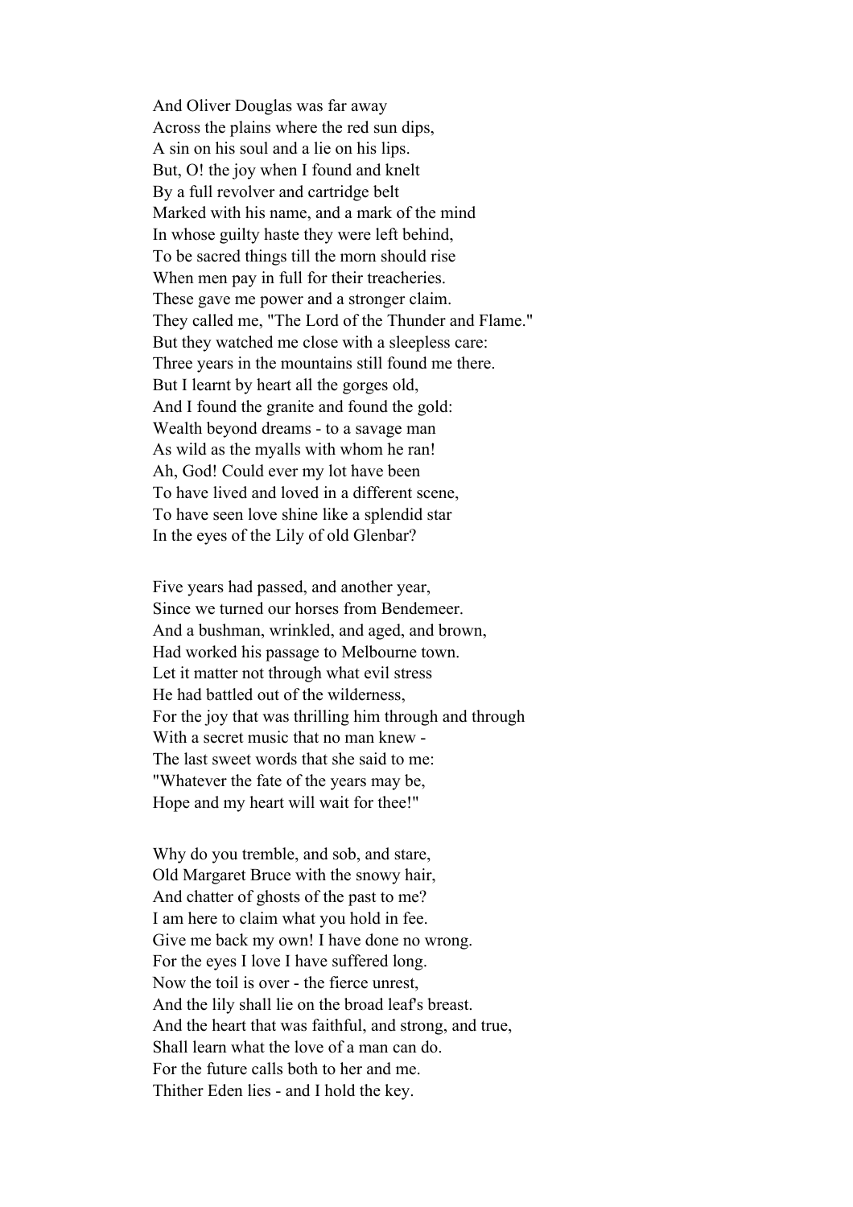And Oliver Douglas was far away  
Across the plains where the red sun dips,  
A sin on his soul and a lie on his lips.  
But, O! the joy when I found and knelt  
By a full revolver and cartridge belt  
Marked with his name, and a mark of the mind  
In whose guilty haste they were left behind,  
To be sacred things till the morn should rise  
When men pay in full for their treacheries.  
These gave me power and a stronger claim.  
They called me, "The Lord of the Thunder and Flame."  
But they watched me close with a sleepless care:  
Three years in the mountains still found me there.  
But I learnt by heart all the gorges old,  
And I found the granite and found the gold:  
Wealth beyond dreams - to a savage man  
As wild as the myalls with whom he ran!  
Ah, God! Could ever my lot have been  
To have lived and loved in a different scene,  
To have seen love shine like a splendid star  
In the eyes of the Lily of old Glenbar?

Five years had passed, and another year,  
Since we turned our horses from Bendemeer.  
And a bushman, wrinkled, and aged, and brown,  
Had worked his passage to Melbourne town.  
Let it matter not through what evil stress  
He had battled out of the wilderness,  
For the joy that was thrilling him through and through  
With a secret music that no man knew -  
The last sweet words that she said to me:  
"Whatever the fate of the years may be,  
Hope and my heart will wait for thee!"

Why do you tremble, and sob, and stare,  
Old Margaret Bruce with the snowy hair,  
And chatter of ghosts of the past to me?  
I am here to claim what you hold in fee.  
Give me back my own! I have done no wrong.  
For the eyes I love I have suffered long.  
Now the toil is over - the fierce unrest,  
And the lily shall lie on the broad leaf's breast.  
And the heart that was faithful, and strong, and true,  
Shall learn what the love of a man can do.  
For the future calls both to her and me.  
Thither Eden lies - and I hold the key.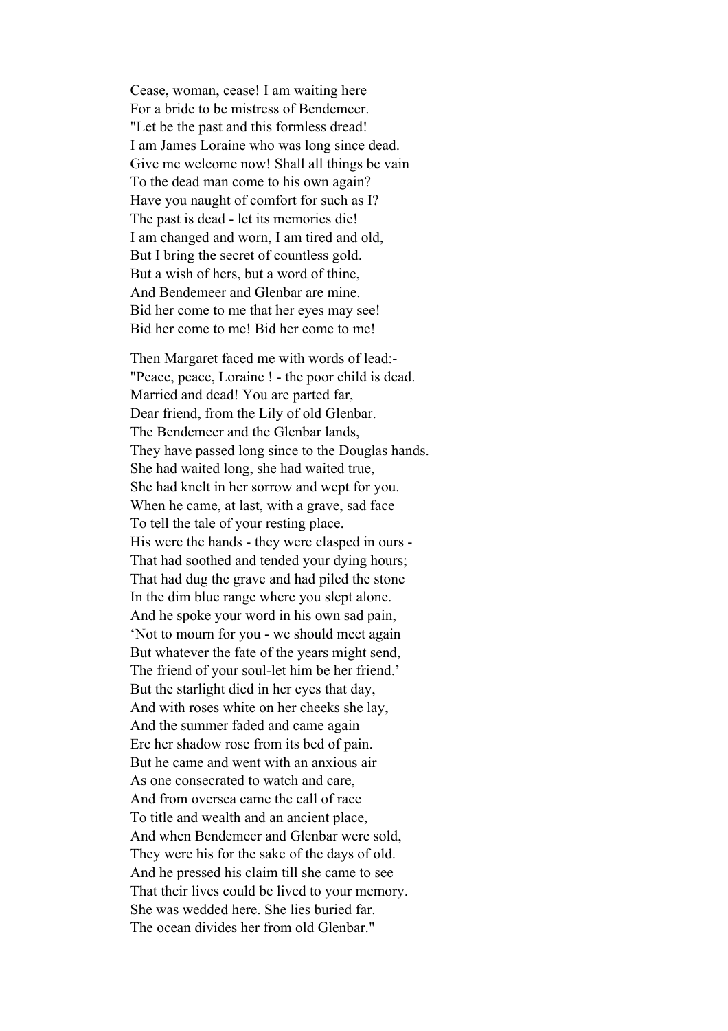Cease, woman, cease! I am waiting here  
For a bride to be mistress of Bendemeer.  
"Let be the past and this formless dread!  
I am James Loraine who was long since dead.  
Give me welcome now! Shall all things be vain  
To the dead man come to his own again?  
Have you naught of comfort for such as I?  
The past is dead - let its memories die!  
I am changed and worn, I am tired and old,  
But I bring the secret of countless gold.  
But a wish of hers, but a word of thine,  
And Bendemeer and Glenbar are mine.  
Bid her come to me that her eyes may see!  
Bid her come to me! Bid her come to me!

Then Margaret faced me with words of lead:-  
"Peace, peace, Loraine ! - the poor child is dead.  
Married and dead! You are parted far,  
Dear friend, from the Lily of old Glenbar.  
The Bendemeer and the Glenbar lands,  
They have passed long since to the Douglas hands.  
She had waited long, she had waited true,  
She had knelt in her sorrow and wept for you.  
When he came, at last, with a grave, sad face  
To tell the tale of your resting place.  
His were the hands - they were clasped in ours -  
That had soothed and tended your dying hours;  
That had dug the grave and had piled the stone  
In the dim blue range where you slept alone.  
And he spoke your word in his own sad pain,  
'Not to mourn for you - we should meet again  
But whatever the fate of the years might send,  
The friend of your soul-let him be her friend.'  
But the starlight died in her eyes that day,  
And with roses white on her cheeks she lay,  
And the summer faded and came again  
Ere her shadow rose from its bed of pain.  
But he came and went with an anxious air  
As one consecrated to watch and care,  
And from oversea came the call of race  
To title and wealth and an ancient place,  
And when Bendemeer and Glenbar were sold,  
They were his for the sake of the days of old.  
And he pressed his claim till she came to see  
That their lives could be lived to your memory.  
She was wedded here. She lies buried far.  
The ocean divides her from old Glenbar."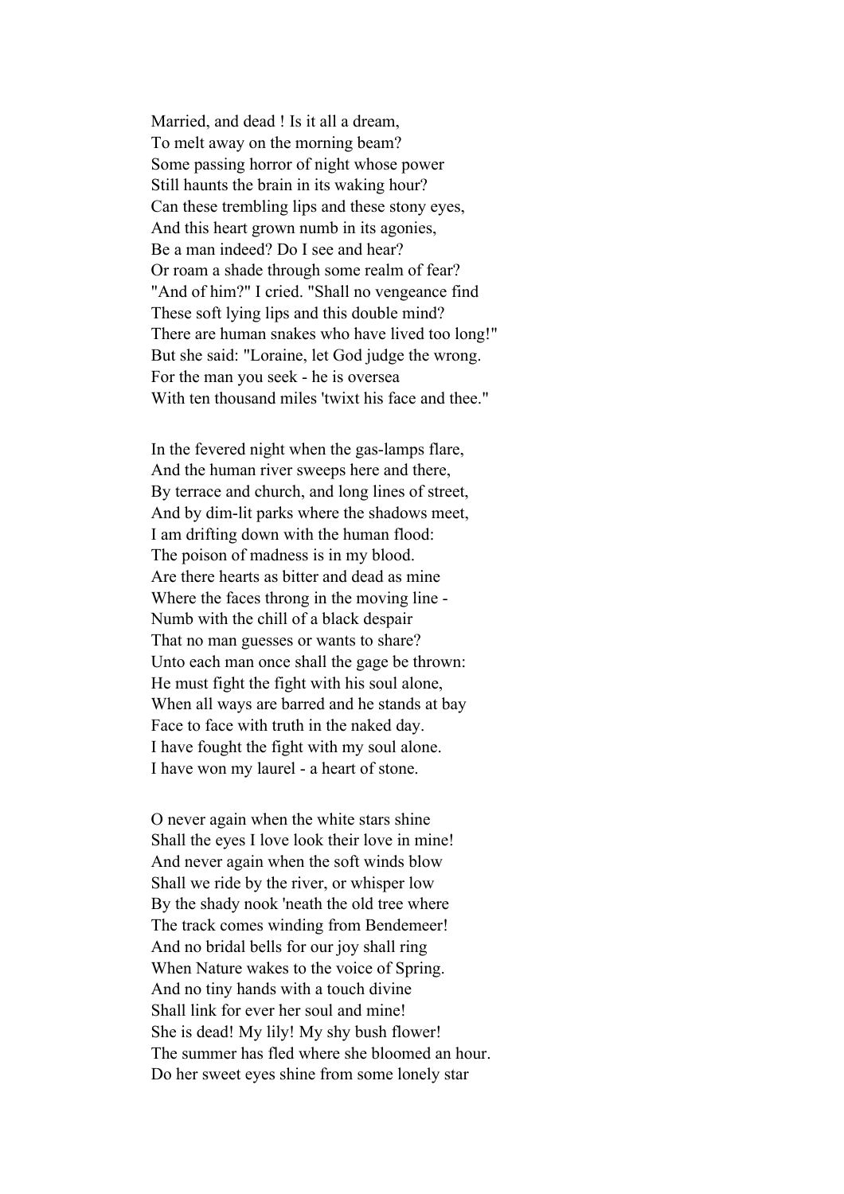Married, and dead ! Is it all a dream,
To melt away on the morning beam?
Some passing horror of night whose power
Still haunts the brain in its waking hour?
Can these trembling lips and these stony eyes,
And this heart grown numb in its agonies,
Be a man indeed? Do I see and hear?
Or roam a shade through some realm of fear?
"And of him?" I cried. "Shall no vengeance find
These soft lying lips and this double mind?
There are human snakes who have lived too long!"
But she said: "Loraine, let God judge the wrong.
For the man you seek - he is oversea
With ten thousand miles 'twixt his face and thee."

In the fevered night when the gas-lamps flare,
And the human river sweeps here and there,
By terrace and church, and long lines of street,
And by dim-lit parks where the shadows meet,
I am drifting down with the human flood:
The poison of madness is in my blood.
Are there hearts as bitter and dead as mine
Where the faces throng in the moving line -
Numb with the chill of a black despair
That no man guesses or wants to share?
Unto each man once shall the gage be thrown:
He must fight the fight with his soul alone,
When all ways are barred and he stands at bay
Face to face with truth in the naked day.
I have fought the fight with my soul alone.
I have won my laurel - a heart of stone.

O never again when the white stars shine
Shall the eyes I love look their love in mine!
And never again when the soft winds blow
Shall we ride by the river, or whisper low
By the shady nook 'neath the old tree where
The track comes winding from Bendemeer!
And no bridal bells for our joy shall ring
When Nature wakes to the voice of Spring.
And no tiny hands with a touch divine
Shall link for ever her soul and mine!
She is dead! My lily! My shy bush flower!
The summer has fled where she bloomed an hour.
Do her sweet eyes shine from some lonely star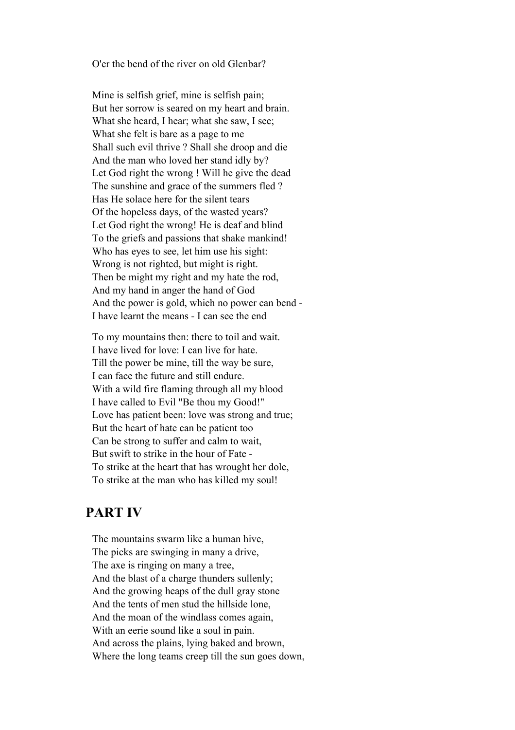O'er the bend of the river on old Glenbar?

Mine is selfish grief, mine is selfish pain;
But her sorrow is seared on my heart and brain.
What she heard, I hear; what she saw, I see;
What she felt is bare as a page to me
Shall such evil thrive ? Shall she droop and die
And the man who loved her stand idly by?
Let God right the wrong ! Will he give the dead
The sunshine and grace of the summers fled ?
Has He solace here for the silent tears
Of the hopeless days, of the wasted years?
Let God right the wrong! He is deaf and blind
To the griefs and passions that shake mankind!
Who has eyes to see, let him use his sight:
Wrong is not righted, but might is right.
Then be might my right and my hate the rod,
And my hand in anger the hand of God
And the power is gold, which no power can bend -
I have learnt the means - I can see the end

To my mountains then: there to toil and wait.
I have lived for love: I can live for hate.
Till the power be mine, till the way be sure,
I can face the future and still endure.
With a wild fire flaming through all my blood
I have called to Evil "Be thou my Good!"
Love has patient been: love was strong and true;
But the heart of hate can be patient too
Can be strong to suffer and calm to wait,
But swift to strike in the hour of Fate -
To strike at the heart that has wrought her dole,
To strike at the man who has killed my soul!

## PART IV

The mountains swarm like a human hive,
The picks are swinging in many a drive,
The axe is ringing on many a tree,
And the blast of a charge thunders sullenly;
And the growing heaps of the dull gray stone
And the tents of men stud the hillside lone,
And the moan of the windlass comes again,
With an eerie sound like a soul in pain.
And across the plains, lying baked and brown,
Where the long teams creep till the sun goes down,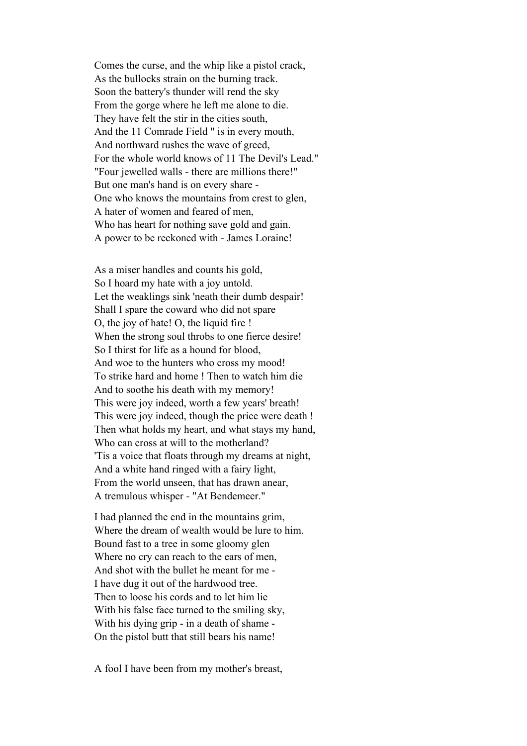Comes the curse, and the whip like a pistol crack,  
As the bullocks strain on the burning track.  
Soon the battery's thunder will rend the sky  
From the gorge where he left me alone to die.  
They have felt the stir in the cities south,  
And the 11 Comrade Field " is in every mouth,  
And northward rushes the wave of greed,  
For the whole world knows of 11 The Devil's Lead."  
"Four jewelled walls - there are millions there!"  
But one man's hand is on every share -  
One who knows the mountains from crest to glen,  
A hater of women and feared of men,  
Who has heart for nothing save gold and gain.  
A power to be reckoned with - James Loraine!

As a miser handles and counts his gold,  
So I hoard my hate with a joy untold.  
Let the weaklings sink 'neath their dumb despair!  
Shall I spare the coward who did not spare  
O, the joy of hate! O, the liquid fire !  
When the strong soul throbs to one fierce desire!  
So I thirst for life as a hound for blood,  
And woe to the hunters who cross my mood!  
To strike hard and home ! Then to watch him die  
And to soothe his death with my memory!  
This were joy indeed, worth a few years' breath!  
This were joy indeed, though the price were death !  
Then what holds my heart, and what stays my hand,  
Who can cross at will to the motherland?  
'Tis a voice that floats through my dreams at night,  
And a white hand ringed with a fairy light,  
From the world unseen, that has drawn anear,  
A tremulous whisper - "At Bendemeer."

I had planned the end in the mountains grim,  
Where the dream of wealth would be lure to him.  
Bound fast to a tree in some gloomy glen  
Where no cry can reach to the ears of men,  
And shot with the bullet he meant for me -  
I have dug it out of the hardwood tree.  
Then to loose his cords and to let him lie  
With his false face turned to the smiling sky,  
With his dying grip - in a death of shame -  
On the pistol butt that still bears his name!

A fool I have been from my mother's breast,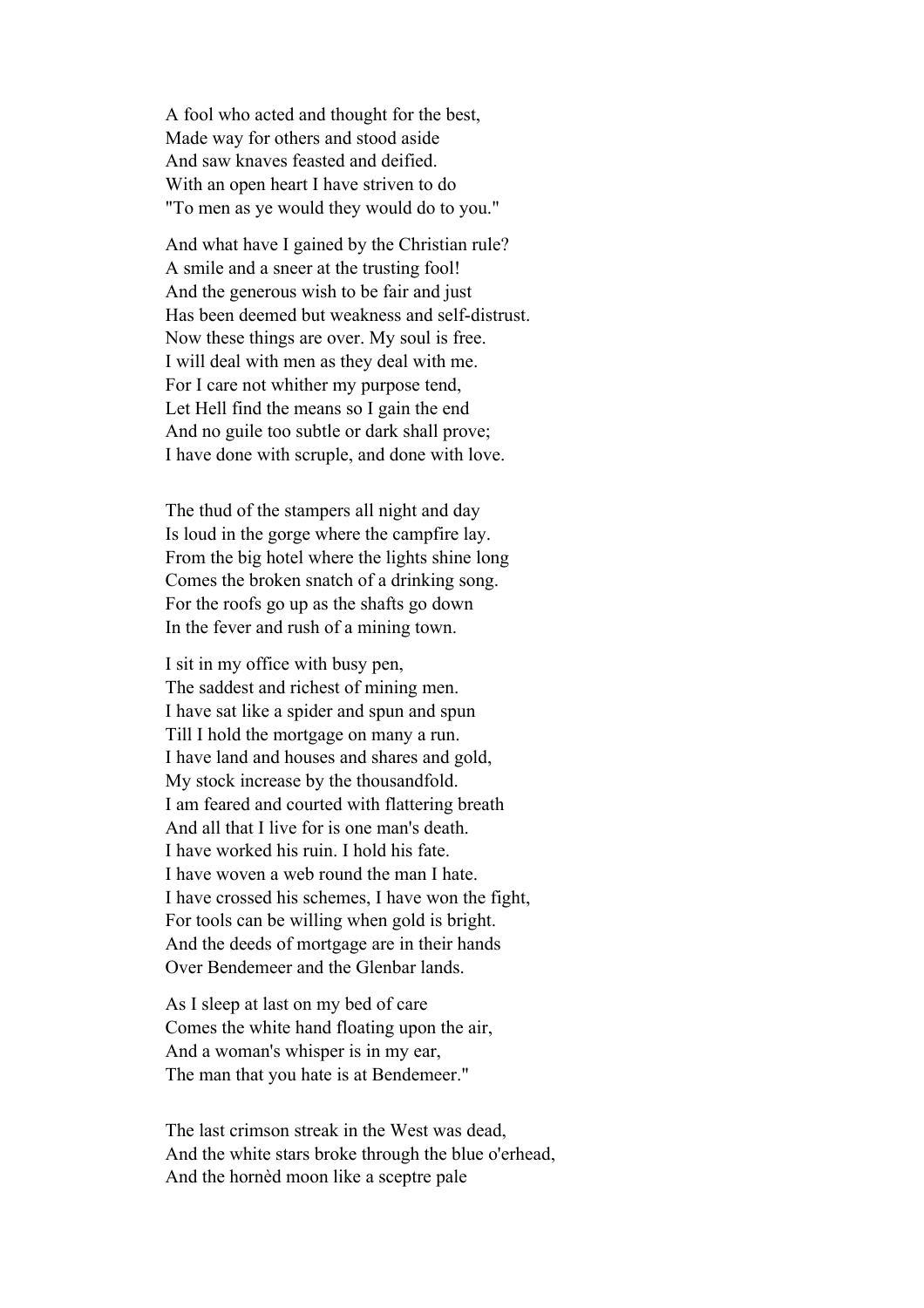A fool who acted and thought for the best,
Made way for others and stood aside
And saw knaves feasted and deified.
With an open heart I have striven to do
"To men as ye would they would do to you."

And what have I gained by the Christian rule?
A smile and a sneer at the trusting fool!
And the generous wish to be fair and just
Has been deemed but weakness and self-distrust.
Now these things are over. My soul is free.
I will deal with men as they deal with me.
For I care not whither my purpose tend,
Let Hell find the means so I gain the end
And no guile too subtle or dark shall prove;
I have done with scruple, and done with love.

The thud of the stampers all night and day
Is loud in the gorge where the campfire lay.
From the big hotel where the lights shine long
Comes the broken snatch of a drinking song.
For the roofs go up as the shafts go down
In the fever and rush of a mining town.

I sit in my office with busy pen,
The saddest and richest of mining men.
I have sat like a spider and spun and spun
Till I hold the mortgage on many a run.
I have land and houses and shares and gold,
My stock increase by the thousandfold.
I am feared and courted with flattering breath
And all that I live for is one man's death.
I have worked his ruin. I hold his fate.
I have woven a web round the man I hate.
I have crossed his schemes, I have won the fight,
For tools can be willing when gold is bright.
And the deeds of mortgage are in their hands
Over Bendemeer and the Glenbar lands.

As I sleep at last on my bed of care
Comes the white hand floating upon the air,
And a woman's whisper is in my ear,
The man that you hate is at Bendemeer."

The last crimson streak in the West was dead,
And the white stars broke through the blue o'erhead,
And the hornèd moon like a sceptre pale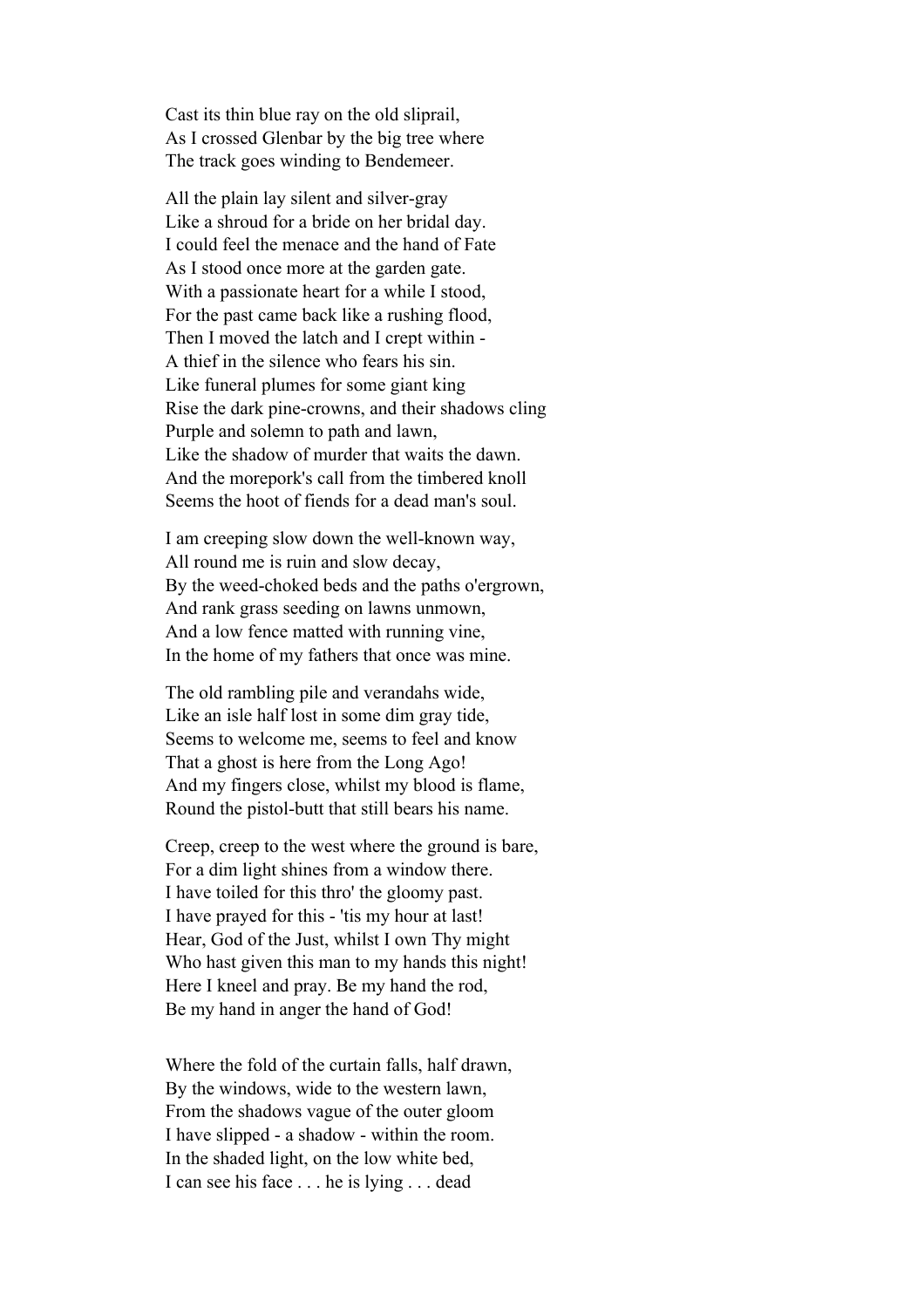Cast its thin blue ray on the old sliprail,
As I crossed Glenbar by the big tree where
The track goes winding to Bendemeer.

All the plain lay silent and silver-gray
Like a shroud for a bride on her bridal day.
I could feel the menace and the hand of Fate
As I stood once more at the garden gate.
With a passionate heart for a while I stood,
For the past came back like a rushing flood,
Then I moved the latch and I crept within -
A thief in the silence who fears his sin.
Like funeral plumes for some giant king
Rise the dark pine-crowns, and their shadows cling
Purple and solemn to path and lawn,
Like the shadow of murder that waits the dawn.
And the morepork's call from the timbered knoll
Seems the hoot of fiends for a dead man's soul.

I am creeping slow down the well-known way,
All round me is ruin and slow decay,
By the weed-choked beds and the paths o'ergrown,
And rank grass seeding on lawns unmown,
And a low fence matted with running vine,
In the home of my fathers that once was mine.

The old rambling pile and verandahs wide,
Like an isle half lost in some dim gray tide,
Seems to welcome me, seems to feel and know
That a ghost is here from the Long Ago!
And my fingers close, whilst my blood is flame,
Round the pistol-butt that still bears his name.

Creep, creep to the west where the ground is bare,
For a dim light shines from a window there.
I have toiled for this thro' the gloomy past.
I have prayed for this - 'tis my hour at last!
Hear, God of the Just, whilst I own Thy might
Who hast given this man to my hands this night!
Here I kneel and pray. Be my hand the rod,
Be my hand in anger the hand of God!

Where the fold of the curtain falls, half drawn,
By the windows, wide to the western lawn,
From the shadows vague of the outer gloom
I have slipped - a shadow - within the room.
In the shaded light, on the low white bed,
I can see his face . . . he is lying . . . dead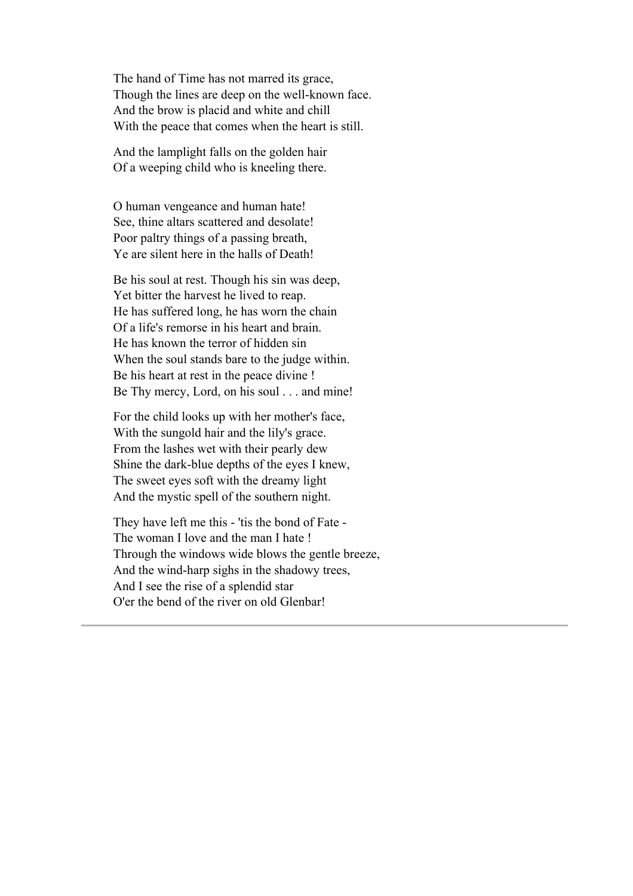The hand of Time has not marred its grace,
Though the lines are deep on the well-known face.
And the brow is placid and white and chill
With the peace that comes when the heart is still.

And the lamplight falls on the golden hair
Of a weeping child who is kneeling there.

O human vengeance and human hate!
See, thine altars scattered and desolate!
Poor paltry things of a passing breath,
Ye are silent here in the halls of Death!

Be his soul at rest. Though his sin was deep,
Yet bitter the harvest he lived to reap.
He has suffered long, he has worn the chain
Of a life's remorse in his heart and brain.
He has known the terror of hidden sin
When the soul stands bare to the judge within.
Be his heart at rest in the peace divine !
Be Thy mercy, Lord, on his soul . . . and mine!

For the child looks up with her mother's face,
With the sungold hair and the lily's grace.
From the lashes wet with their pearly dew
Shine the dark-blue depths of the eyes I knew,
The sweet eyes soft with the dreamy light
And the mystic spell of the southern night.

They have left me this - 'tis the bond of Fate -
The woman I love and the man I hate !
Through the windows wide blows the gentle breeze,
And the wind-harp sighs in the shadowy trees,
And I see the rise of a splendid star
O'er the bend of the river on old Glenbar!

---